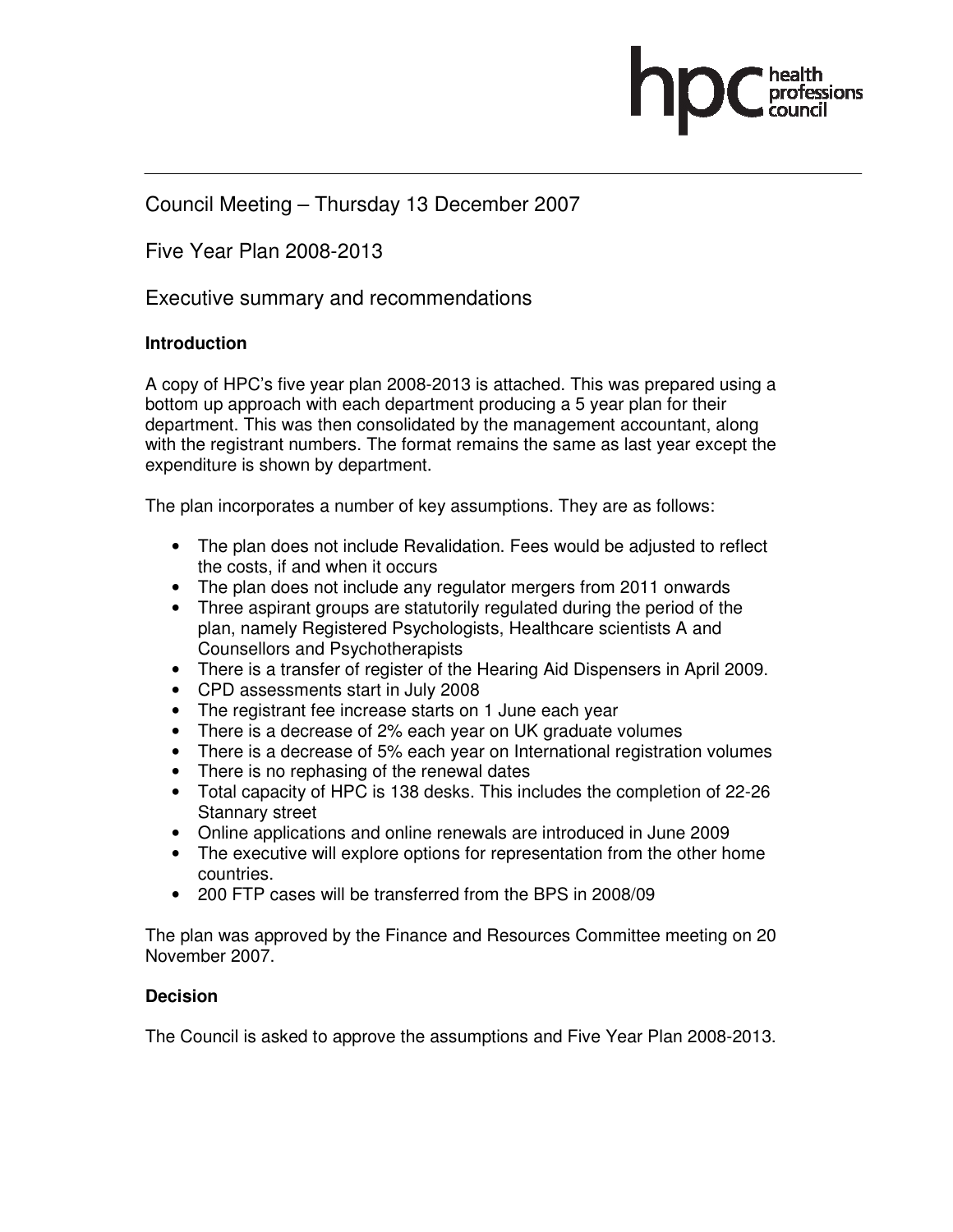Council Meeting – Thursday 13 December 2007

Five Year Plan 2008-2013

Executive summary and recommendations

**Introduction**

A copy of HPC's five year plan 2008-2013 is attached. This was prepared using a bottom up approach with each department producing a 5 year plan for their department. This was then consolidated by the management accountant, along with the registrant numbers. The format remains the same as last year except the expenditure is shown by department.

The plan incorporates a number of key assumptions. They are as follows:

- The plan does not include Revalidation. Fees would be adjusted to reflect the costs, if and when it occurs
- The plan does not include any regulator mergers from 2011 onwards
- Three aspirant groups are statutorily regulated during the period of the plan, namely Registered Psychologists, Healthcare scientists A and Counsellors and Psychotherapists
- There is a transfer of register of the Hearing Aid Dispensers in April 2009.
- CPD assessments start in July 2008
- The registrant fee increase starts on 1 June each year
- There is a decrease of 2% each year on UK graduate volumes
- There is a decrease of 5% each year on International registration volumes
- There is no rephasing of the renewal dates
- Total capacity of HPC is 138 desks. This includes the completion of 22-26 Stannary street
- Online applications and online renewals are introduced in June 2009
- The executive will explore options for representation from the other home countries.
- 200 FTP cases will be transferred from the BPS in 2008/09

The plan was approved by the Finance and Resources Committee meeting on 20 November 2007.

**Decision**

The Council is asked to approve the assumptions and Five Year Plan 2008-2013.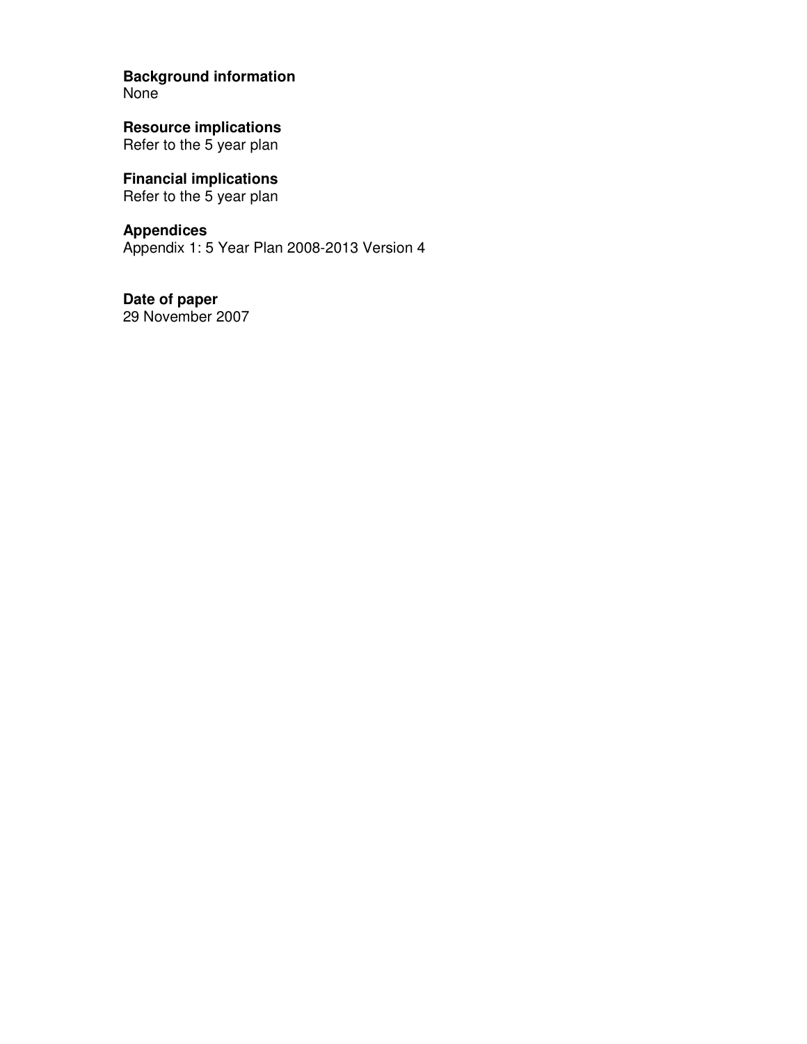**Background information**
None

**Resource implications**
Refer to the 5 year plan

**Financial implications**
Refer to the 5 year plan

**Appendices**
Appendix 1: 5 Year Plan 2008-2013 Version 4

**Date of paper**
29 November 2007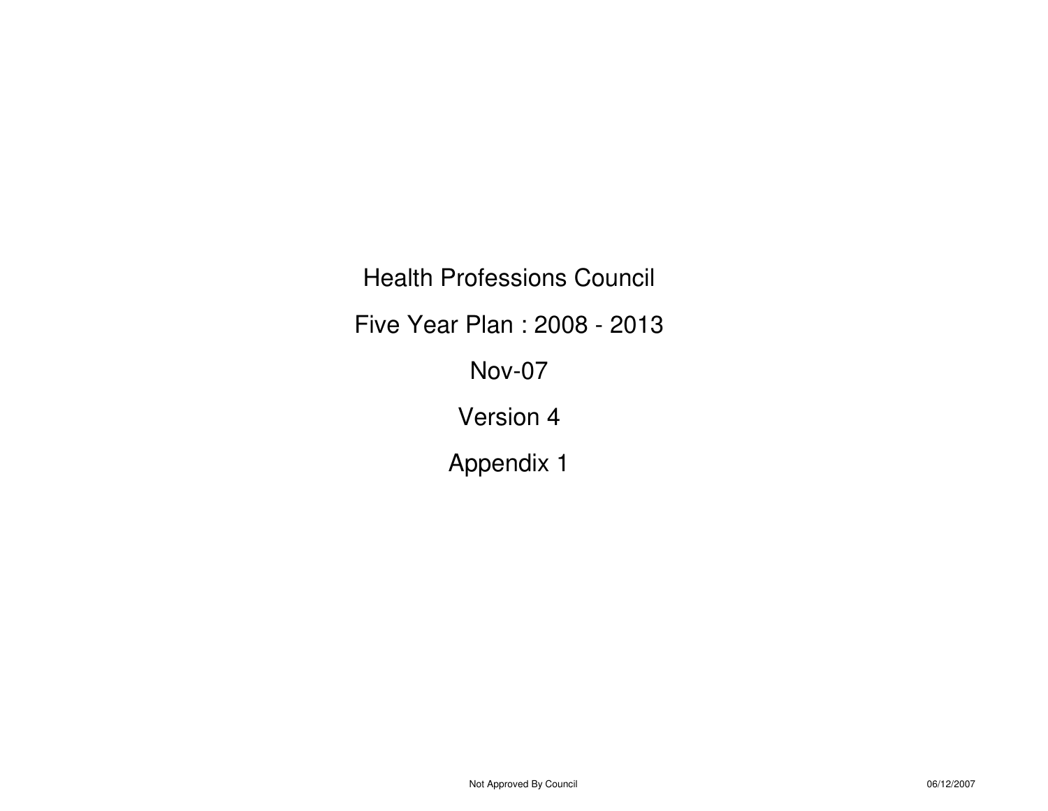# Health Professions Council

## Five Year Plan : 2008 - 2013

Nov-07

Version 4

Appendix 1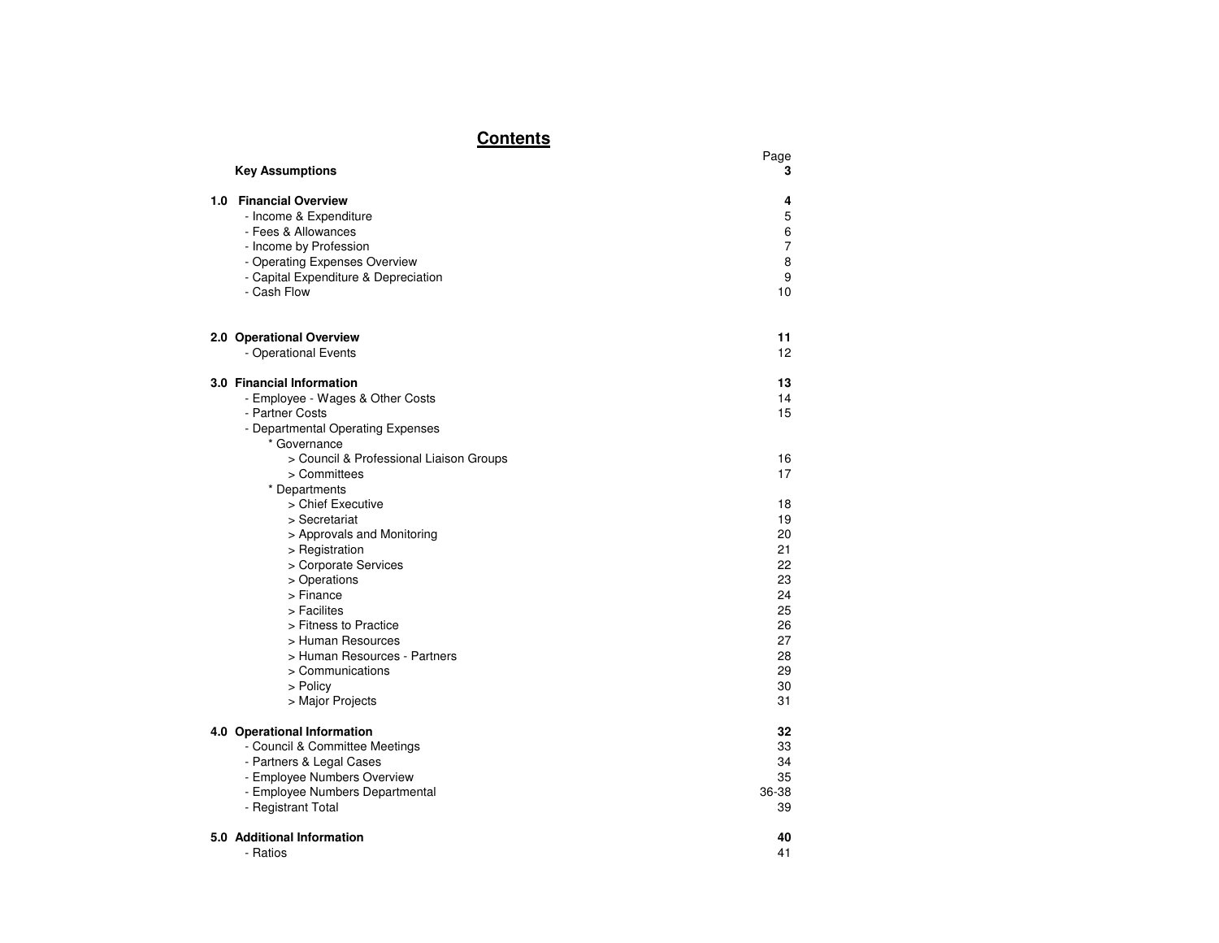# Contents

| | Page |
|---|---|
| **Key Assumptions** | **3** |
| | |
| **1.0 Financial Overview** | **4** |
| - Income & Expenditure | 5 |
| - Fees & Allowances | 6 |
| - Income by Profession | 7 |
| - Operating Expenses Overview | 8 |
| - Capital Expenditure & Depreciation | 9 |
| - Cash Flow | 10 |
| | |
| **2.0 Operational Overview** | **11** |
| - Operational Events | 12 |
| | |
| **3.0 Financial Information** | **13** |
| - Employee - Wages & Other Costs | 14 |
| - Partner Costs | 15 |
| - Departmental Operating Expenses | |
| * Governance | |
| > Council & Professional Liaison Groups | 16 |
| > Committees | 17 |
| * Departments | |
| > Chief Executive | 18 |
| > Secretariat | 19 |
| > Approvals and Monitoring | 20 |
| > Registration | 21 |
| > Corporate Services | 22 |
| > Operations | 23 |
| > Finance | 24 |
| > Facilites | 25 |
| > Fitness to Practice | 26 |
| > Human Resources | 27 |
| > Human Resources - Partners | 28 |
| > Communications | 29 |
| > Policy | 30 |
| > Major Projects | 31 |
| | |
| **4.0 Operational Information** | **32** |
| - Council & Committee Meetings | 33 |
| - Partners & Legal Cases | 34 |
| - Employee Numbers Overview | 35 |
| - Employee Numbers Departmental | 36-38 |
| - Registrant Total | 39 |
| | |
| **5.0 Additional Information** | **40** |
| - Ratios | 41 |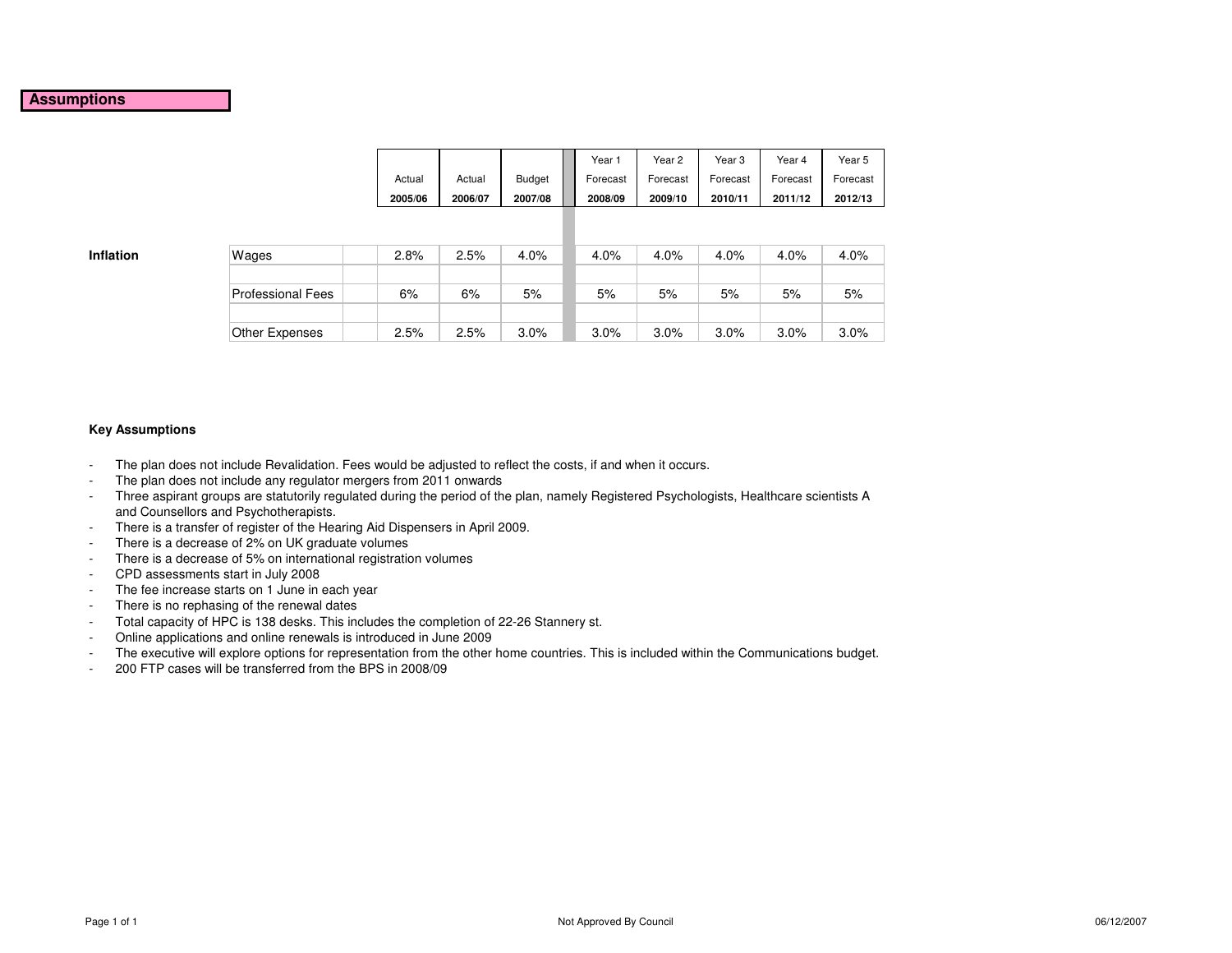## Assumptions

| | | Actual 2005/06 | Actual 2006/07 | Budget 2007/08 | Year 1 Forecast 2008/09 | Year 2 Forecast 2009/10 | Year 3 Forecast 2010/11 | Year 4 Forecast 2011/12 | Year 5 Forecast 2012/13 |
|---|---|---|---|---|---|---|---|---|---|
| **Inflation** | Wages | 2.8% | 2.5% | 4.0% | 4.0% | 4.0% | 4.0% | 4.0% | 4.0% |
| | Professional Fees | 6% | 6% | 5% | 5% | 5% | 5% | 5% | 5% |
| | Other Expenses | 2.5% | 2.5% | 3.0% | 3.0% | 3.0% | 3.0% | 3.0% | 3.0% |

**Key Assumptions**

- The plan does not include Revalidation. Fees would be adjusted to reflect the costs, if and when it occurs.
- The plan does not include any regulator mergers from 2011 onwards
- Three aspirant groups are statutorily regulated during the period of the plan, namely Registered Psychologists, Healthcare scientists A and Counsellors and Psychotherapists.
- There is a transfer of register of the Hearing Aid Dispensers in April 2009.
- There is a decrease of 2% on UK graduate volumes
- There is a decrease of 5% on international registration volumes
- CPD assessments start in July 2008
- The fee increase starts on 1 June in each year
- There is no rephasing of the renewal dates
- Total capacity of HPC is 138 desks. This includes the completion of 22-26 Stannery st.
- Online applications and online renewals is introduced in June 2009
- The executive will explore options for representation from the other home countries. This is included within the Communications budget.
- 200 FTP cases will be transferred from the BPS in 2008/09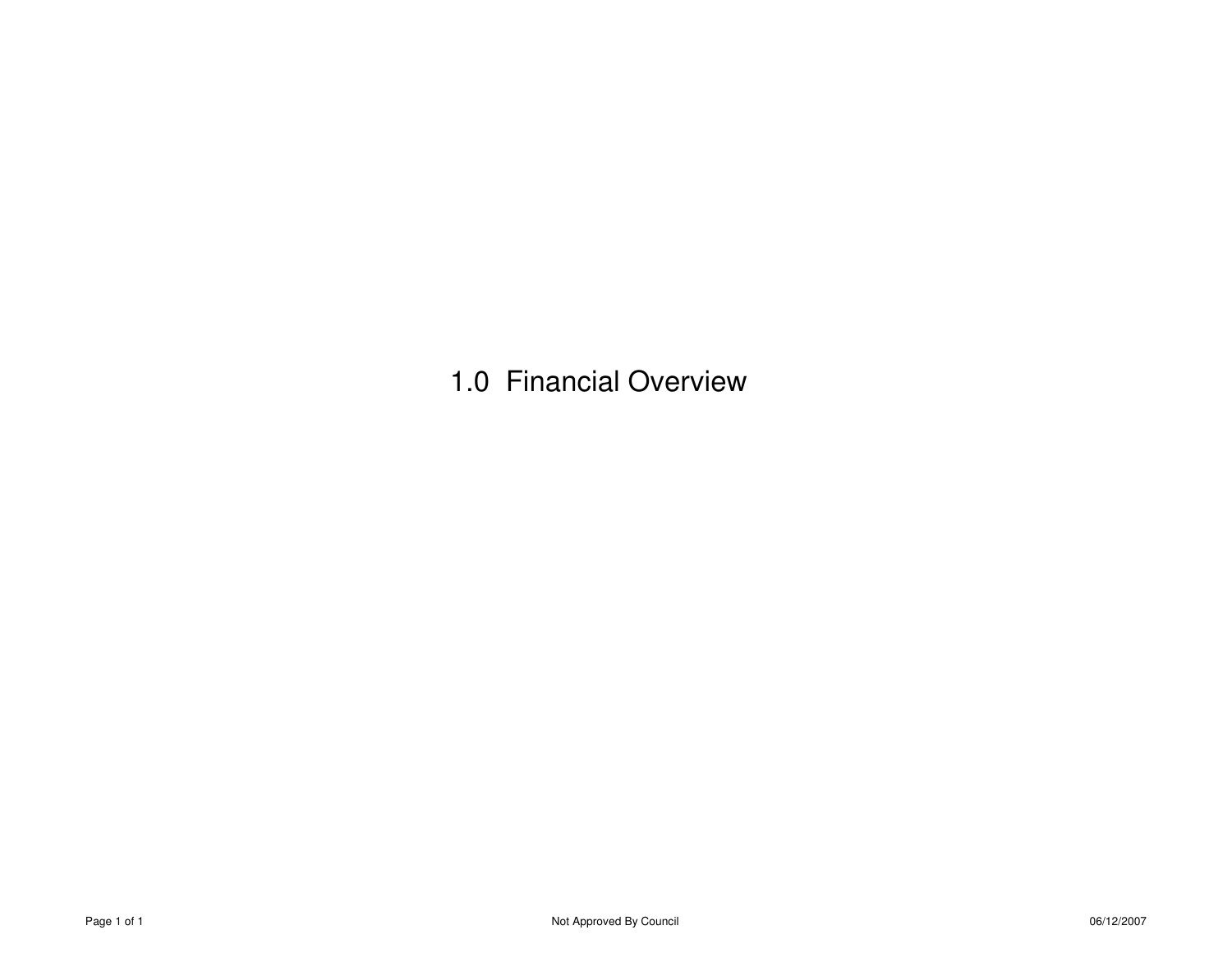# 1.0 Financial Overview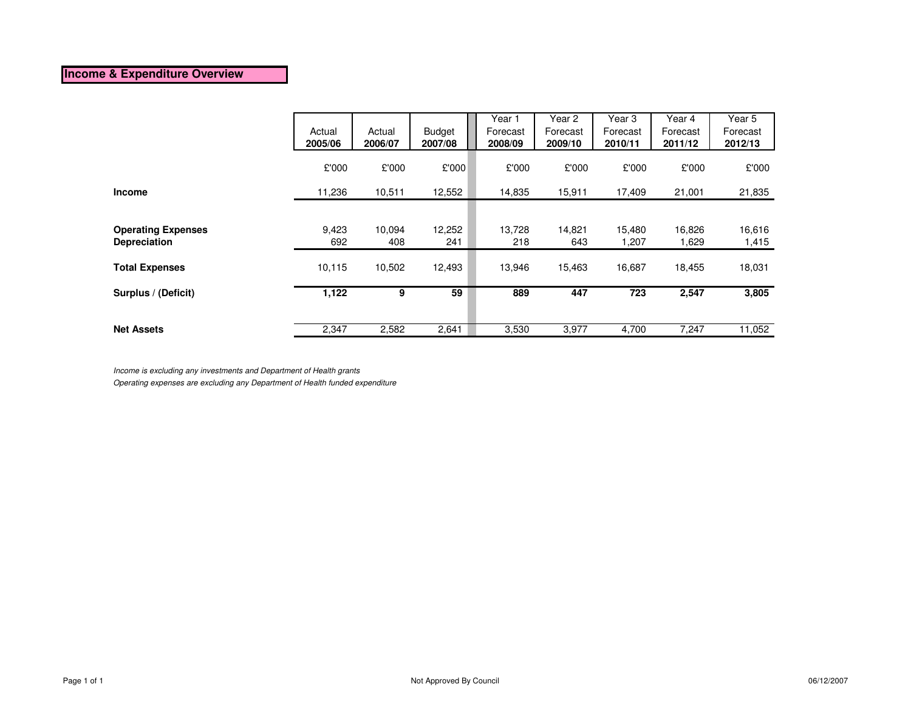## Income & Expenditure Overview

| | Actual 2005/06 | Actual 2006/07 | Budget 2007/08 | Year 1 Forecast 2008/09 | Year 2 Forecast 2009/10 | Year 3 Forecast 2010/11 | Year 4 Forecast 2011/12 | Year 5 Forecast 2012/13 |
|---|---|---|---|---|---|---|---|---|
| | £'000 | £'000 | £'000 | £'000 | £'000 | £'000 | £'000 | £'000 |
| **Income** | 11,236 | 10,511 | 12,552 | 14,835 | 15,911 | 17,409 | 21,001 | 21,835 |
| **Operating Expenses** | 9,423 | 10,094 | 12,252 | 13,728 | 14,821 | 15,480 | 16,826 | 16,616 |
| **Depreciation** | 692 | 408 | 241 | 218 | 643 | 1,207 | 1,629 | 1,415 |
| **Total Expenses** | 10,115 | 10,502 | 12,493 | 13,946 | 15,463 | 16,687 | 18,455 | 18,031 |
| **Surplus / (Deficit)** | **1,122** | **9** | **59** | **889** | **447** | **723** | **2,547** | **3,805** |
| **Net Assets** | 2,347 | 2,582 | 2,641 | 3,530 | 3,977 | 4,700 | 7,247 | 11,052 |

*Income is excluding any investments and Department of Health grants*

*Operating expenses are excluding any Department of Health funded expenditure*

Not Approved By Council

06/12/2007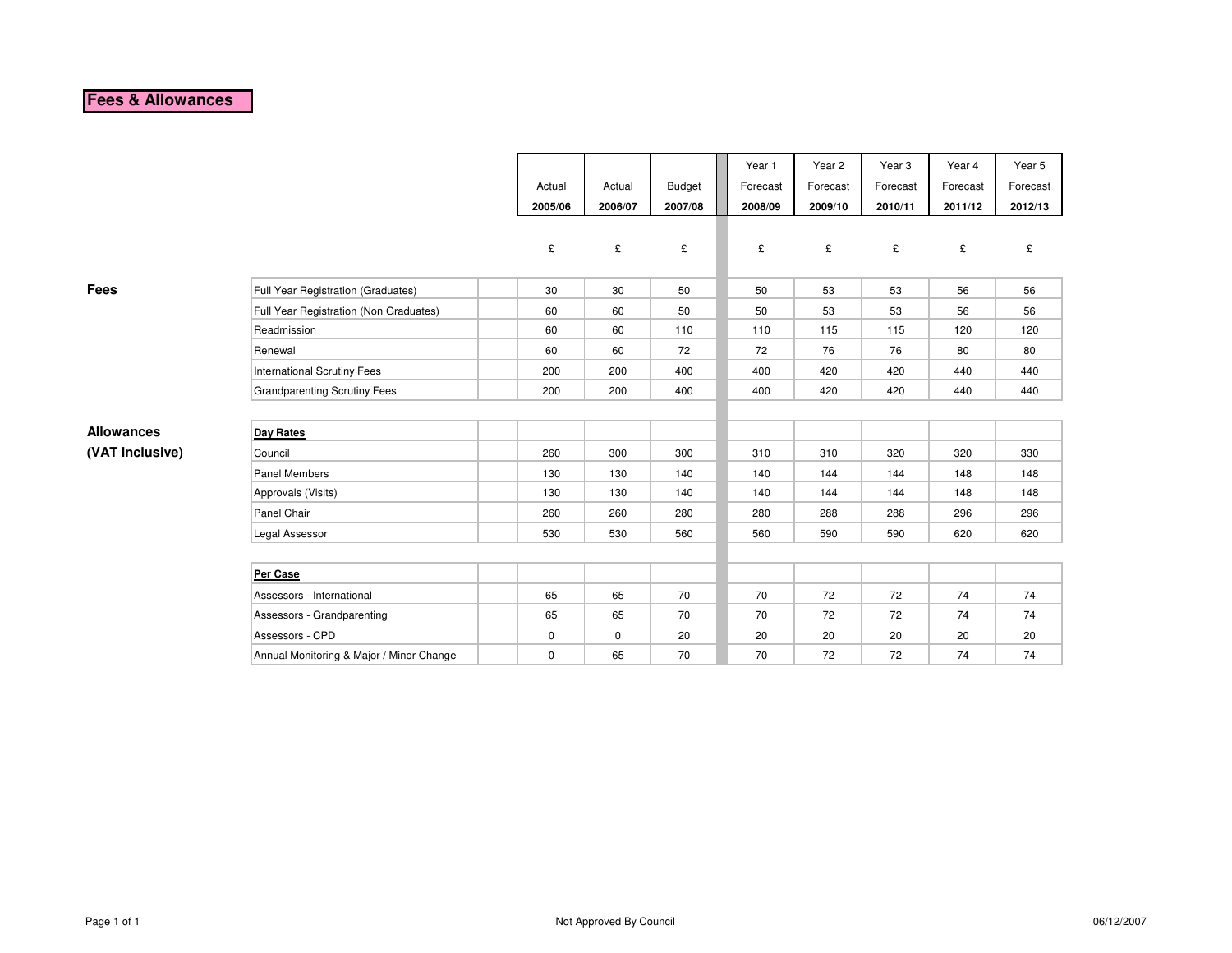# Fees & Allowances

| | | Actual 2005/06 | Actual 2006/07 | Budget 2007/08 | Year 1 Forecast 2008/09 | Year 2 Forecast 2009/10 | Year 3 Forecast 2010/11 | Year 4 Forecast 2011/12 | Year 5 Forecast 2012/13 |
|---|---|---|---|---|---|---|---|---|---|
| | | £ | £ | £ | £ | £ | £ | £ | £ |
| **Fees** | Full Year Registration (Graduates) | 30 | 30 | 50 | 50 | 53 | 53 | 56 | 56 |
| | Full Year Registration (Non Graduates) | 60 | 60 | 50 | 50 | 53 | 53 | 56 | 56 |
| | Readmission | 60 | 60 | 110 | 110 | 115 | 115 | 120 | 120 |
| | Renewal | 60 | 60 | 72 | 72 | 76 | 76 | 80 | 80 |
| | International Scrutiny Fees | 200 | 200 | 400 | 400 | 420 | 420 | 440 | 440 |
| | Grandparenting Scrutiny Fees | 200 | 200 | 400 | 400 | 420 | 420 | 440 | 440 |
| **Allowances (VAT Inclusive)** | **Day Rates** | | | | | | | | |
| | Council | 260 | 300 | 300 | 310 | 310 | 320 | 320 | 330 |
| | Panel Members | 130 | 130 | 140 | 140 | 144 | 144 | 148 | 148 |
| | Approvals (Visits) | 130 | 130 | 140 | 140 | 144 | 144 | 148 | 148 |
| | Panel Chair | 260 | 260 | 280 | 280 | 288 | 288 | 296 | 296 |
| | Legal Assessor | 530 | 530 | 560 | 560 | 590 | 590 | 620 | 620 |
| | **Per Case** | | | | | | | | |
| | Assessors - International | 65 | 65 | 70 | 70 | 72 | 72 | 74 | 74 |
| | Assessors - Grandparenting | 65 | 65 | 70 | 70 | 72 | 72 | 74 | 74 |
| | Assessors - CPD | 0 | 0 | 20 | 20 | 20 | 20 | 20 | 20 |
| | Annual Monitoring & Major / Minor Change | 0 | 65 | 70 | 70 | 72 | 72 | 74 | 74 |

Not Approved By Council

06/12/2007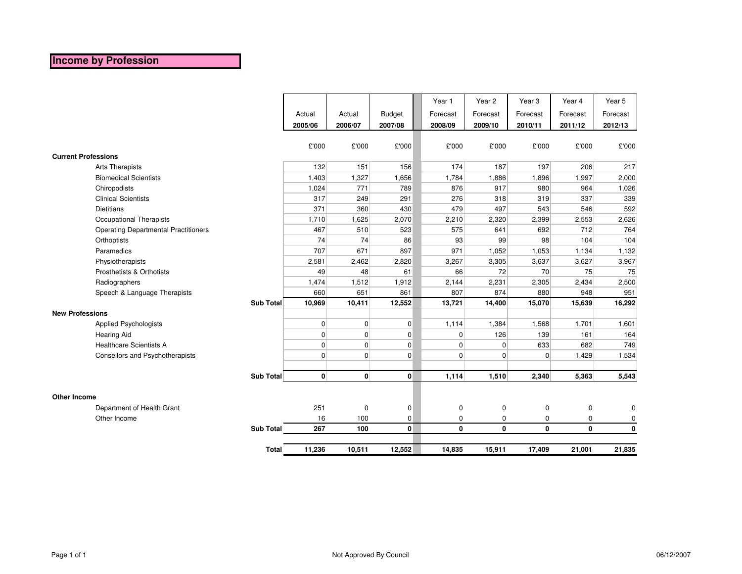# Income by Profession

| | Actual 2005/06 | Actual 2006/07 | Budget 2007/08 | Year 1 Forecast 2008/09 | Year 2 Forecast 2009/10 | Year 3 Forecast 2010/11 | Year 4 Forecast 2011/12 | Year 5 Forecast 2012/13 |
|---|---|---|---|---|---|---|---|---|
| | £'000 | £'000 | £'000 | £'000 | £'000 | £'000 | £'000 | £'000 |
| **Current Professions** | | | | | | | | |
| Arts Therapists | 132 | 151 | 156 | 174 | 187 | 197 | 206 | 217 |
| Biomedical Scientists | 1,403 | 1,327 | 1,656 | 1,784 | 1,886 | 1,896 | 1,997 | 2,000 |
| Chiropodists | 1,024 | 771 | 789 | 876 | 917 | 980 | 964 | 1,026 |
| Clinical Scientists | 317 | 249 | 291 | 276 | 318 | 319 | 337 | 339 |
| Dietitians | 371 | 360 | 430 | 479 | 497 | 543 | 546 | 592 |
| Occupational Therapists | 1,710 | 1,625 | 2,070 | 2,210 | 2,320 | 2,399 | 2,553 | 2,626 |
| Operating Departmental Practitioners | 467 | 510 | 523 | 575 | 641 | 692 | 712 | 764 |
| Orthoptists | 74 | 74 | 86 | 93 | 99 | 98 | 104 | 104 |
| Paramedics | 707 | 671 | 897 | 971 | 1,052 | 1,053 | 1,134 | 1,132 |
| Physiotherapists | 2,581 | 2,462 | 2,820 | 3,267 | 3,305 | 3,637 | 3,627 | 3,967 |
| Prosthetists & Orthotists | 49 | 48 | 61 | 66 | 72 | 70 | 75 | 75 |
| Radiographers | 1,474 | 1,512 | 1,912 | 2,144 | 2,231 | 2,305 | 2,434 | 2,500 |
| Speech & Language Therapists | 660 | 651 | 861 | 807 | 874 | 880 | 948 | 951 |
| **Sub Total** | **10,969** | **10,411** | **12,552** | **13,721** | **14,400** | **15,070** | **15,639** | **16,292** |
| **New Professions** | | | | | | | | |
| Applied Psychologists | 0 | 0 | 0 | 1,114 | 1,384 | 1,568 | 1,701 | 1,601 |
| Hearing Aid | 0 | 0 | 0 | 0 | 126 | 139 | 161 | 164 |
| Healthcare Scientists A | 0 | 0 | 0 | 0 | 0 | 633 | 682 | 749 |
| Consellors and Psychotherapists | 0 | 0 | 0 | 0 | 0 | 0 | 1,429 | 1,534 |
| **Sub Total** | **0** | **0** | **0** | **1,114** | **1,510** | **2,340** | **5,363** | **5,543** |
| **Other Income** | | | | | | | | |
| Department of Health Grant | 251 | 0 | 0 | 0 | 0 | 0 | 0 | 0 |
| Other Income | 16 | 100 | 0 | 0 | 0 | 0 | 0 | 0 |
| **Sub Total** | **267** | **100** | **0** | **0** | **0** | **0** | **0** | **0** |
| **Total** | **11,236** | **10,511** | **12,552** | **14,835** | **15,911** | **17,409** | **21,001** | **21,835** |

Not Approved By Council

06/12/2007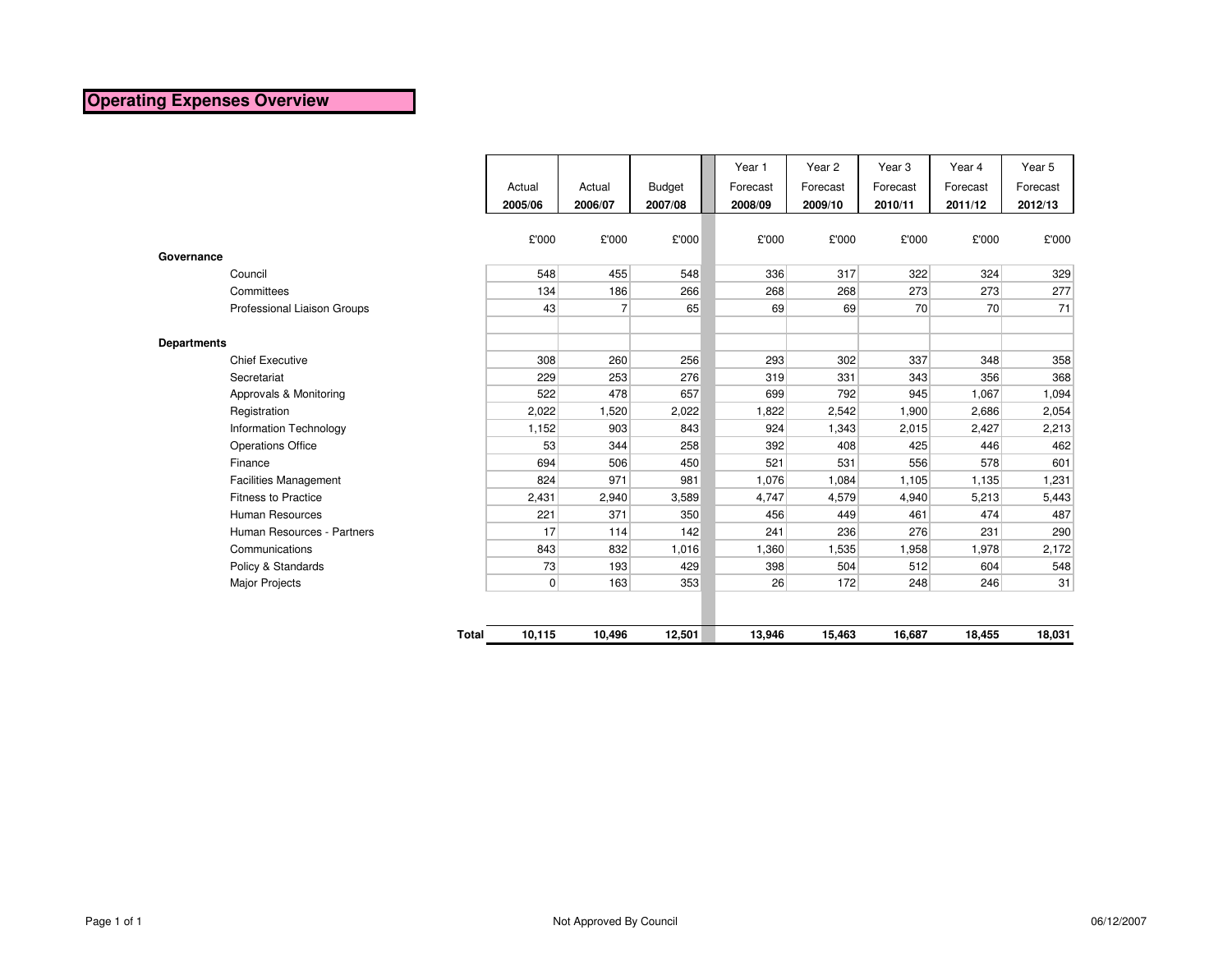# Operating Expenses Overview

| | Actual 2005/06 | Actual 2006/07 | Budget 2007/08 | Year 1 Forecast 2008/09 | Year 2 Forecast 2009/10 | Year 3 Forecast 2010/11 | Year 4 Forecast 2011/12 | Year 5 Forecast 2012/13 |
|---|---|---|---|---|---|---|---|---|
| | £'000 | £'000 | £'000 | £'000 | £'000 | £'000 | £'000 | £'000 |
| **Governance** | | | | | | | | |
| Council | 548 | 455 | 548 | 336 | 317 | 322 | 324 | 329 |
| Committees | 134 | 186 | 266 | 268 | 268 | 273 | 273 | 277 |
| Professional Liaison Groups | 43 | 7 | 65 | 69 | 69 | 70 | 70 | 71 |
| **Departments** | | | | | | | | |
| Chief Executive | 308 | 260 | 256 | 293 | 302 | 337 | 348 | 358 |
| Secretariat | 229 | 253 | 276 | 319 | 331 | 343 | 356 | 368 |
| Approvals & Monitoring | 522 | 478 | 657 | 699 | 792 | 945 | 1,067 | 1,094 |
| Registration | 2,022 | 1,520 | 2,022 | 1,822 | 2,542 | 1,900 | 2,686 | 2,054 |
| Information Technology | 1,152 | 903 | 843 | 924 | 1,343 | 2,015 | 2,427 | 2,213 |
| Operations Office | 53 | 344 | 258 | 392 | 408 | 425 | 446 | 462 |
| Finance | 694 | 506 | 450 | 521 | 531 | 556 | 578 | 601 |
| Facilities Management | 824 | 971 | 981 | 1,076 | 1,084 | 1,105 | 1,135 | 1,231 |
| Fitness to Practice | 2,431 | 2,940 | 3,589 | 4,747 | 4,579 | 4,940 | 5,213 | 5,443 |
| Human Resources | 221 | 371 | 350 | 456 | 449 | 461 | 474 | 487 |
| Human Resources - Partners | 17 | 114 | 142 | 241 | 236 | 276 | 231 | 290 |
| Communications | 843 | 832 | 1,016 | 1,360 | 1,535 | 1,958 | 1,978 | 2,172 |
| Policy & Standards | 73 | 193 | 429 | 398 | 504 | 512 | 604 | 548 |
| Major Projects | 0 | 163 | 353 | 26 | 172 | 248 | 246 | 31 |
| **Total** | **10,115** | **10,496** | **12,501** | **13,946** | **15,463** | **16,687** | **18,455** | **18,031** |

Not Approved By Council

06/12/2007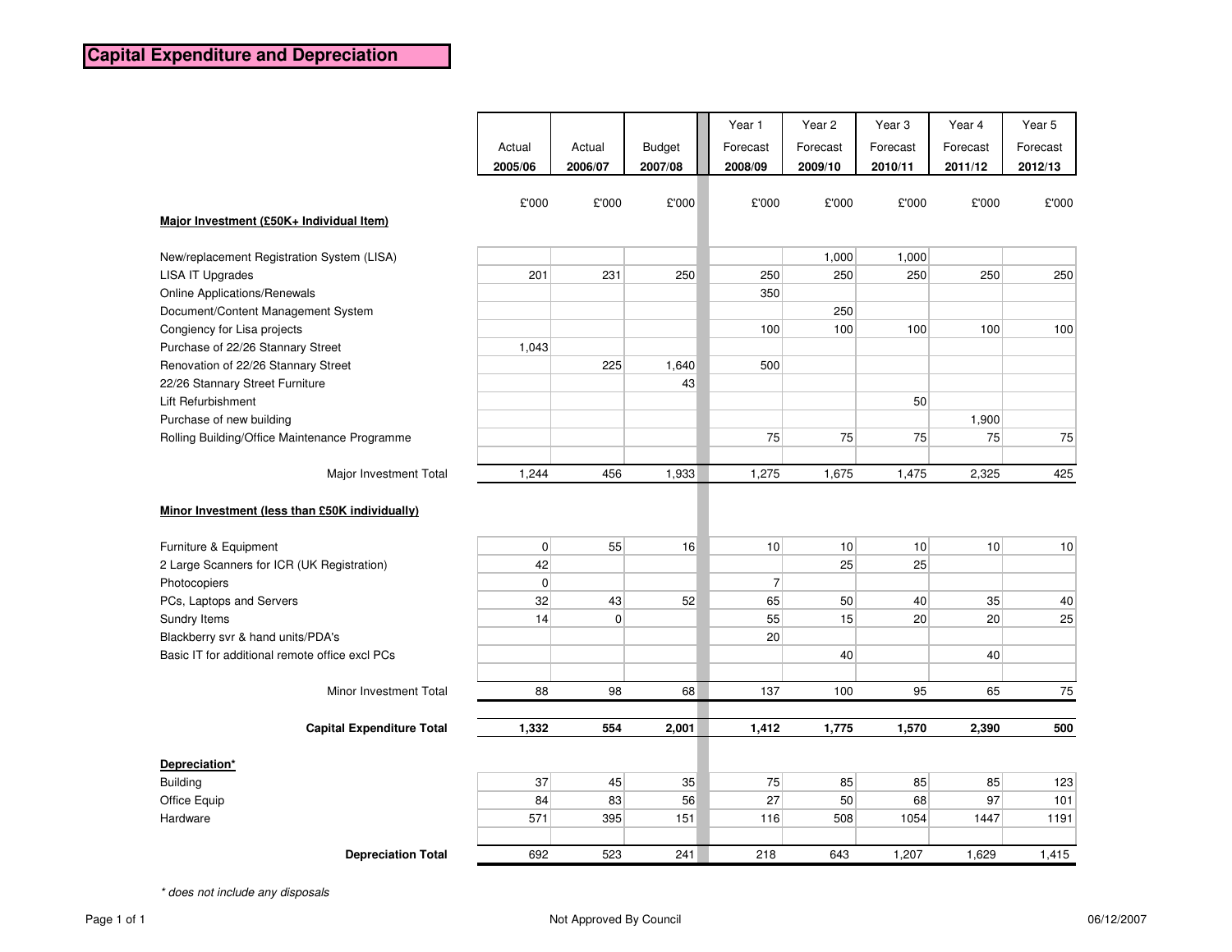# Capital Expenditure and Depreciation

| | Actual 2005/06 | Actual 2006/07 | Budget 2007/08 | Year 1 Forecast 2008/09 | Year 2 Forecast 2009/10 | Year 3 Forecast 2010/11 | Year 4 Forecast 2011/12 | Year 5 Forecast 2012/13 |
|---|---|---|---|---|---|---|---|---|
| | £'000 | £'000 | £'000 | £'000 | £'000 | £'000 | £'000 | £'000 |
| **Major Investment (£50K+ Individual Item)** | | | | | | | | |
| New/replacement Registration System (LISA) | | | | | 1,000 | 1,000 | | |
| LISA IT Upgrades | 201 | 231 | 250 | 250 | 250 | 250 | 250 | 250 |
| Online Applications/Renewals | | | | 350 | | | | |
| Document/Content Management System | | | | | 250 | | | |
| Congiency for Lisa projects | | | | 100 | 100 | 100 | 100 | 100 |
| Purchase of 22/26 Stannary Street | 1,043 | | | | | | | |
| Renovation of 22/26 Stannary Street | | 225 | 1,640 | 500 | | | | |
| 22/26 Stannary Street Furniture | | | 43 | | | | | |
| Lift Refurbishment | | | | | | 50 | | |
| Purchase of new building | | | | | | | 1,900 | |
| Rolling Building/Office Maintenance Programme | | | | 75 | 75 | 75 | 75 | 75 |
| Major Investment Total | 1,244 | 456 | 1,933 | 1,275 | 1,675 | 1,475 | 2,325 | 425 |
| **Minor Investment (less than £50K individually)** | | | | | | | | |
| Furniture & Equipment | 0 | 55 | 16 | 10 | 10 | 10 | 10 | 10 |
| 2 Large Scanners for ICR (UK Registration) | 42 | | | | 25 | 25 | | |
| Photocopiers | 0 | | | 7 | | | | |
| PCs, Laptops and Servers | 32 | 43 | 52 | 65 | 50 | 40 | 35 | 40 |
| Sundry Items | 14 | 0 | | 55 | 15 | 20 | 20 | 25 |
| Blackberry svr & hand units/PDA's | | | | 20 | | | | |
| Basic IT for additional remote office excl PCs | | | | | 40 | | 40 | |
| Minor Investment Total | 88 | 98 | 68 | 137 | 100 | 95 | 65 | 75 |
| **Capital Expenditure Total** | **1,332** | **554** | **2,001** | **1,412** | **1,775** | **1,570** | **2,390** | **500** |
| **Depreciation*** | | | | | | | | |
| Building | 37 | 45 | 35 | 75 | 85 | 85 | 85 | 123 |
| Office Equip | 84 | 83 | 56 | 27 | 50 | 68 | 97 | 101 |
| Hardware | 571 | 395 | 151 | 116 | 508 | 1054 | 1447 | 1191 |
| **Depreciation Total** | 692 | 523 | 241 | 218 | 643 | 1,207 | 1,629 | 1,415 |

*\* does not include any disposals*

Not Approved By Council

06/12/2007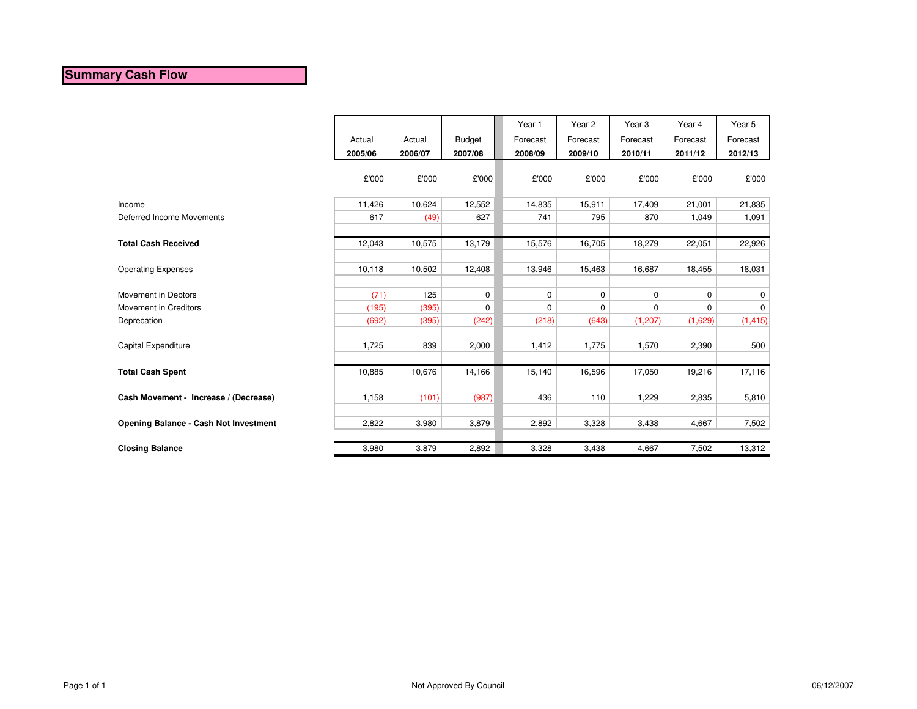# Summary Cash Flow

| | Actual 2005/06 | Actual 2006/07 | Budget 2007/08 | Year 1 Forecast 2008/09 | Year 2 Forecast 2009/10 | Year 3 Forecast 2010/11 | Year 4 Forecast 2011/12 | Year 5 Forecast 2012/13 |
|---|---|---|---|---|---|---|---|---|
| | £'000 | £'000 | £'000 | £'000 | £'000 | £'000 | £'000 | £'000 |
| Income | 11,426 | 10,624 | 12,552 | 14,835 | 15,911 | 17,409 | 21,001 | 21,835 |
| Deferred Income Movements | 617 | (49) | 627 | 741 | 795 | 870 | 1,049 | 1,091 |
| **Total Cash Received** | 12,043 | 10,575 | 13,179 | 15,576 | 16,705 | 18,279 | 22,051 | 22,926 |
| Operating Expenses | 10,118 | 10,502 | 12,408 | 13,946 | 15,463 | 16,687 | 18,455 | 18,031 |
| Movement in Debtors | (71) | 125 | 0 | 0 | 0 | 0 | 0 | 0 |
| Movement in Creditors | (195) | (395) | 0 | 0 | 0 | 0 | 0 | 0 |
| Deprecation | (692) | (395) | (242) | (218) | (643) | (1,207) | (1,629) | (1,415) |
| Capital Expenditure | 1,725 | 839 | 2,000 | 1,412 | 1,775 | 1,570 | 2,390 | 500 |
| **Total Cash Spent** | 10,885 | 10,676 | 14,166 | 15,140 | 16,596 | 17,050 | 19,216 | 17,116 |
| **Cash Movement - Increase / (Decrease)** | 1,158 | (101) | (987) | 436 | 110 | 1,229 | 2,835 | 5,810 |
| **Opening Balance - Cash Not Investment** | 2,822 | 3,980 | 3,879 | 2,892 | 3,328 | 3,438 | 4,667 | 7,502 |
| **Closing Balance** | 3,980 | 3,879 | 2,892 | 3,328 | 3,438 | 4,667 | 7,502 | 13,312 |

Not Approved By Council

06/12/2007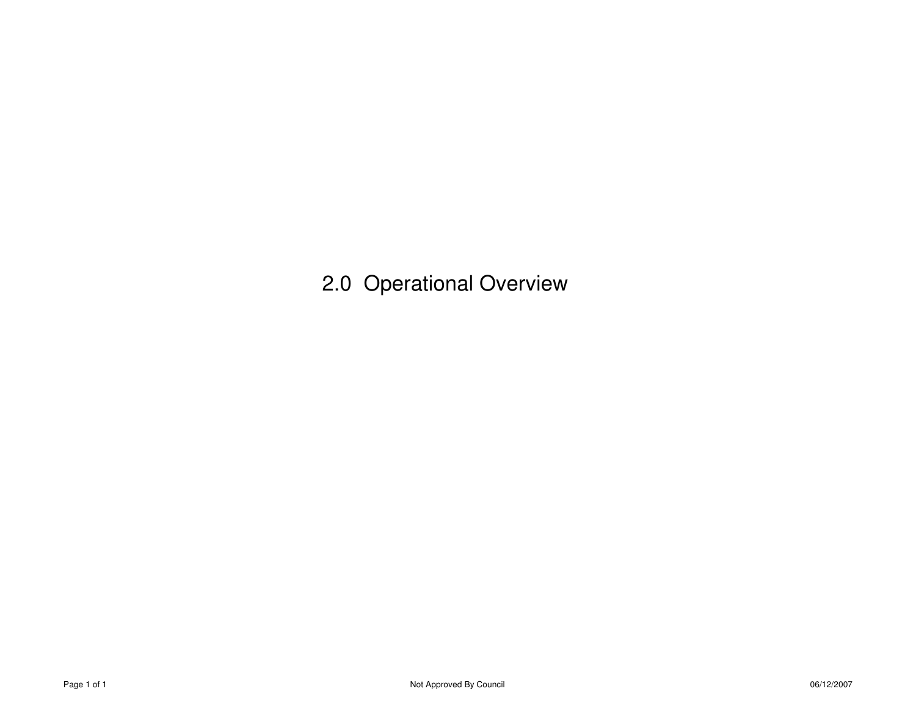# 2.0 Operational Overview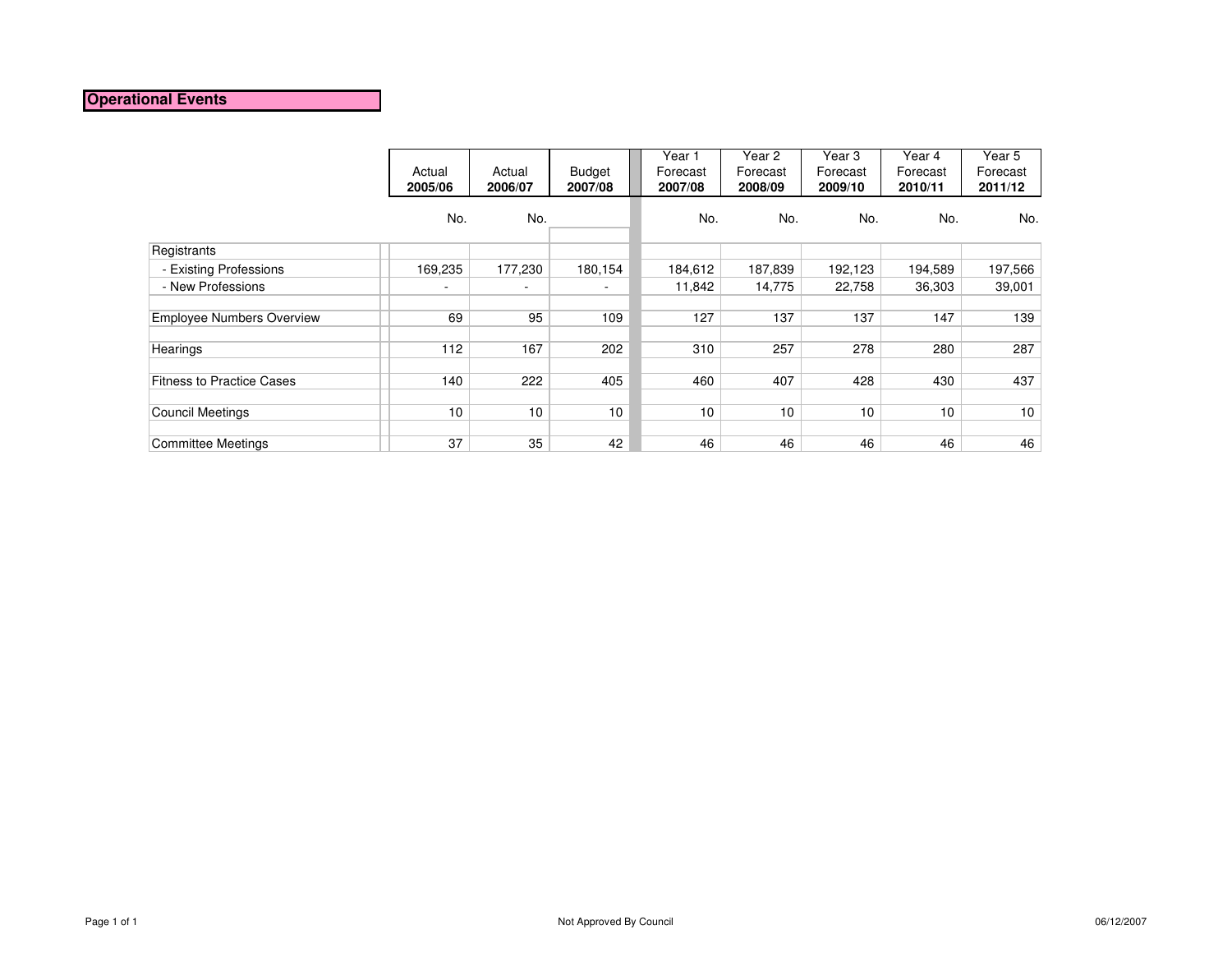## Operational Events

| | Actual 2005/06 | Actual 2006/07 | Budget 2007/08 | Year 1 Forecast 2007/08 | Year 2 Forecast 2008/09 | Year 3 Forecast 2009/10 | Year 4 Forecast 2010/11 | Year 5 Forecast 2011/12 |
|---|---|---|---|---|---|---|---|---|
| | No. | No. | | No. | No. | No. | No. | No. |
| Registrants | | | | | | | | |
| - Existing Professions | 169,235 | 177,230 | 180,154 | 184,612 | 187,839 | 192,123 | 194,589 | 197,566 |
| - New Professions | - | - | - | 11,842 | 14,775 | 22,758 | 36,303 | 39,001 |
| Employee Numbers Overview | 69 | 95 | 109 | 127 | 137 | 137 | 147 | 139 |
| Hearings | 112 | 167 | 202 | 310 | 257 | 278 | 280 | 287 |
| Fitness to Practice Cases | 140 | 222 | 405 | 460 | 407 | 428 | 430 | 437 |
| Council Meetings | 10 | 10 | 10 | 10 | 10 | 10 | 10 | 10 |
| Committee Meetings | 37 | 35 | 42 | 46 | 46 | 46 | 46 | 46 |

Not Approved By Council

06/12/2007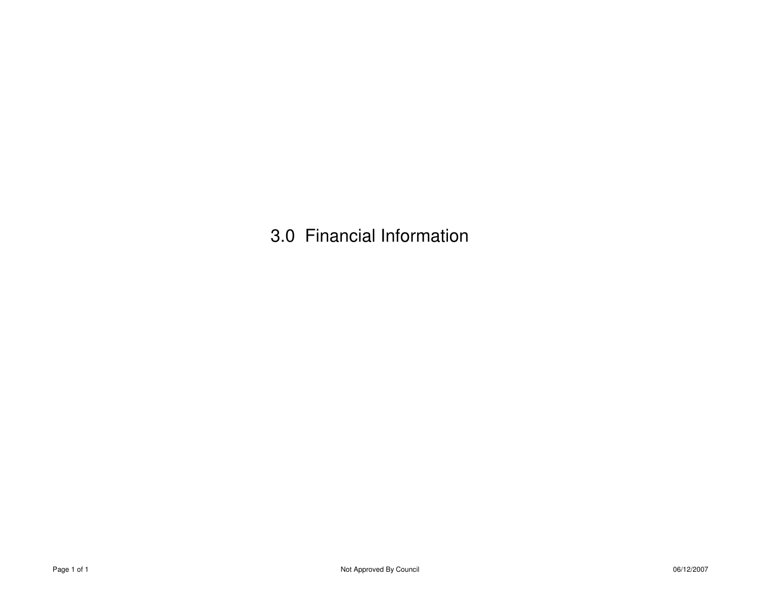# 3.0 Financial Information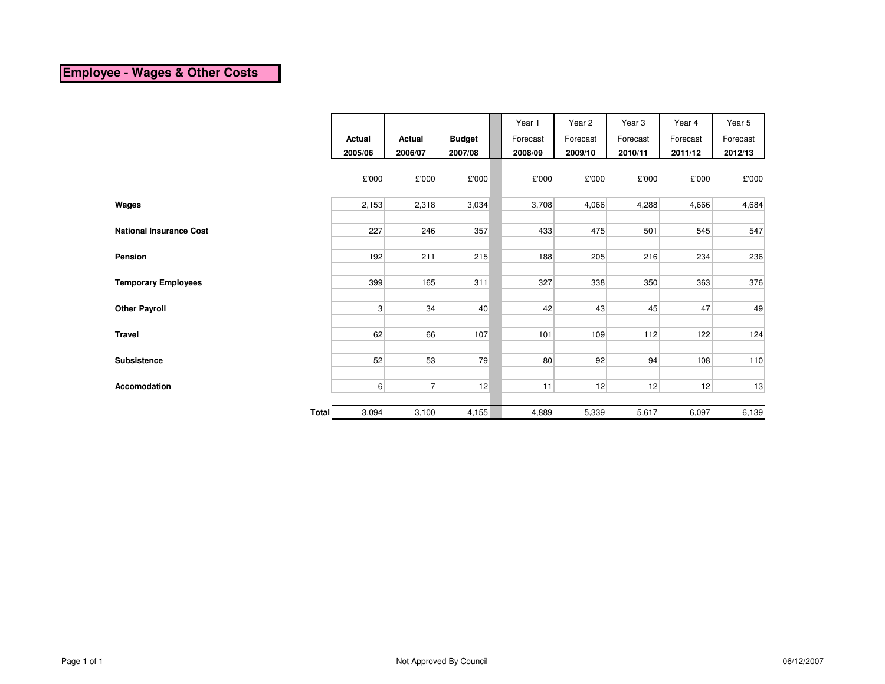## Employee - Wages & Other Costs

| | Actual 2005/06 | Actual 2006/07 | Budget 2007/08 | Year 1 Forecast 2008/09 | Year 2 Forecast 2009/10 | Year 3 Forecast 2010/11 | Year 4 Forecast 2011/12 | Year 5 Forecast 2012/13 |
|---|---|---|---|---|---|---|---|---|
| | £'000 | £'000 | £'000 | £'000 | £'000 | £'000 | £'000 | £'000 |
| **Wages** | 2,153 | 2,318 | 3,034 | 3,708 | 4,066 | 4,288 | 4,666 | 4,684 |
| **National Insurance Cost** | 227 | 246 | 357 | 433 | 475 | 501 | 545 | 547 |
| **Pension** | 192 | 211 | 215 | 188 | 205 | 216 | 234 | 236 |
| **Temporary Employees** | 399 | 165 | 311 | 327 | 338 | 350 | 363 | 376 |
| **Other Payroll** | 3 | 34 | 40 | 42 | 43 | 45 | 47 | 49 |
| **Travel** | 62 | 66 | 107 | 101 | 109 | 112 | 122 | 124 |
| **Subsistence** | 52 | 53 | 79 | 80 | 92 | 94 | 108 | 110 |
| **Accomodation** | 6 | 7 | 12 | 11 | 12 | 12 | 12 | 13 |
| **Total** | 3,094 | 3,100 | 4,155 | 4,889 | 5,339 | 5,617 | 6,097 | 6,139 |

Not Approved By Council

06/12/2007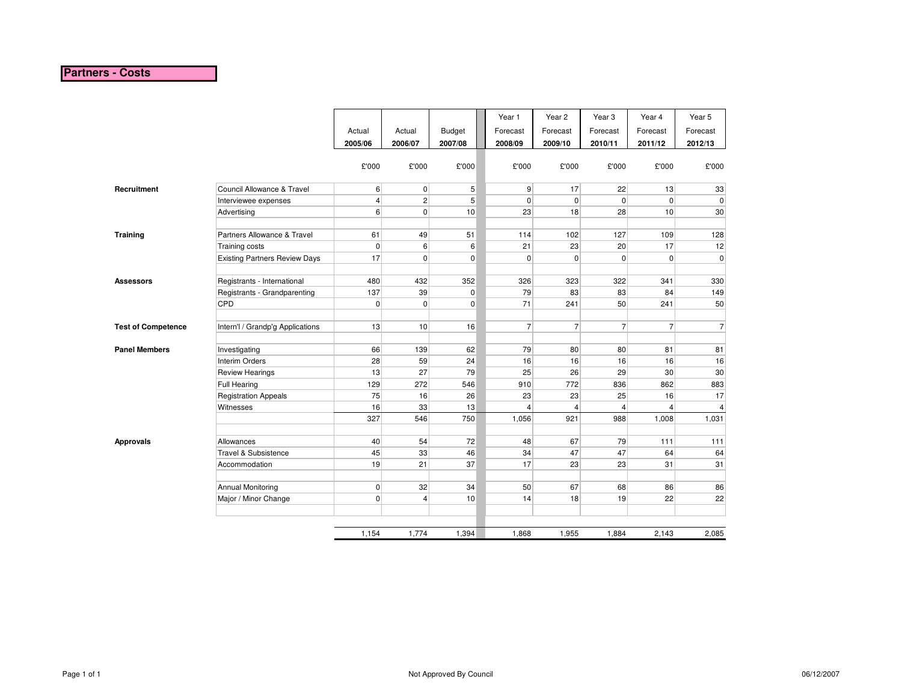## Partners - Costs

| | | Actual 2005/06 | Actual 2006/07 | Budget 2007/08 | Year 1 Forecast 2008/09 | Year 2 Forecast 2009/10 | Year 3 Forecast 2010/11 | Year 4 Forecast 2011/12 | Year 5 Forecast 2012/13 |
|---|---|---|---|---|---|---|---|---|---|
| | | £'000 | £'000 | £'000 | £'000 | £'000 | £'000 | £'000 | £'000 |
| **Recruitment** | Council Allowance & Travel | 6 | 0 | 5 | 9 | 17 | 22 | 13 | 33 |
| | Interviewee expenses | 4 | 2 | 5 | 0 | 0 | 0 | 0 | 0 |
| | Advertising | 6 | 0 | 10 | 23 | 18 | 28 | 10 | 30 |
| **Training** | Partners Allowance & Travel | 61 | 49 | 51 | 114 | 102 | 127 | 109 | 128 |
| | Training costs | 0 | 6 | 6 | 21 | 23 | 20 | 17 | 12 |
| | Existing Partners Review Days | 17 | 0 | 0 | 0 | 0 | 0 | 0 | 0 |
| **Assessors** | Registrants - International | 480 | 432 | 352 | 326 | 323 | 322 | 341 | 330 |
| | Registrants - Grandparenting | 137 | 39 | 0 | 79 | 83 | 83 | 84 | 149 |
| | CPD | 0 | 0 | 0 | 71 | 241 | 50 | 241 | 50 |
| **Test of Competence** | Intern'l / Grandp'g Applications | 13 | 10 | 16 | 7 | 7 | 7 | 7 | 7 |
| **Panel Members** | Investigating | 66 | 139 | 62 | 79 | 80 | 80 | 81 | 81 |
| | Interim Orders | 28 | 59 | 24 | 16 | 16 | 16 | 16 | 16 |
| | Review Hearings | 13 | 27 | 79 | 25 | 26 | 29 | 30 | 30 |
| | Full Hearing | 129 | 272 | 546 | 910 | 772 | 836 | 862 | 883 |
| | Registration Appeals | 75 | 16 | 26 | 23 | 23 | 25 | 16 | 17 |
| | Witnesses | 16 | 33 | 13 | 4 | 4 | 4 | 4 | 4 |
| | | 327 | 546 | 750 | 1,056 | 921 | 988 | 1,008 | 1,031 |
| **Approvals** | Allowances | 40 | 54 | 72 | 48 | 67 | 79 | 111 | 111 |
| | Travel & Subsistence | 45 | 33 | 46 | 34 | 47 | 47 | 64 | 64 |
| | Accommodation | 19 | 21 | 37 | 17 | 23 | 23 | 31 | 31 |
| | Annual Monitoring | 0 | 32 | 34 | 50 | 67 | 68 | 86 | 86 |
| | Major / Minor Change | 0 | 4 | 10 | 14 | 18 | 19 | 22 | 22 |
| | | 1,154 | 1,774 | 1,394 | 1,868 | 1,955 | 1,884 | 2,143 | 2,085 |

Not Approved By Council

06/12/2007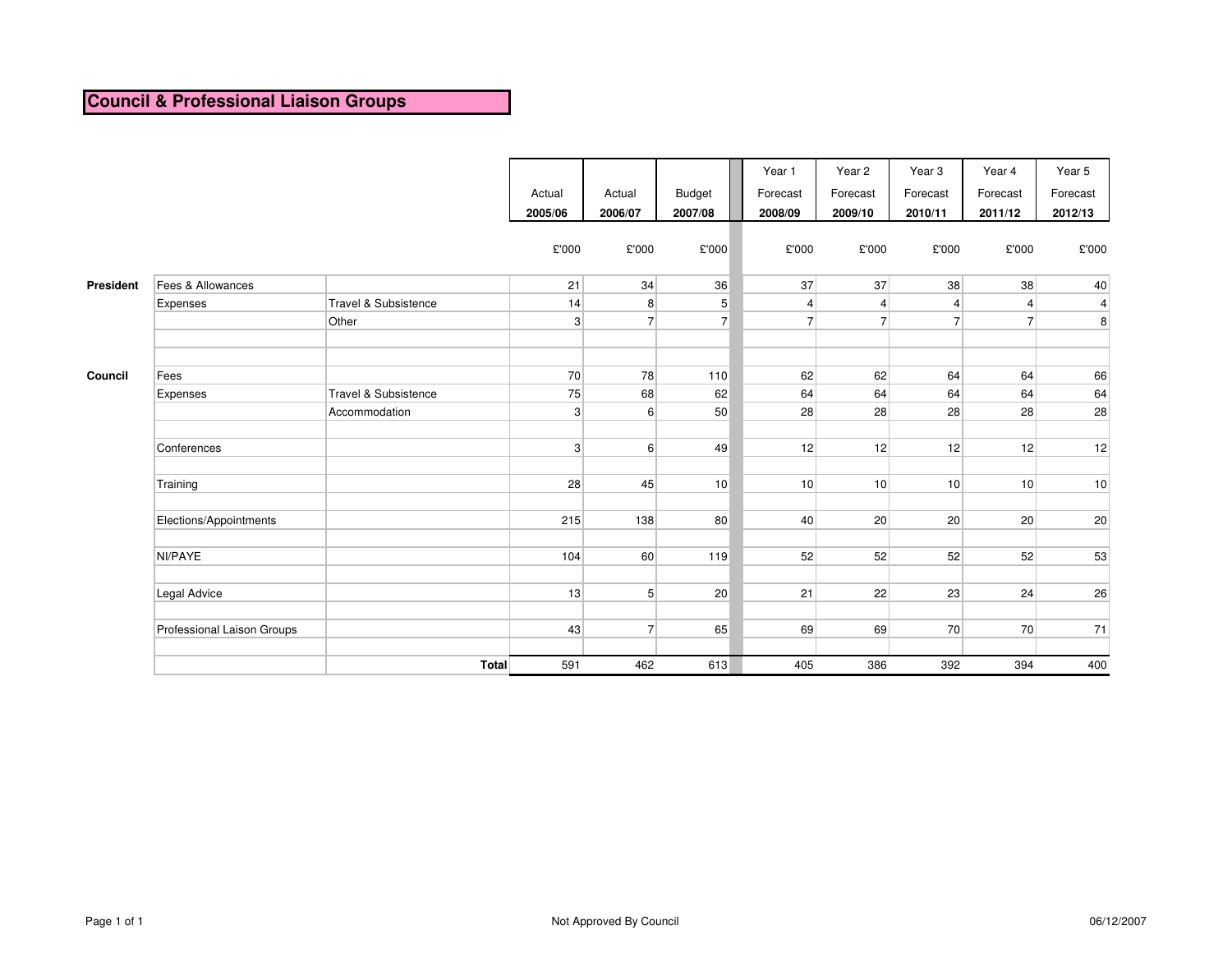# Council & Professional Liaison Groups

| | | | Actual 2005/06 | Actual 2006/07 | Budget 2007/08 | Year 1 Forecast 2008/09 | Year 2 Forecast 2009/10 | Year 3 Forecast 2010/11 | Year 4 Forecast 2011/12 | Year 5 Forecast 2012/13 |
|---|---|---|---|---|---|---|---|---|---|---|
| | | | £'000 | £'000 | £'000 | £'000 | £'000 | £'000 | £'000 | £'000 |
| **President** | Fees & Allowances | | 21 | 34 | 36 | 37 | 37 | 38 | 38 | 40 |
| | Expenses | Travel & Subsistence | 14 | 8 | 5 | 4 | 4 | 4 | 4 | 4 |
| | | Other | 3 | 7 | 7 | 7 | 7 | 7 | 7 | 8 |
| **Council** | Fees | | 70 | 78 | 110 | 62 | 62 | 64 | 64 | 66 |
| | Expenses | Travel & Subsistence | 75 | 68 | 62 | 64 | 64 | 64 | 64 | 64 |
| | | Accommodation | 3 | 6 | 50 | 28 | 28 | 28 | 28 | 28 |
| | Conferences | | 3 | 6 | 49 | 12 | 12 | 12 | 12 | 12 |
| | Training | | 28 | 45 | 10 | 10 | 10 | 10 | 10 | 10 |
| | Elections/Appointments | | 215 | 138 | 80 | 40 | 20 | 20 | 20 | 20 |
| | NI/PAYE | | 104 | 60 | 119 | 52 | 52 | 52 | 52 | 53 |
| | Legal Advice | | 13 | 5 | 20 | 21 | 22 | 23 | 24 | 26 |
| | Professional Laison Groups | | 43 | 7 | 65 | 69 | 69 | 70 | 70 | 71 |
| | | **Total** | 591 | 462 | 613 | 405 | 386 | 392 | 394 | 400 |

Not Approved By Council

06/12/2007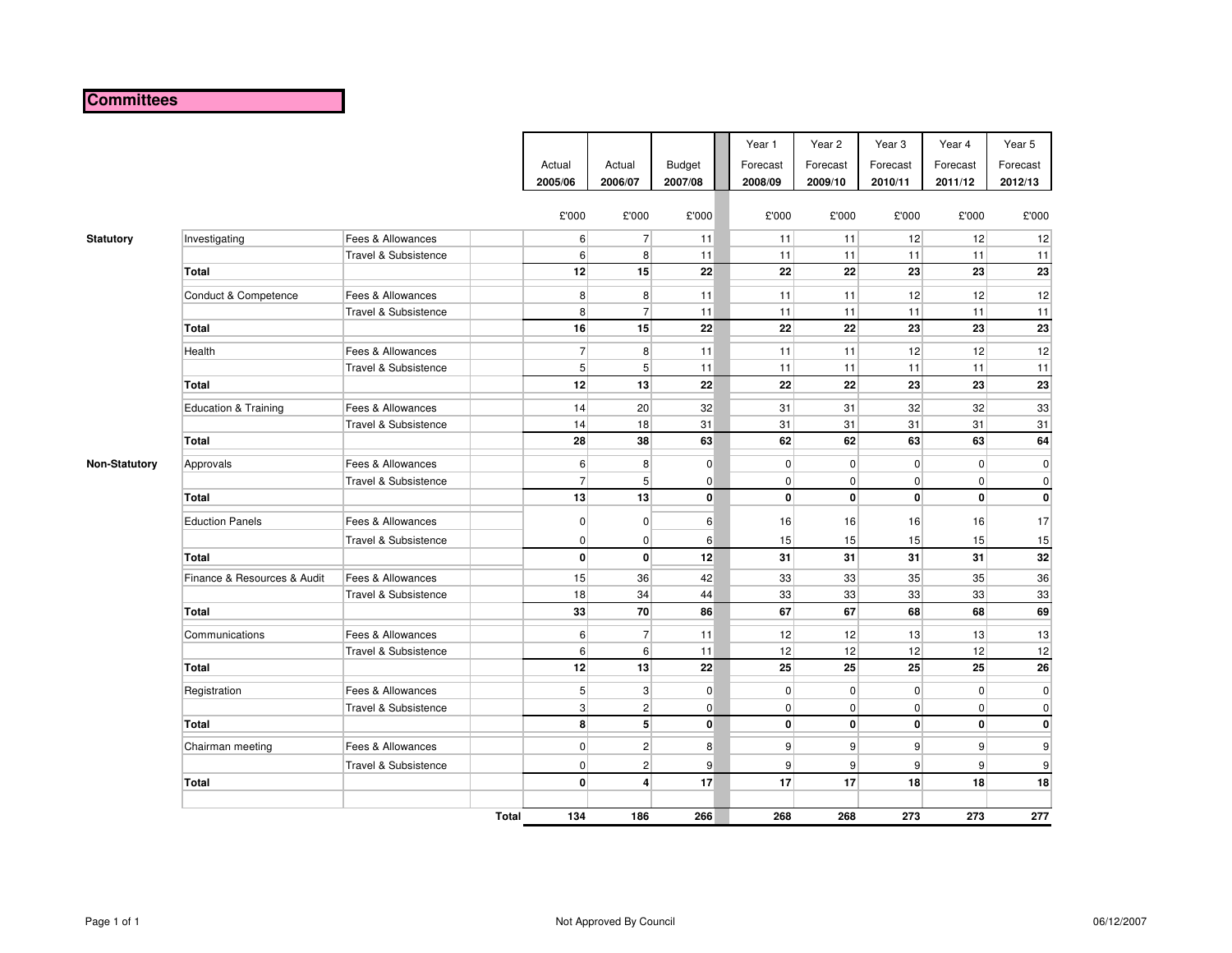# Committees

| | | | Actual 2005/06 | Actual 2006/07 | Budget 2007/08 | Year 1 Forecast 2008/09 | Year 2 Forecast 2009/10 | Year 3 Forecast 2010/11 | Year 4 Forecast 2011/12 | Year 5 Forecast 2012/13 |
|---|---|---|---|---|---|---|---|---|---|---|
| | | | £'000 | £'000 | £'000 | £'000 | £'000 | £'000 | £'000 | £'000 |
| **Statutory** | Investigating | Fees & Allowances | 6 | 7 | 11 | 11 | 11 | 12 | 12 | 12 |
| | | Travel & Subsistence | 6 | 8 | 11 | 11 | 11 | 11 | 11 | 11 |
| | **Total** | | **12** | **15** | **22** | **22** | **22** | **23** | **23** | **23** |
| | Conduct & Competence | Fees & Allowances | 8 | 8 | 11 | 11 | 11 | 12 | 12 | 12 |
| | | Travel & Subsistence | 8 | 7 | 11 | 11 | 11 | 11 | 11 | 11 |
| | **Total** | | **16** | **15** | **22** | **22** | **22** | **23** | **23** | **23** |
| | Health | Fees & Allowances | 7 | 8 | 11 | 11 | 11 | 12 | 12 | 12 |
| | | Travel & Subsistence | 5 | 5 | 11 | 11 | 11 | 11 | 11 | 11 |
| | **Total** | | **12** | **13** | **22** | **22** | **22** | **23** | **23** | **23** |
| | Education & Training | Fees & Allowances | 14 | 20 | 32 | 31 | 31 | 32 | 32 | 33 |
| | | Travel & Subsistence | 14 | 18 | 31 | 31 | 31 | 31 | 31 | 31 |
| | **Total** | | **28** | **38** | **63** | **62** | **62** | **63** | **63** | **64** |
| **Non-Statutory** | Approvals | Fees & Allowances | 6 | 8 | 0 | 0 | 0 | 0 | 0 | 0 |
| | | Travel & Subsistence | 7 | 5 | 0 | 0 | 0 | 0 | 0 | 0 |
| | **Total** | | **13** | **13** | **0** | **0** | **0** | **0** | **0** | **0** |
| | Eduction Panels | Fees & Allowances | 0 | 0 | 6 | 16 | 16 | 16 | 16 | 17 |
| | | Travel & Subsistence | 0 | 0 | 6 | 15 | 15 | 15 | 15 | 15 |
| | **Total** | | **0** | **0** | **12** | **31** | **31** | **31** | **31** | **32** |
| | Finance & Resources & Audit | Fees & Allowances | 15 | 36 | 42 | 33 | 33 | 35 | 35 | 36 |
| | | Travel & Subsistence | 18 | 34 | 44 | 33 | 33 | 33 | 33 | 33 |
| | **Total** | | **33** | **70** | **86** | **67** | **67** | **68** | **68** | **69** |
| | Communications | Fees & Allowances | 6 | 7 | 11 | 12 | 12 | 13 | 13 | 13 |
| | | Travel & Subsistence | 6 | 6 | 11 | 12 | 12 | 12 | 12 | 12 |
| | **Total** | | **12** | **13** | **22** | **25** | **25** | **25** | **25** | **26** |
| | Registration | Fees & Allowances | 5 | 3 | 0 | 0 | 0 | 0 | 0 | 0 |
| | | Travel & Subsistence | 3 | 2 | 0 | 0 | 0 | 0 | 0 | 0 |
| | **Total** | | **8** | **5** | **0** | **0** | **0** | **0** | **0** | **0** |
| | Chairman meeting | Fees & Allowances | 0 | 2 | 8 | 9 | 9 | 9 | 9 | 9 |
| | | Travel & Subsistence | 0 | 2 | 9 | 9 | 9 | 9 | 9 | 9 |
| | **Total** | | **0** | **4** | **17** | **17** | **17** | **18** | **18** | **18** |
| | | **Total** | **134** | **186** | **266** | **268** | **268** | **273** | **273** | **277** |

Not Approved By Council

06/12/2007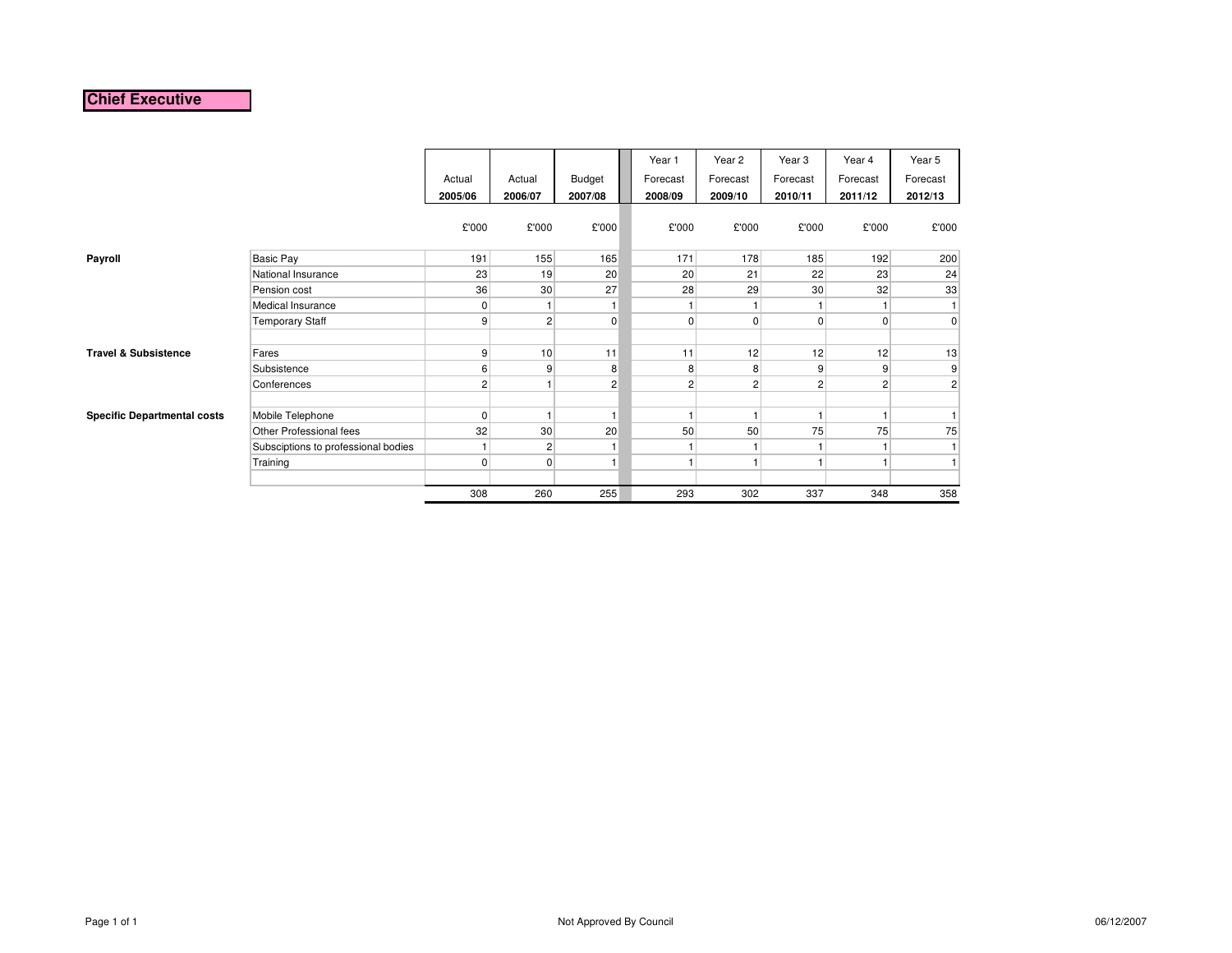# Chief Executive

| | | Actual 2005/06 | Actual 2006/07 | Budget 2007/08 | Year 1 Forecast 2008/09 | Year 2 Forecast 2009/10 | Year 3 Forecast 2010/11 | Year 4 Forecast 2011/12 | Year 5 Forecast 2012/13 |
|---|---|---|---|---|---|---|---|---|---|
| | | £'000 | £'000 | £'000 | £'000 | £'000 | £'000 | £'000 | £'000 |
| **Payroll** | Basic Pay | 191 | 155 | 165 | 171 | 178 | 185 | 192 | 200 |
| | National Insurance | 23 | 19 | 20 | 20 | 21 | 22 | 23 | 24 |
| | Pension cost | 36 | 30 | 27 | 28 | 29 | 30 | 32 | 33 |
| | Medical Insurance | 0 | 1 | 1 | 1 | 1 | 1 | 1 | 1 |
| | Temporary Staff | 9 | 2 | 0 | 0 | 0 | 0 | 0 | 0 |
| **Travel & Subsistence** | Fares | 9 | 10 | 11 | 11 | 12 | 12 | 12 | 13 |
| | Subsistence | 6 | 9 | 8 | 8 | 8 | 9 | 9 | 9 |
| | Conferences | 2 | 1 | 2 | 2 | 2 | 2 | 2 | 2 |
| **Specific Departmental costs** | Mobile Telephone | 0 | 1 | 1 | 1 | 1 | 1 | 1 | 1 |
| | Other Professional fees | 32 | 30 | 20 | 50 | 50 | 75 | 75 | 75 |
| | Subsciptions to professional bodies | 1 | 2 | 1 | 1 | 1 | 1 | 1 | 1 |
| | Training | 0 | 0 | 1 | 1 | 1 | 1 | 1 | 1 |
| | | 308 | 260 | 255 | 293 | 302 | 337 | 348 | 358 |

Not Approved By Council

06/12/2007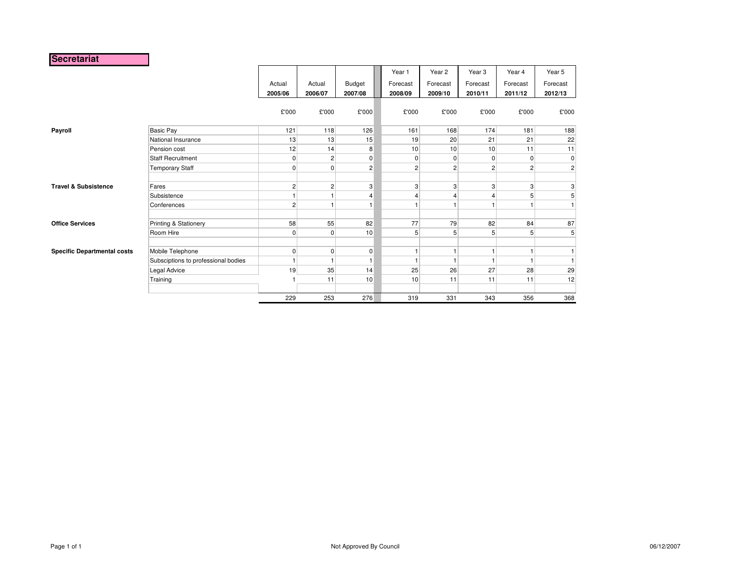# Secretariat

| | | Actual 2005/06 | Actual 2006/07 | Budget 2007/08 | Year 1 Forecast 2008/09 | Year 2 Forecast 2009/10 | Year 3 Forecast 2010/11 | Year 4 Forecast 2011/12 | Year 5 Forecast 2012/13 |
|---|---|---|---|---|---|---|---|---|---|
| | | £'000 | £'000 | £'000 | £'000 | £'000 | £'000 | £'000 | £'000 |
| **Payroll** | Basic Pay | 121 | 118 | 126 | 161 | 168 | 174 | 181 | 188 |
| | National Insurance | 13 | 13 | 15 | 19 | 20 | 21 | 21 | 22 |
| | Pension cost | 12 | 14 | 8 | 10 | 10 | 10 | 11 | 11 |
| | Staff Recruitment | 0 | 2 | 0 | 0 | 0 | 0 | 0 | 0 |
| | Temporary Staff | 0 | 0 | 2 | 2 | 2 | 2 | 2 | 2 |
| **Travel & Subsistence** | Fares | 2 | 2 | 3 | 3 | 3 | 3 | 3 | 3 |
| | Subsistence | 1 | 1 | 4 | 4 | 4 | 4 | 5 | 5 |
| | Conferences | 2 | 1 | 1 | 1 | 1 | 1 | 1 | 1 |
| **Office Services** | Printing & Stationery | 58 | 55 | 82 | 77 | 79 | 82 | 84 | 87 |
| | Room Hire | 0 | 0 | 10 | 5 | 5 | 5 | 5 | 5 |
| **Specific Departmental costs** | Mobile Telephone | 0 | 0 | 0 | 1 | 1 | 1 | 1 | 1 |
| | Subsciptions to professional bodies | 1 | 1 | 1 | 1 | 1 | 1 | 1 | 1 |
| | Legal Advice | 19 | 35 | 14 | 25 | 26 | 27 | 28 | 29 |
| | Training | 1 | 11 | 10 | 10 | 11 | 11 | 11 | 12 |
| | | 229 | 253 | 276 | 319 | 331 | 343 | 356 | 368 |

Not Approved By Council

06/12/2007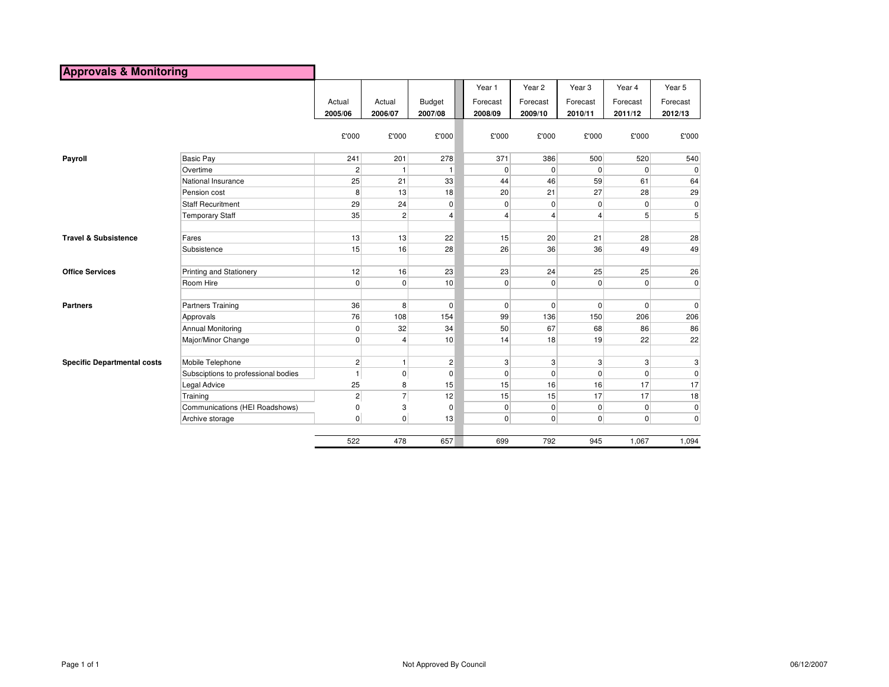## Approvals & Monitoring

| | | Actual 2005/06 | Actual 2006/07 | Budget 2007/08 | Year 1 Forecast 2008/09 | Year 2 Forecast 2009/10 | Year 3 Forecast 2010/11 | Year 4 Forecast 2011/12 | Year 5 Forecast 2012/13 |
|---|---|---|---|---|---|---|---|---|---|
| | | £'000 | £'000 | £'000 | £'000 | £'000 | £'000 | £'000 | £'000 |
| **Payroll** | Basic Pay | 241 | 201 | 278 | 371 | 386 | 500 | 520 | 540 |
| | Overtime | 2 | 1 | 1 | 0 | 0 | 0 | 0 | 0 |
| | National Insurance | 25 | 21 | 33 | 44 | 46 | 59 | 61 | 64 |
| | Pension cost | 8 | 13 | 18 | 20 | 21 | 27 | 28 | 29 |
| | Staff Recuritment | 29 | 24 | 0 | 0 | 0 | 0 | 0 | 0 |
| | Temporary Staff | 35 | 2 | 4 | 4 | 4 | 4 | 5 | 5 |
| **Travel & Subsistence** | Fares | 13 | 13 | 22 | 15 | 20 | 21 | 28 | 28 |
| | Subsistence | 15 | 16 | 28 | 26 | 36 | 36 | 49 | 49 |
| **Office Services** | Printing and Stationery | 12 | 16 | 23 | 23 | 24 | 25 | 25 | 26 |
| | Room Hire | 0 | 0 | 10 | 0 | 0 | 0 | 0 | 0 |
| **Partners** | Partners Training | 36 | 8 | 0 | 0 | 0 | 0 | 0 | 0 |
| | Approvals | 76 | 108 | 154 | 99 | 136 | 150 | 206 | 206 |
| | Annual Monitoring | 0 | 32 | 34 | 50 | 67 | 68 | 86 | 86 |
| | Major/Minor Change | 0 | 4 | 10 | 14 | 18 | 19 | 22 | 22 |
| **Specific Departmental costs** | Mobile Telephone | 2 | 1 | 2 | 3 | 3 | 3 | 3 | 3 |
| | Subsciptions to professional bodies | 1 | 0 | 0 | 0 | 0 | 0 | 0 | 0 |
| | Legal Advice | 25 | 8 | 15 | 15 | 16 | 16 | 17 | 17 |
| | Training | 2 | 7 | 12 | 15 | 15 | 17 | 17 | 18 |
| | Communications (HEI Roadshows) | 0 | 3 | 0 | 0 | 0 | 0 | 0 | 0 |
| | Archive storage | 0 | 0 | 13 | 0 | 0 | 0 | 0 | 0 |
| | | 522 | 478 | 657 | 699 | 792 | 945 | 1,067 | 1,094 |

Not Approved By Council

06/12/2007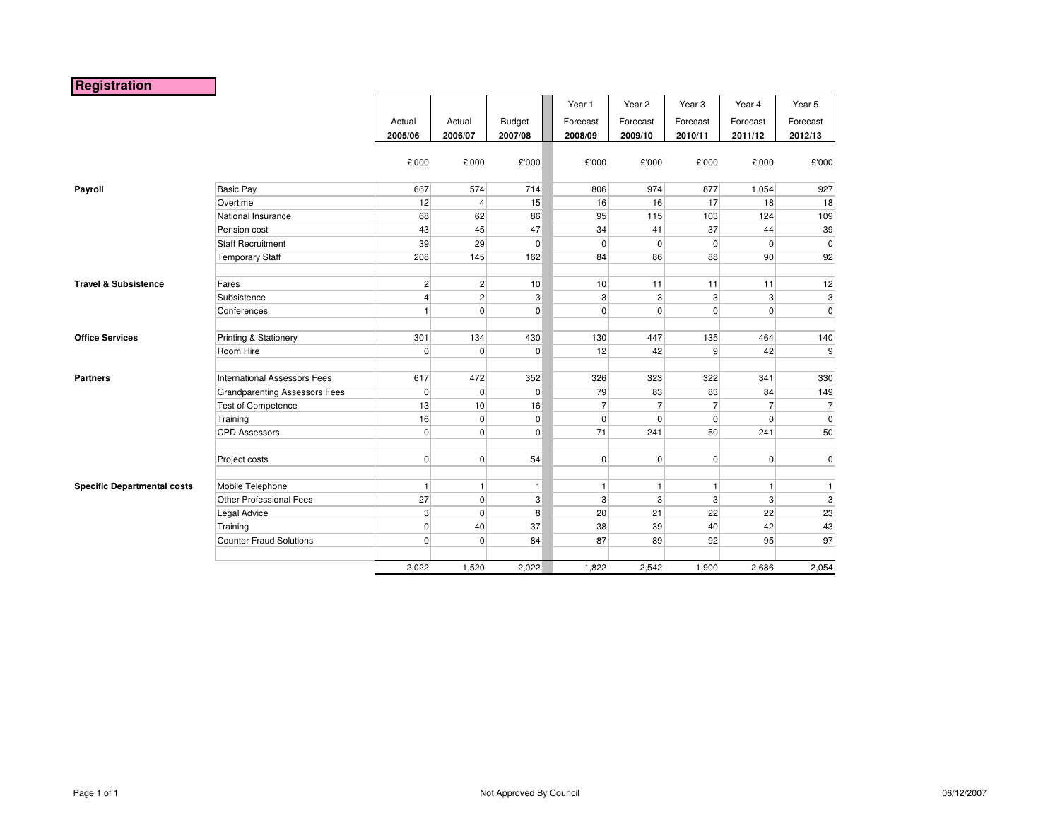## Registration

| | | Actual 2005/06 | Actual 2006/07 | Budget 2007/08 | Year 1 Forecast 2008/09 | Year 2 Forecast 2009/10 | Year 3 Forecast 2010/11 | Year 4 Forecast 2011/12 | Year 5 Forecast 2012/13 |
|---|---|---|---|---|---|---|---|---|---|
| | | £'000 | £'000 | £'000 | £'000 | £'000 | £'000 | £'000 | £'000 |
| **Payroll** | Basic Pay | 667 | 574 | 714 | 806 | 974 | 877 | 1,054 | 927 |
| | Overtime | 12 | 4 | 15 | 16 | 16 | 17 | 18 | 18 |
| | National Insurance | 68 | 62 | 86 | 95 | 115 | 103 | 124 | 109 |
| | Pension cost | 43 | 45 | 47 | 34 | 41 | 37 | 44 | 39 |
| | Staff Recruitment | 39 | 29 | 0 | 0 | 0 | 0 | 0 | 0 |
| | Temporary Staff | 208 | 145 | 162 | 84 | 86 | 88 | 90 | 92 |
| **Travel & Subsistence** | Fares | 2 | 2 | 10 | 10 | 11 | 11 | 11 | 12 |
| | Subsistence | 4 | 2 | 3 | 3 | 3 | 3 | 3 | 3 |
| | Conferences | 1 | 0 | 0 | 0 | 0 | 0 | 0 | 0 |
| **Office Services** | Printing & Stationery | 301 | 134 | 430 | 130 | 447 | 135 | 464 | 140 |
| | Room Hire | 0 | 0 | 0 | 12 | 42 | 9 | 42 | 9 |
| **Partners** | International Assessors Fees | 617 | 472 | 352 | 326 | 323 | 322 | 341 | 330 |
| | Grandparenting Assessors Fees | 0 | 0 | 0 | 79 | 83 | 83 | 84 | 149 |
| | Test of Competence | 13 | 10 | 16 | 7 | 7 | 7 | 7 | 7 |
| | Training | 16 | 0 | 0 | 0 | 0 | 0 | 0 | 0 |
| | CPD Assessors | 0 | 0 | 0 | 71 | 241 | 50 | 241 | 50 |
| | Project costs | 0 | 0 | 54 | 0 | 0 | 0 | 0 | 0 |
| **Specific Departmental costs** | Mobile Telephone | 1 | 1 | 1 | 1 | 1 | 1 | 1 | 1 |
| | Other Professional Fees | 27 | 0 | 3 | 3 | 3 | 3 | 3 | 3 |
| | Legal Advice | 3 | 0 | 8 | 20 | 21 | 22 | 22 | 23 |
| | Training | 0 | 40 | 37 | 38 | 39 | 40 | 42 | 43 |
| | Counter Fraud Solutions | 0 | 0 | 84 | 87 | 89 | 92 | 95 | 97 |
| | | 2,022 | 1,520 | 2,022 | 1,822 | 2,542 | 1,900 | 2,686 | 2,054 |

Not Approved By Council

06/12/2007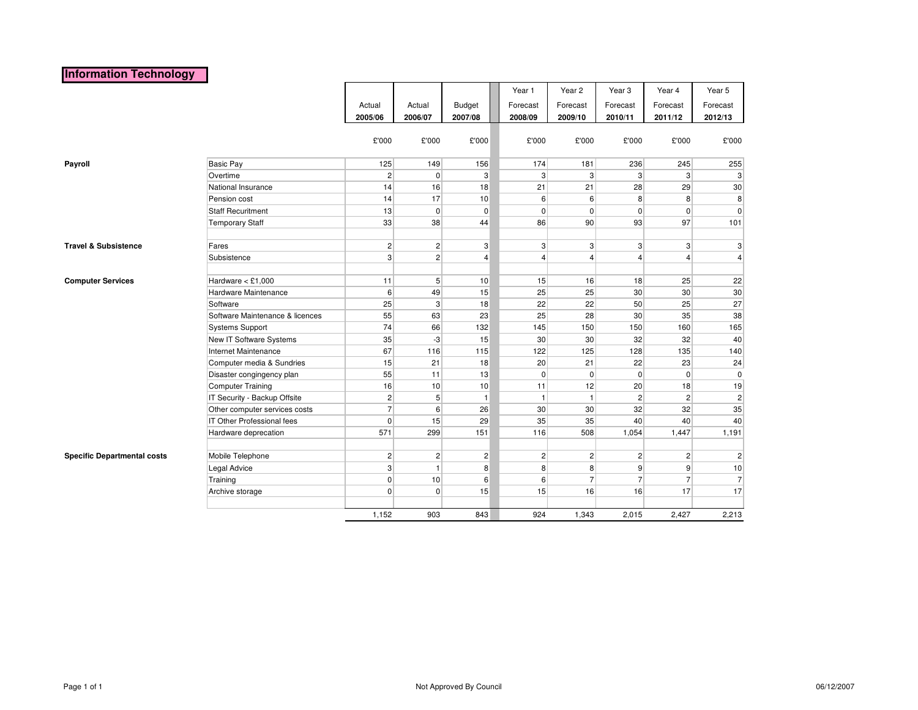# Information Technology

| | | Actual 2005/06 | Actual 2006/07 | Budget 2007/08 | Year 1 Forecast 2008/09 | Year 2 Forecast 2009/10 | Year 3 Forecast 2010/11 | Year 4 Forecast 2011/12 | Year 5 Forecast 2012/13 |
|---|---|---|---|---|---|---|---|---|---|
| | | £'000 | £'000 | £'000 | £'000 | £'000 | £'000 | £'000 | £'000 |
| **Payroll** | Basic Pay | 125 | 149 | 156 | 174 | 181 | 236 | 245 | 255 |
| | Overtime | 2 | 0 | 3 | 3 | 3 | 3 | 3 | 3 |
| | National Insurance | 14 | 16 | 18 | 21 | 21 | 28 | 29 | 30 |
| | Pension cost | 14 | 17 | 10 | 6 | 6 | 8 | 8 | 8 |
| | Staff Recuritment | 13 | 0 | 0 | 0 | 0 | 0 | 0 | 0 |
| | Temporary Staff | 33 | 38 | 44 | 86 | 90 | 93 | 97 | 101 |
| | | | | | | | | | |
| **Travel & Subsistence** | Fares | 2 | 2 | 3 | 3 | 3 | 3 | 3 | 3 |
| | Subsistence | 3 | 2 | 4 | 4 | 4 | 4 | 4 | 4 |
| | | | | | | | | | |
| **Computer Services** | Hardware < £1,000 | 11 | 5 | 10 | 15 | 16 | 18 | 25 | 22 |
| | Hardware Maintenance | 6 | 49 | 15 | 25 | 25 | 30 | 30 | 30 |
| | Software | 25 | 3 | 18 | 22 | 22 | 50 | 25 | 27 |
| | Software Maintenance & licences | 55 | 63 | 23 | 25 | 28 | 30 | 35 | 38 |
| | Systems Support | 74 | 66 | 132 | 145 | 150 | 150 | 160 | 165 |
| | New IT Software Systems | 35 | -3 | 15 | 30 | 30 | 32 | 32 | 40 |
| | Internet Maintenance | 67 | 116 | 115 | 122 | 125 | 128 | 135 | 140 |
| | Computer media & Sundries | 15 | 21 | 18 | 20 | 21 | 22 | 23 | 24 |
| | Disaster congingency plan | 55 | 11 | 13 | 0 | 0 | 0 | 0 | 0 |
| | Computer Training | 16 | 10 | 10 | 11 | 12 | 20 | 18 | 19 |
| | IT Security - Backup Offsite | 2 | 5 | 1 | 1 | 1 | 2 | 2 | 2 |
| | Other computer services costs | 7 | 6 | 26 | 30 | 30 | 32 | 32 | 35 |
| | IT Other Professional fees | 0 | 15 | 29 | 35 | 35 | 40 | 40 | 40 |
| | Hardware deprecation | 571 | 299 | 151 | 116 | 508 | 1,054 | 1,447 | 1,191 |
| | | | | | | | | | |
| **Specific Departmental costs** | Mobile Telephone | 2 | 2 | 2 | 2 | 2 | 2 | 2 | 2 |
| | Legal Advice | 3 | 1 | 8 | 8 | 8 | 9 | 9 | 10 |
| | Training | 0 | 10 | 6 | 6 | 7 | 7 | 7 | 7 |
| | Archive storage | 0 | 0 | 15 | 15 | 16 | 16 | 17 | 17 |
| | | | | | | | | | |
| | | 1,152 | 903 | 843 | 924 | 1,343 | 2,015 | 2,427 | 2,213 |

Not Approved By Council

06/12/2007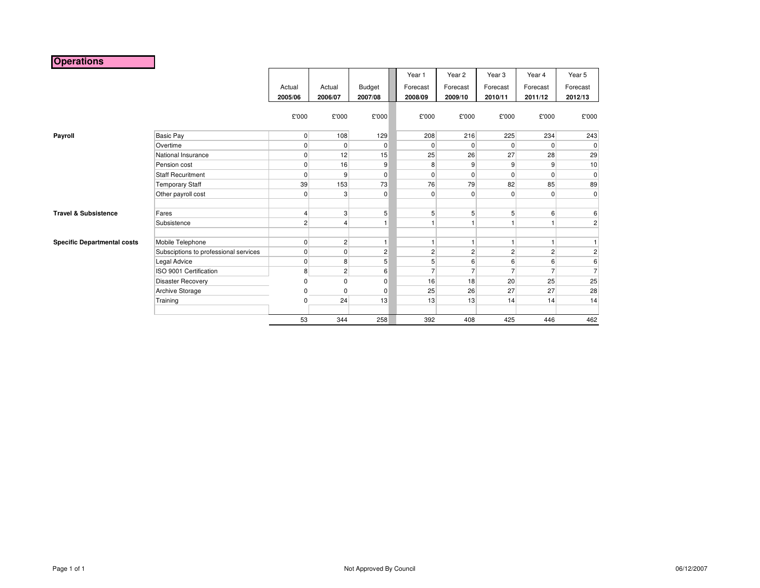# Operations

| | | Actual 2005/06 | Actual 2006/07 | Budget 2007/08 | Year 1 Forecast 2008/09 | Year 2 Forecast 2009/10 | Year 3 Forecast 2010/11 | Year 4 Forecast 2011/12 | Year 5 Forecast 2012/13 |
|---|---|---|---|---|---|---|---|---|---|
| | | £'000 | £'000 | £'000 | £'000 | £'000 | £'000 | £'000 | £'000 |
| **Payroll** | Basic Pay | 0 | 108 | 129 | 208 | 216 | 225 | 234 | 243 |
| | Overtime | 0 | 0 | 0 | 0 | 0 | 0 | 0 | 0 |
| | National Insurance | 0 | 12 | 15 | 25 | 26 | 27 | 28 | 29 |
| | Pension cost | 0 | 16 | 9 | 8 | 9 | 9 | 9 | 10 |
| | Staff Recuritment | 0 | 9 | 0 | 0 | 0 | 0 | 0 | 0 |
| | Temporary Staff | 39 | 153 | 73 | 76 | 79 | 82 | 85 | 89 |
| | Other payroll cost | 0 | 3 | 0 | 0 | 0 | 0 | 0 | 0 |
| | | | | | | | | | |
| **Travel & Subsistence** | Fares | 4 | 3 | 5 | 5 | 5 | 5 | 6 | 6 |
| | Subsistence | 2 | 4 | 1 | 1 | 1 | 1 | 1 | 2 |
| | | | | | | | | | |
| **Specific Departmental costs** | Mobile Telephone | 0 | 2 | 1 | 1 | 1 | 1 | 1 | 1 |
| | Subsciptions to professional services | 0 | 0 | 2 | 2 | 2 | 2 | 2 | 2 |
| | Legal Advice | 0 | 8 | 5 | 5 | 6 | 6 | 6 | 6 |
| | ISO 9001 Certification | 8 | 2 | 6 | 7 | 7 | 7 | 7 | 7 |
| | Disaster Recovery | 0 | 0 | 0 | 16 | 18 | 20 | 25 | 25 |
| | Archive Storage | 0 | 0 | 0 | 25 | 26 | 27 | 27 | 28 |
| | Training | 0 | 24 | 13 | 13 | 13 | 14 | 14 | 14 |
| | | | | | | | | | |
| | | 53 | 344 | 258 | 392 | 408 | 425 | 446 | 462 |

Not Approved By Council

06/12/2007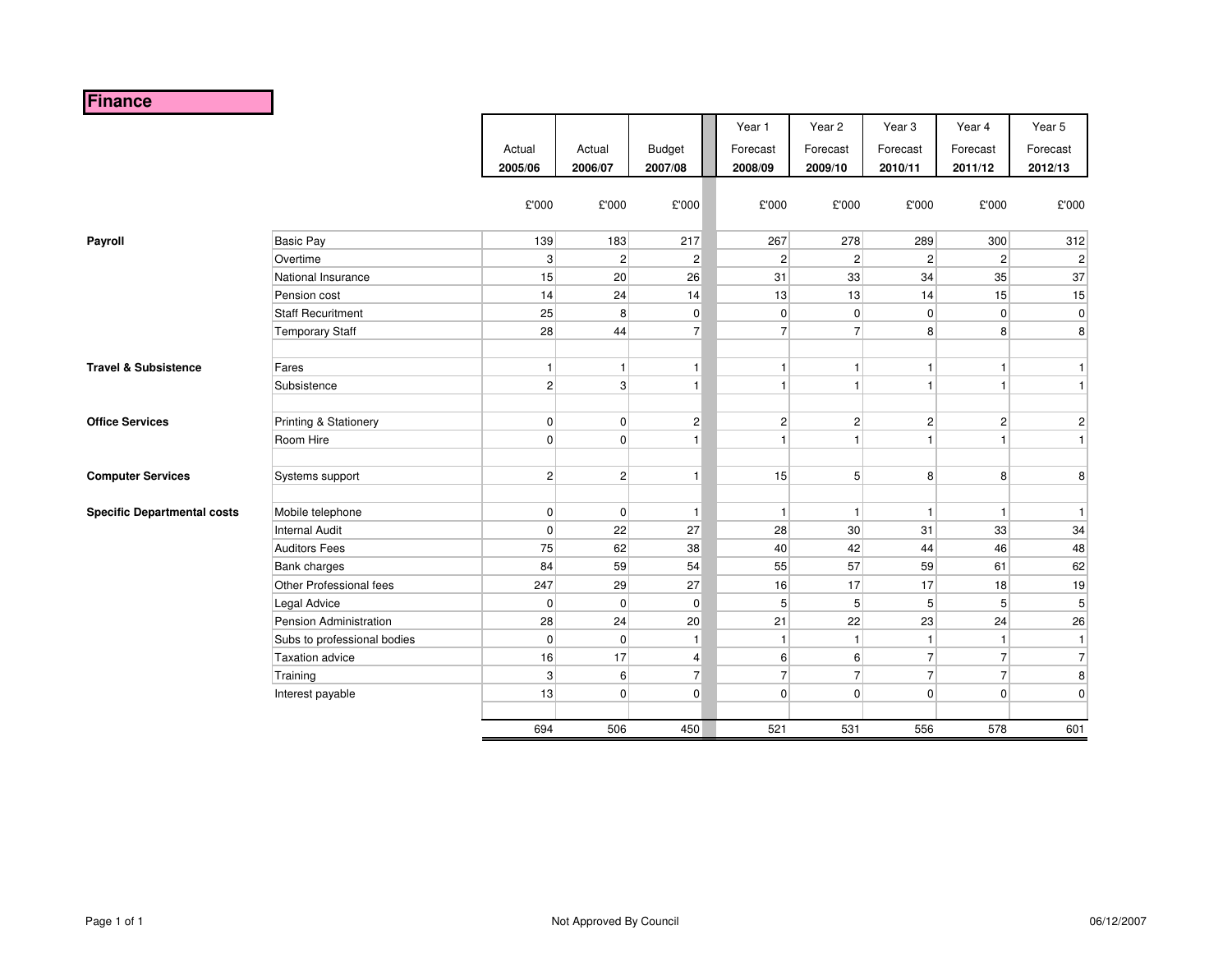# Finance

| | | Actual 2005/06 | Actual 2006/07 | Budget 2007/08 | Year 1 Forecast 2008/09 | Year 2 Forecast 2009/10 | Year 3 Forecast 2010/11 | Year 4 Forecast 2011/12 | Year 5 Forecast 2012/13 |
|---|---|---|---|---|---|---|---|---|---|
| | | £'000 | £'000 | £'000 | £'000 | £'000 | £'000 | £'000 | £'000 |
| **Payroll** | Basic Pay | 139 | 183 | 217 | 267 | 278 | 289 | 300 | 312 |
| | Overtime | 3 | 2 | 2 | 2 | 2 | 2 | 2 | 2 |
| | National Insurance | 15 | 20 | 26 | 31 | 33 | 34 | 35 | 37 |
| | Pension cost | 14 | 24 | 14 | 13 | 13 | 14 | 15 | 15 |
| | Staff Recuritment | 25 | 8 | 0 | 0 | 0 | 0 | 0 | 0 |
| | Temporary Staff | 28 | 44 | 7 | 7 | 7 | 8 | 8 | 8 |
| | | | | | | | | | |
| **Travel & Subsistence** | Fares | 1 | 1 | 1 | 1 | 1 | 1 | 1 | 1 |
| | Subsistence | 2 | 3 | 1 | 1 | 1 | 1 | 1 | 1 |
| | | | | | | | | | |
| **Office Services** | Printing & Stationery | 0 | 0 | 2 | 2 | 2 | 2 | 2 | 2 |
| | Room Hire | 0 | 0 | 1 | 1 | 1 | 1 | 1 | 1 |
| | | | | | | | | | |
| **Computer Services** | Systems support | 2 | 2 | 1 | 15 | 5 | 8 | 8 | 8 |
| | | | | | | | | | |
| **Specific Departmental costs** | Mobile telephone | 0 | 0 | 1 | 1 | 1 | 1 | 1 | 1 |
| | Internal Audit | 0 | 22 | 27 | 28 | 30 | 31 | 33 | 34 |
| | Auditors Fees | 75 | 62 | 38 | 40 | 42 | 44 | 46 | 48 |
| | Bank charges | 84 | 59 | 54 | 55 | 57 | 59 | 61 | 62 |
| | Other Professional fees | 247 | 29 | 27 | 16 | 17 | 17 | 18 | 19 |
| | Legal Advice | 0 | 0 | 0 | 5 | 5 | 5 | 5 | 5 |
| | Pension Administration | 28 | 24 | 20 | 21 | 22 | 23 | 24 | 26 |
| | Subs to professional bodies | 0 | 0 | 1 | 1 | 1 | 1 | 1 | 1 |
| | Taxation advice | 16 | 17 | 4 | 6 | 6 | 7 | 7 | 7 |
| | Training | 3 | 6 | 7 | 7 | 7 | 7 | 7 | 8 |
| | Interest payable | 13 | 0 | 0 | 0 | 0 | 0 | 0 | 0 |
| | | | | | | | | | |
| | | 694 | 506 | 450 | 521 | 531 | 556 | 578 | 601 |

Not Approved By Council

06/12/2007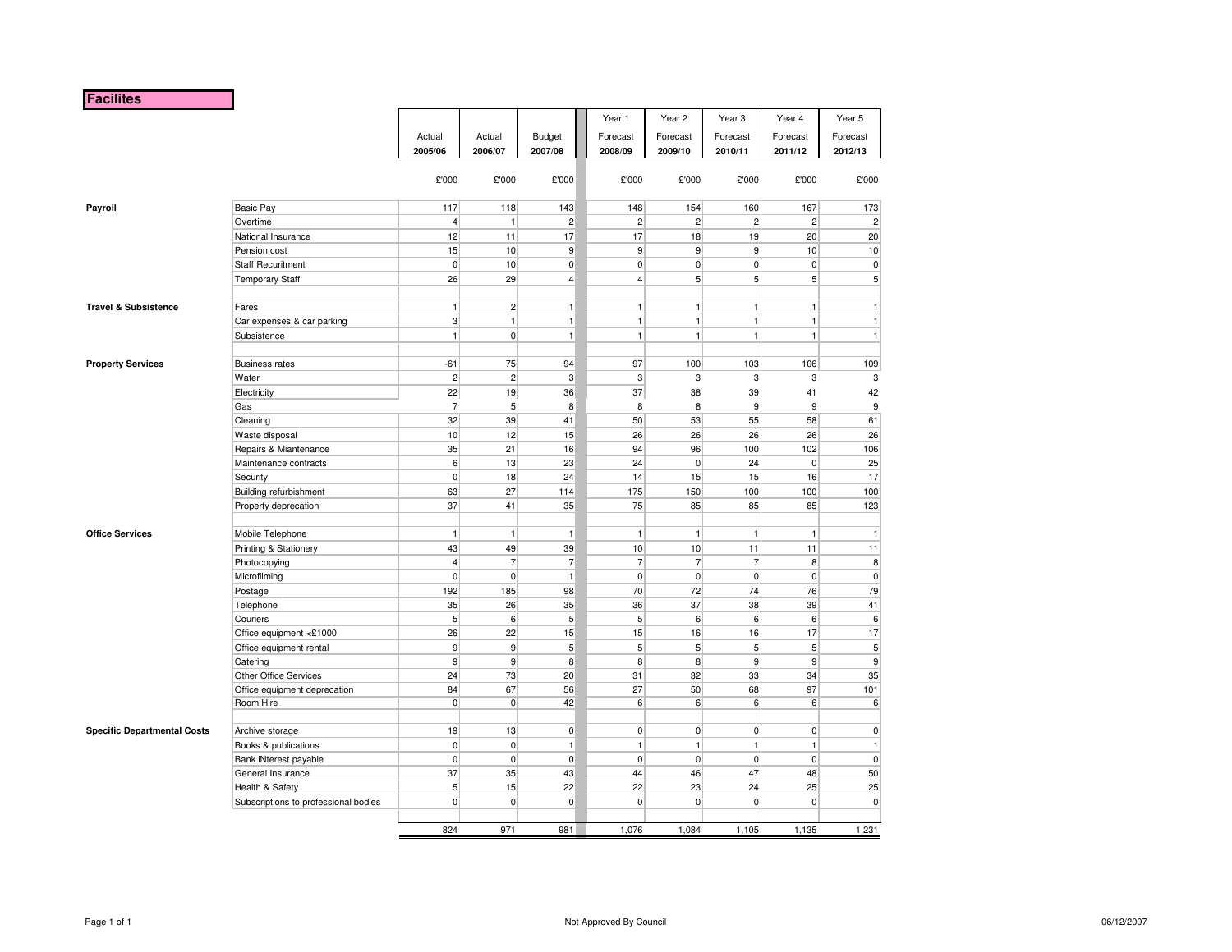# Facilites

| | | Actual 2005/06 | Actual 2006/07 | Budget 2007/08 | Year 1 Forecast 2008/09 | Year 2 Forecast 2009/10 | Year 3 Forecast 2010/11 | Year 4 Forecast 2011/12 | Year 5 Forecast 2012/13 |
|---|---|---|---|---|---|---|---|---|---|
| | | £'000 | £'000 | £'000 | £'000 | £'000 | £'000 | £'000 | £'000 |
| **Payroll** | Basic Pay | 117 | 118 | 143 | 148 | 154 | 160 | 167 | 173 |
| | Overtime | 4 | 1 | 2 | 2 | 2 | 2 | 2 | 2 |
| | National Insurance | 12 | 11 | 17 | 17 | 18 | 19 | 20 | 20 |
| | Pension cost | 15 | 10 | 9 | 9 | 9 | 9 | 10 | 10 |
| | Staff Recuritment | 0 | 10 | 0 | 0 | 0 | 0 | 0 | 0 |
| | Temporary Staff | 26 | 29 | 4 | 4 | 5 | 5 | 5 | 5 |
| **Travel & Subsistence** | Fares | 1 | 2 | 1 | 1 | 1 | 1 | 1 | 1 |
| | Car expenses & car parking | 3 | 1 | 1 | 1 | 1 | 1 | 1 | 1 |
| | Subsistence | 1 | 0 | 1 | 1 | 1 | 1 | 1 | 1 |
| **Property Services** | Business rates | -61 | 75 | 94 | 97 | 100 | 103 | 106 | 109 |
| | Water | 2 | 2 | 3 | 3 | 3 | 3 | 3 | 3 |
| | Electricity | 22 | 19 | 36 | 37 | 38 | 39 | 41 | 42 |
| | Gas | 7 | 5 | 8 | 8 | 8 | 9 | 9 | 9 |
| | Cleaning | 32 | 39 | 41 | 50 | 53 | 55 | 58 | 61 |
| | Waste disposal | 10 | 12 | 15 | 26 | 26 | 26 | 26 | 26 |
| | Repairs & Miantenance | 35 | 21 | 16 | 94 | 96 | 100 | 102 | 106 |
| | Maintenance contracts | 6 | 13 | 23 | 24 | 0 | 24 | 0 | 25 |
| | Security | 0 | 18 | 24 | 14 | 15 | 15 | 16 | 17 |
| | Building refurbishment | 63 | 27 | 114 | 175 | 150 | 100 | 100 | 100 |
| | Property deprecation | 37 | 41 | 35 | 75 | 85 | 85 | 85 | 123 |
| **Office Services** | Mobile Telephone | 1 | 1 | 1 | 1 | 1 | 1 | 1 | 1 |
| | Printing & Stationery | 43 | 49 | 39 | 10 | 10 | 11 | 11 | 11 |
| | Photocopying | 4 | 7 | 7 | 7 | 7 | 7 | 8 | 8 |
| | Microfilming | 0 | 0 | 1 | 0 | 0 | 0 | 0 | 0 |
| | Postage | 192 | 185 | 98 | 70 | 72 | 74 | 76 | 79 |
| | Telephone | 35 | 26 | 35 | 36 | 37 | 38 | 39 | 41 |
| | Couriers | 5 | 6 | 5 | 5 | 6 | 6 | 6 | 6 |
| | Office equipment <£1000 | 26 | 22 | 15 | 15 | 16 | 16 | 17 | 17 |
| | Office equipment rental | 9 | 9 | 5 | 5 | 5 | 5 | 5 | 5 |
| | Catering | 9 | 9 | 8 | 8 | 8 | 9 | 9 | 9 |
| | Other Office Services | 24 | 73 | 20 | 31 | 32 | 33 | 34 | 35 |
| | Office equipment deprecation | 84 | 67 | 56 | 27 | 50 | 68 | 97 | 101 |
| | Room Hire | 0 | 0 | 42 | 6 | 6 | 6 | 6 | 6 |
| **Specific Departmental Costs** | Archive storage | 19 | 13 | 0 | 0 | 0 | 0 | 0 | 0 |
| | Books & publications | 0 | 0 | 1 | 1 | 1 | 1 | 1 | 1 |
| | Bank iNterest payable | 0 | 0 | 0 | 0 | 0 | 0 | 0 | 0 |
| | General Insurance | 37 | 35 | 43 | 44 | 46 | 47 | 48 | 50 |
| | Health & Safety | 5 | 15 | 22 | 22 | 23 | 24 | 25 | 25 |
| | Subscriptions to professional bodies | 0 | 0 | 0 | 0 | 0 | 0 | 0 | 0 |
| | | 824 | 971 | 981 | 1,076 | 1,084 | 1,105 | 1,135 | 1,231 |

Not Approved By Council

06/12/2007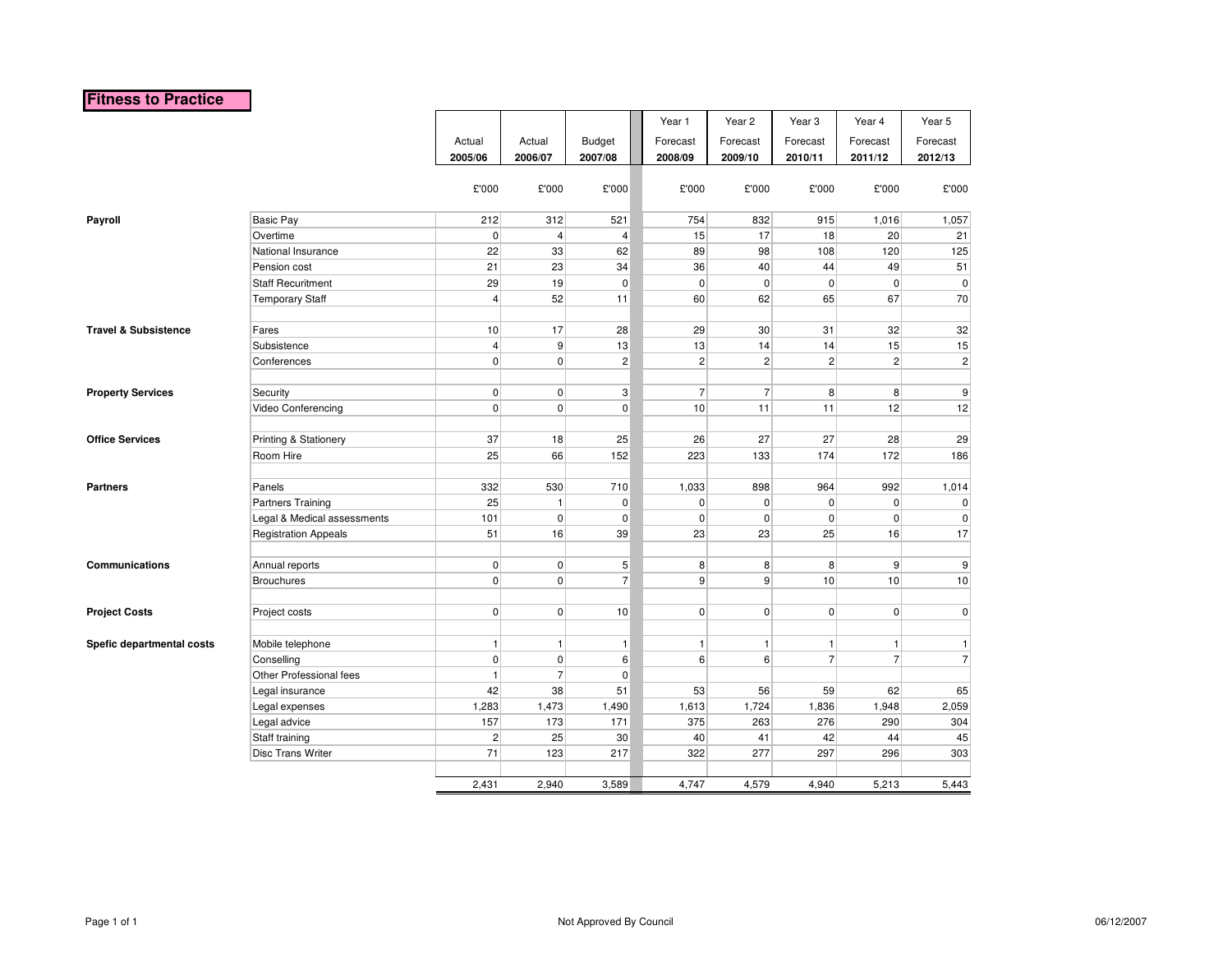# Fitness to Practice

| | | Actual 2005/06 | Actual 2006/07 | Budget 2007/08 | Year 1 Forecast 2008/09 | Year 2 Forecast 2009/10 | Year 3 Forecast 2010/11 | Year 4 Forecast 2011/12 | Year 5 Forecast 2012/13 |
|---|---|---|---|---|---|---|---|---|---|
| | | £'000 | £'000 | £'000 | £'000 | £'000 | £'000 | £'000 | £'000 |
| **Payroll** | Basic Pay | 212 | 312 | 521 | 754 | 832 | 915 | 1,016 | 1,057 |
| | Overtime | 0 | 4 | 4 | 15 | 17 | 18 | 20 | 21 |
| | National Insurance | 22 | 33 | 62 | 89 | 98 | 108 | 120 | 125 |
| | Pension cost | 21 | 23 | 34 | 36 | 40 | 44 | 49 | 51 |
| | Staff Recuritment | 29 | 19 | 0 | 0 | 0 | 0 | 0 | 0 |
| | Temporary Staff | 4 | 52 | 11 | 60 | 62 | 65 | 67 | 70 |
| **Travel & Subsistence** | Fares | 10 | 17 | 28 | 29 | 30 | 31 | 32 | 32 |
| | Subsistence | 4 | 9 | 13 | 13 | 14 | 14 | 15 | 15 |
| | Conferences | 0 | 0 | 2 | 2 | 2 | 2 | 2 | 2 |
| **Property Services** | Security | 0 | 0 | 3 | 7 | 7 | 8 | 8 | 9 |
| | Video Conferencing | 0 | 0 | 0 | 10 | 11 | 11 | 12 | 12 |
| **Office Services** | Printing & Stationery | 37 | 18 | 25 | 26 | 27 | 27 | 28 | 29 |
| | Room Hire | 25 | 66 | 152 | 223 | 133 | 174 | 172 | 186 |
| **Partners** | Panels | 332 | 530 | 710 | 1,033 | 898 | 964 | 992 | 1,014 |
| | Partners Training | 25 | 1 | 0 | 0 | 0 | 0 | 0 | 0 |
| | Legal & Medical assessments | 101 | 0 | 0 | 0 | 0 | 0 | 0 | 0 |
| | Registration Appeals | 51 | 16 | 39 | 23 | 23 | 25 | 16 | 17 |
| **Communications** | Annual reports | 0 | 0 | 5 | 8 | 8 | 8 | 9 | 9 |
| | Brouchures | 0 | 0 | 7 | 9 | 9 | 10 | 10 | 10 |
| **Project Costs** | Project costs | 0 | 0 | 10 | 0 | 0 | 0 | 0 | 0 |
| **Spefic departmental costs** | Mobile telephone | 1 | 1 | 1 | 1 | 1 | 1 | 1 | 1 |
| | Conselling | 0 | 0 | 6 | 6 | 6 | 7 | 7 | 7 |
| | Other Professional fees | 1 | 7 | 0 | | | | | |
| | Legal insurance | 42 | 38 | 51 | 53 | 56 | 59 | 62 | 65 |
| | Legal expenses | 1,283 | 1,473 | 1,490 | 1,613 | 1,724 | 1,836 | 1,948 | 2,059 |
| | Legal advice | 157 | 173 | 171 | 375 | 263 | 276 | 290 | 304 |
| | Staff training | 2 | 25 | 30 | 40 | 41 | 42 | 44 | 45 |
| | Disc Trans Writer | 71 | 123 | 217 | 322 | 277 | 297 | 296 | 303 |
| | | 2,431 | 2,940 | 3,589 | 4,747 | 4,579 | 4,940 | 5,213 | 5,443 |

Not Approved By Council

06/12/2007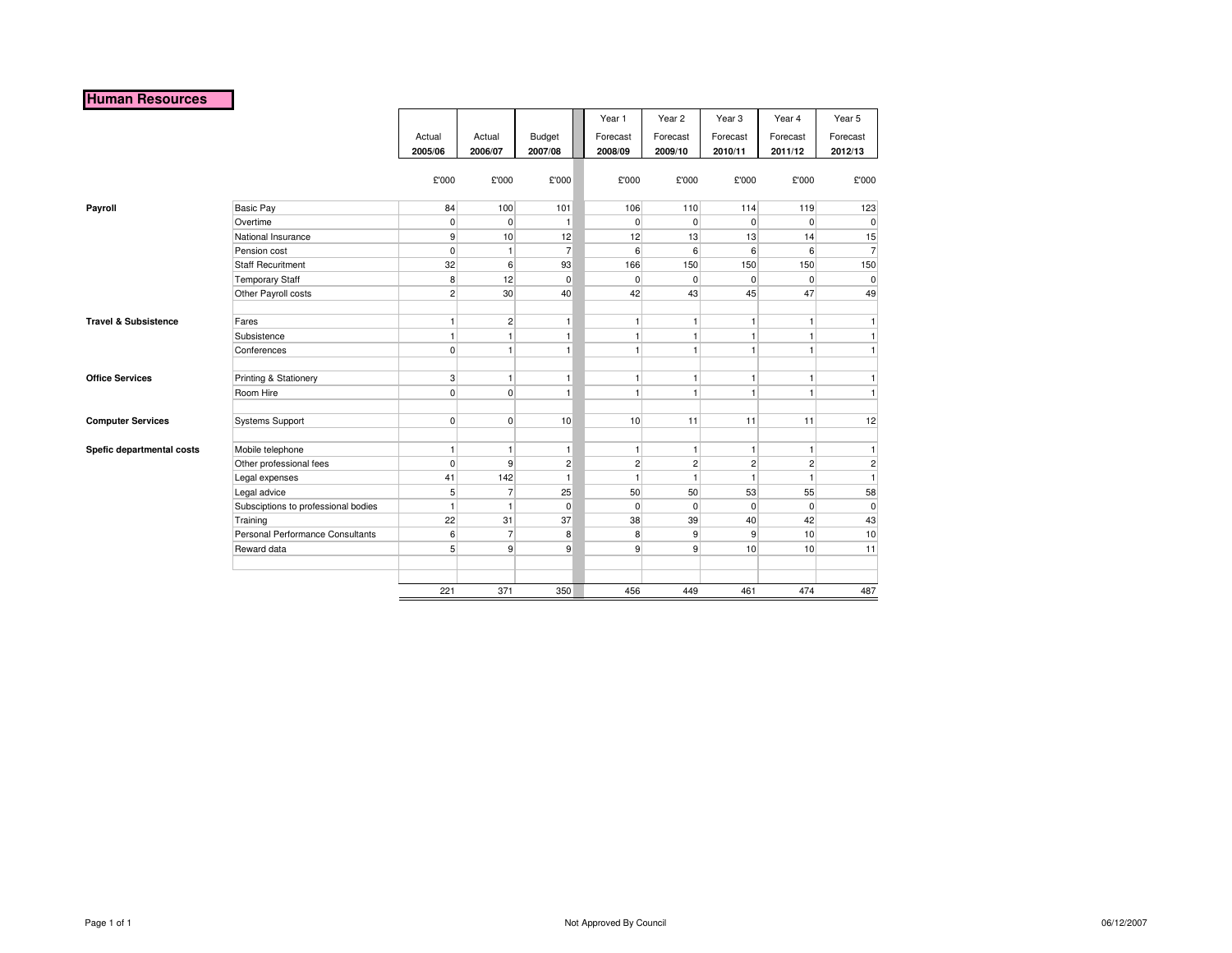# Human Resources

| | | Actual 2005/06 | Actual 2006/07 | Budget 2007/08 | Year 1 Forecast 2008/09 | Year 2 Forecast 2009/10 | Year 3 Forecast 2010/11 | Year 4 Forecast 2011/12 | Year 5 Forecast 2012/13 |
|---|---|---|---|---|---|---|---|---|---|
| | | £'000 | £'000 | £'000 | £'000 | £'000 | £'000 | £'000 | £'000 |
| **Payroll** | Basic Pay | 84 | 100 | 101 | 106 | 110 | 114 | 119 | 123 |
| | Overtime | 0 | 0 | 1 | 0 | 0 | 0 | 0 | 0 |
| | National Insurance | 9 | 10 | 12 | 12 | 13 | 13 | 14 | 15 |
| | Pension cost | 0 | 1 | 7 | 6 | 6 | 6 | 6 | 7 |
| | Staff Recuritment | 32 | 6 | 93 | 166 | 150 | 150 | 150 | 150 |
| | Temporary Staff | 8 | 12 | 0 | 0 | 0 | 0 | 0 | 0 |
| | Other Payroll costs | 2 | 30 | 40 | 42 | 43 | 45 | 47 | 49 |
| **Travel & Subsistence** | Fares | 1 | 2 | 1 | 1 | 1 | 1 | 1 | 1 |
| | Subsistence | 1 | 1 | 1 | 1 | 1 | 1 | 1 | 1 |
| | Conferences | 0 | 1 | 1 | 1 | 1 | 1 | 1 | 1 |
| **Office Services** | Printing & Stationery | 3 | 1 | 1 | 1 | 1 | 1 | 1 | 1 |
| | Room Hire | 0 | 0 | 1 | 1 | 1 | 1 | 1 | 1 |
| **Computer Services** | Systems Support | 0 | 0 | 10 | 10 | 11 | 11 | 11 | 12 |
| **Spefic departmental costs** | Mobile telephone | 1 | 1 | 1 | 1 | 1 | 1 | 1 | 1 |
| | Other professional fees | 0 | 9 | 2 | 2 | 2 | 2 | 2 | 2 |
| | Legal expenses | 41 | 142 | 1 | 1 | 1 | 1 | 1 | 1 |
| | Legal advice | 5 | 7 | 25 | 50 | 50 | 53 | 55 | 58 |
| | Subsciptions to professional bodies | 1 | 1 | 0 | 0 | 0 | 0 | 0 | 0 |
| | Training | 22 | 31 | 37 | 38 | 39 | 40 | 42 | 43 |
| | Personal Performance Consultants | 6 | 7 | 8 | 8 | 9 | 9 | 10 | 10 |
| | Reward data | 5 | 9 | 9 | 9 | 9 | 10 | 10 | 11 |
| | | 221 | 371 | 350 | 456 | 449 | 461 | 474 | 487 |

Not Approved By Council

06/12/2007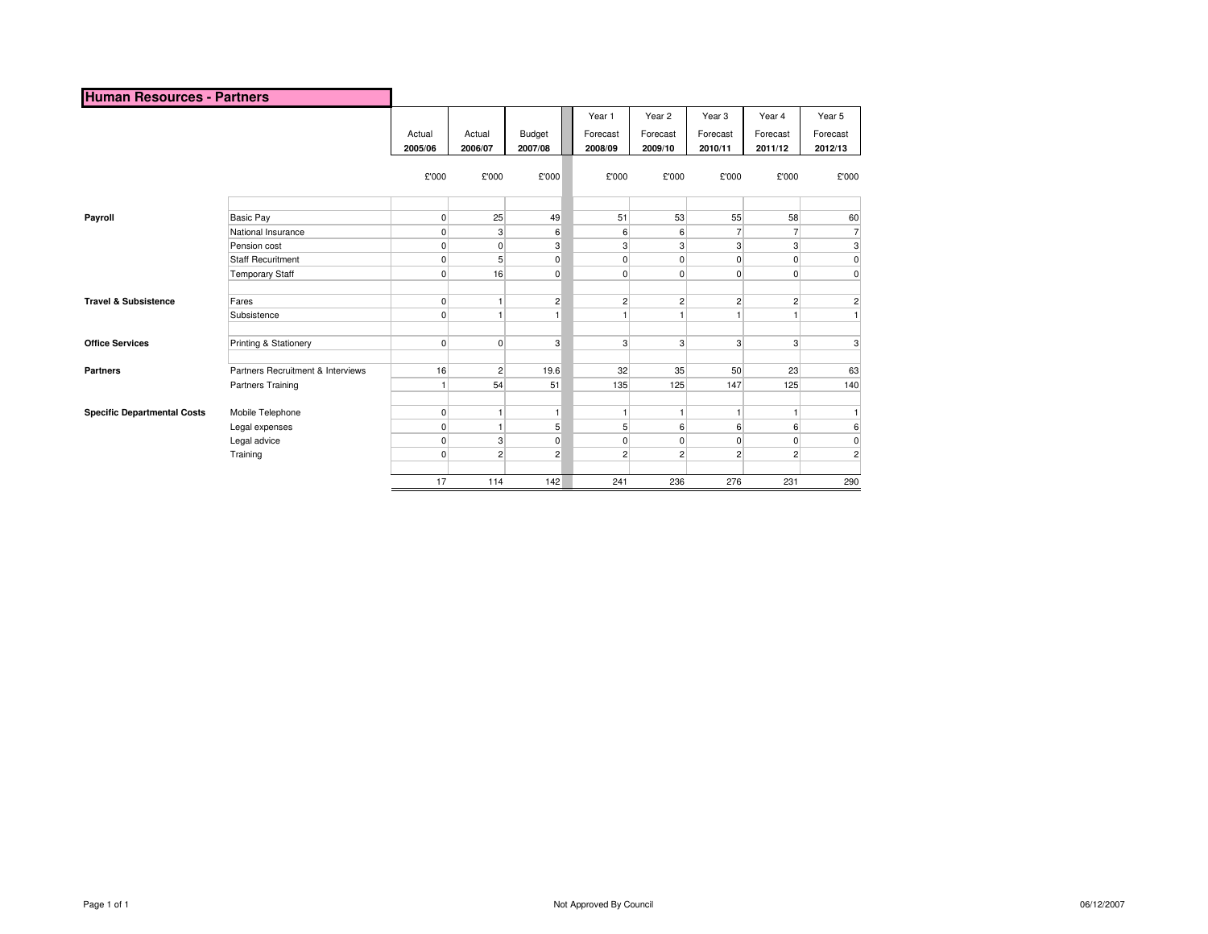## Human Resources - Partners

| | | Actual 2005/06 | Actual 2006/07 | Budget 2007/08 | Year 1 Forecast 2008/09 | Year 2 Forecast 2009/10 | Year 3 Forecast 2010/11 | Year 4 Forecast 2011/12 | Year 5 Forecast 2012/13 |
|---|---|---|---|---|---|---|---|---|---|
| | | £'000 | £'000 | £'000 | £'000 | £'000 | £'000 | £'000 | £'000 |
| **Payroll** | Basic Pay | 0 | 25 | 49 | 51 | 53 | 55 | 58 | 60 |
| | National Insurance | 0 | 3 | 6 | 6 | 6 | 7 | 7 | 7 |
| | Pension cost | 0 | 0 | 3 | 3 | 3 | 3 | 3 | 3 |
| | Staff Recuritment | 0 | 5 | 0 | 0 | 0 | 0 | 0 | 0 |
| | Temporary Staff | 0 | 16 | 0 | 0 | 0 | 0 | 0 | 0 |
| **Travel & Subsistence** | Fares | 0 | 1 | 2 | 2 | 2 | 2 | 2 | 2 |
| | Subsistence | 0 | 1 | 1 | 1 | 1 | 1 | 1 | 1 |
| **Office Services** | Printing & Stationery | 0 | 0 | 3 | 3 | 3 | 3 | 3 | 3 |
| **Partners** | Partners Recruitment & Interviews | 16 | 2 | 19.6 | 32 | 35 | 50 | 23 | 63 |
| | Partners Training | 1 | 54 | 51 | 135 | 125 | 147 | 125 | 140 |
| **Specific Departmental Costs** | Mobile Telephone | 0 | 1 | 1 | 1 | 1 | 1 | 1 | 1 |
| | Legal expenses | 0 | 1 | 5 | 5 | 6 | 6 | 6 | 6 |
| | Legal advice | 0 | 3 | 0 | 0 | 0 | 0 | 0 | 0 |
| | Training | 0 | 2 | 2 | 2 | 2 | 2 | 2 | 2 |
| | | 17 | 114 | 142 | 241 | 236 | 276 | 231 | 290 |

Not Approved By Council

06/12/2007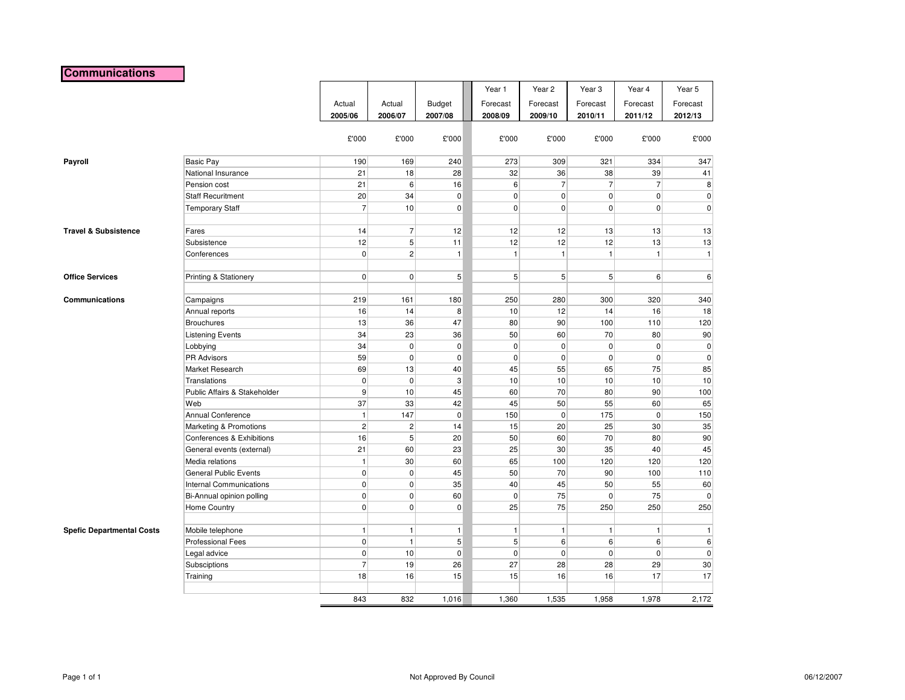## Communications

| | | Actual 2005/06 | Actual 2006/07 | Budget 2007/08 | Year 1 Forecast 2008/09 | Year 2 Forecast 2009/10 | Year 3 Forecast 2010/11 | Year 4 Forecast 2011/12 | Year 5 Forecast 2012/13 |
|---|---|---|---|---|---|---|---|---|---|
| | | £'000 | £'000 | £'000 | £'000 | £'000 | £'000 | £'000 | £'000 |
| **Payroll** | Basic Pay | 190 | 169 | 240 | 273 | 309 | 321 | 334 | 347 |
| | National Insurance | 21 | 18 | 28 | 32 | 36 | 38 | 39 | 41 |
| | Pension cost | 21 | 6 | 16 | 6 | 7 | 7 | 7 | 8 |
| | Staff Recruitment | 20 | 34 | 0 | 0 | 0 | 0 | 0 | 0 |
| | Temporary Staff | 7 | 10 | 0 | 0 | 0 | 0 | 0 | 0 |
| **Travel & Subsistence** | Fares | 14 | 7 | 12 | 12 | 12 | 13 | 13 | 13 |
| | Subsistence | 12 | 5 | 11 | 12 | 12 | 12 | 13 | 13 |
| | Conferences | 0 | 2 | 1 | 1 | 1 | 1 | 1 | 1 |
| **Office Services** | Printing & Stationery | 0 | 0 | 5 | 5 | 5 | 5 | 6 | 6 |
| **Communications** | Campaigns | 219 | 161 | 180 | 250 | 280 | 300 | 320 | 340 |
| | Annual reports | 16 | 14 | 8 | 10 | 12 | 14 | 16 | 18 |
| | Brouchures | 13 | 36 | 47 | 80 | 90 | 100 | 110 | 120 |
| | Listening Events | 34 | 23 | 36 | 50 | 60 | 70 | 80 | 90 |
| | Lobbying | 34 | 0 | 0 | 0 | 0 | 0 | 0 | 0 |
| | PR Advisors | 59 | 0 | 0 | 0 | 0 | 0 | 0 | 0 |
| | Market Research | 69 | 13 | 40 | 45 | 55 | 65 | 75 | 85 |
| | Translations | 0 | 0 | 3 | 10 | 10 | 10 | 10 | 10 |
| | Public Affairs & Stakeholder | 9 | 10 | 45 | 60 | 70 | 80 | 90 | 100 |
| | Web | 37 | 33 | 42 | 45 | 50 | 55 | 60 | 65 |
| | Annual Conference | 1 | 147 | 0 | 150 | 0 | 175 | 0 | 150 |
| | Marketing & Promotions | 2 | 2 | 14 | 15 | 20 | 25 | 30 | 35 |
| | Conferences & Exhibitions | 16 | 5 | 20 | 50 | 60 | 70 | 80 | 90 |
| | General events (external) | 21 | 60 | 23 | 25 | 30 | 35 | 40 | 45 |
| | Media relations | 1 | 30 | 60 | 65 | 100 | 120 | 120 | 120 |
| | General Public Events | 0 | 0 | 45 | 50 | 70 | 90 | 100 | 110 |
| | Internal Communications | 0 | 0 | 35 | 40 | 45 | 50 | 55 | 60 |
| | Bi-Annual opinion polling | 0 | 0 | 60 | 0 | 75 | 0 | 75 | 0 |
| | Home Country | 0 | 0 | 0 | 25 | 75 | 250 | 250 | 250 |
| **Spefic Departmental Costs** | Mobile telephone | 1 | 1 | 1 | 1 | 1 | 1 | 1 | 1 |
| | Professional Fees | 0 | 1 | 5 | 5 | 6 | 6 | 6 | 6 |
| | Legal advice | 0 | 10 | 0 | 0 | 0 | 0 | 0 | 0 |
| | Subsciptions | 7 | 19 | 26 | 27 | 28 | 28 | 29 | 30 |
| | Training | 18 | 16 | 15 | 15 | 16 | 16 | 17 | 17 |
| | | 843 | 832 | 1,016 | 1,360 | 1,535 | 1,958 | 1,978 | 2,172 |

Not Approved By Council

06/12/2007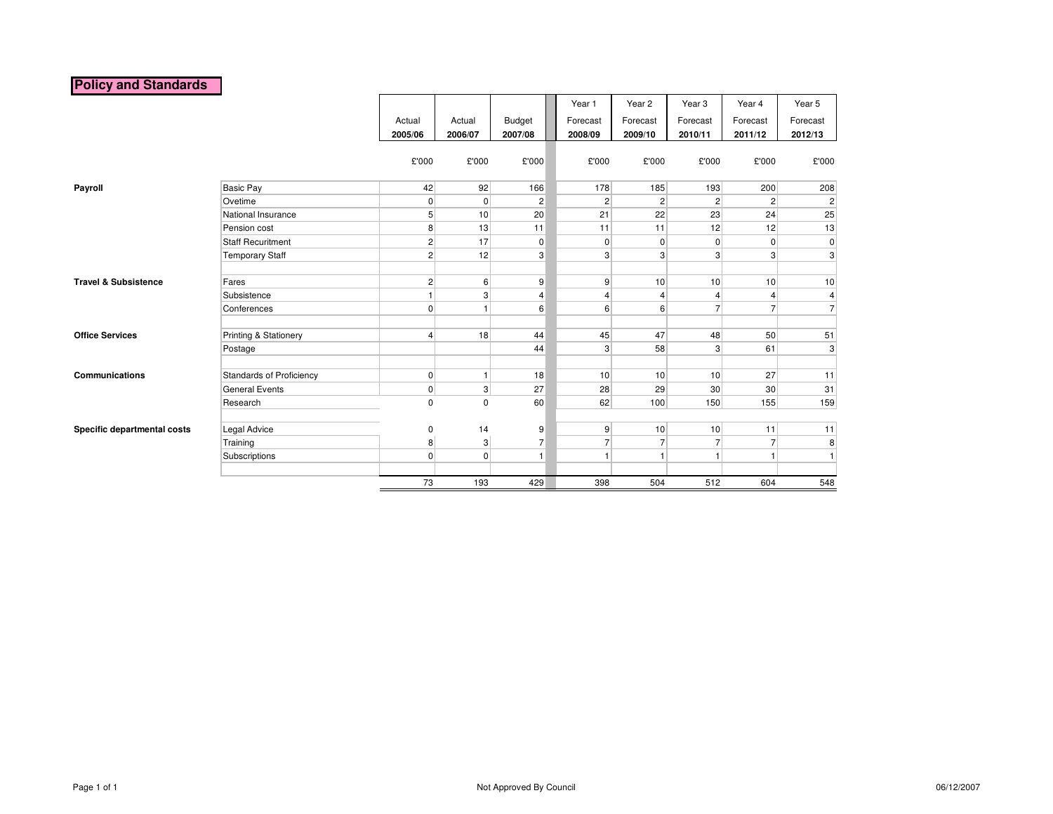# Policy and Standards

| | | Actual 2005/06 | Actual 2006/07 | Budget 2007/08 | Year 1 Forecast 2008/09 | Year 2 Forecast 2009/10 | Year 3 Forecast 2010/11 | Year 4 Forecast 2011/12 | Year 5 Forecast 2012/13 |
|---|---|---|---|---|---|---|---|---|---|
| | | £'000 | £'000 | £'000 | £'000 | £'000 | £'000 | £'000 | £'000 |
| **Payroll** | Basic Pay | 42 | 92 | 166 | 178 | 185 | 193 | 200 | 208 |
| | Ovetime | 0 | 0 | 2 | 2 | 2 | 2 | 2 | 2 |
| | National Insurance | 5 | 10 | 20 | 21 | 22 | 23 | 24 | 25 |
| | Pension cost | 8 | 13 | 11 | 11 | 11 | 12 | 12 | 13 |
| | Staff Recuritment | 2 | 17 | 0 | 0 | 0 | 0 | 0 | 0 |
| | Temporary Staff | 2 | 12 | 3 | 3 | 3 | 3 | 3 | 3 |
| **Travel & Subsistence** | Fares | 2 | 6 | 9 | 9 | 10 | 10 | 10 | 10 |
| | Subsistence | 1 | 3 | 4 | 4 | 4 | 4 | 4 | 4 |
| | Conferences | 0 | 1 | 6 | 6 | 6 | 7 | 7 | 7 |
| **Office Services** | Printing & Stationery | 4 | 18 | 44 | 45 | 47 | 48 | 50 | 51 |
| | Postage | | | 44 | 3 | 58 | 3 | 61 | 3 |
| **Communications** | Standards of Proficiency | 0 | 1 | 18 | 10 | 10 | 10 | 27 | 11 |
| | General Events | 0 | 3 | 27 | 28 | 29 | 30 | 30 | 31 |
| | Research | 0 | 0 | 60 | 62 | 100 | 150 | 155 | 159 |
| **Specific departmental costs** | Legal Advice | 0 | 14 | 9 | 9 | 10 | 10 | 11 | 11 |
| | Training | 8 | 3 | 7 | 7 | 7 | 7 | 7 | 8 |
| | Subscriptions | 0 | 0 | 1 | 1 | 1 | 1 | 1 | 1 |
| | | 73 | 193 | 429 | 398 | 504 | 512 | 604 | 548 |

Not Approved By Council

06/12/2007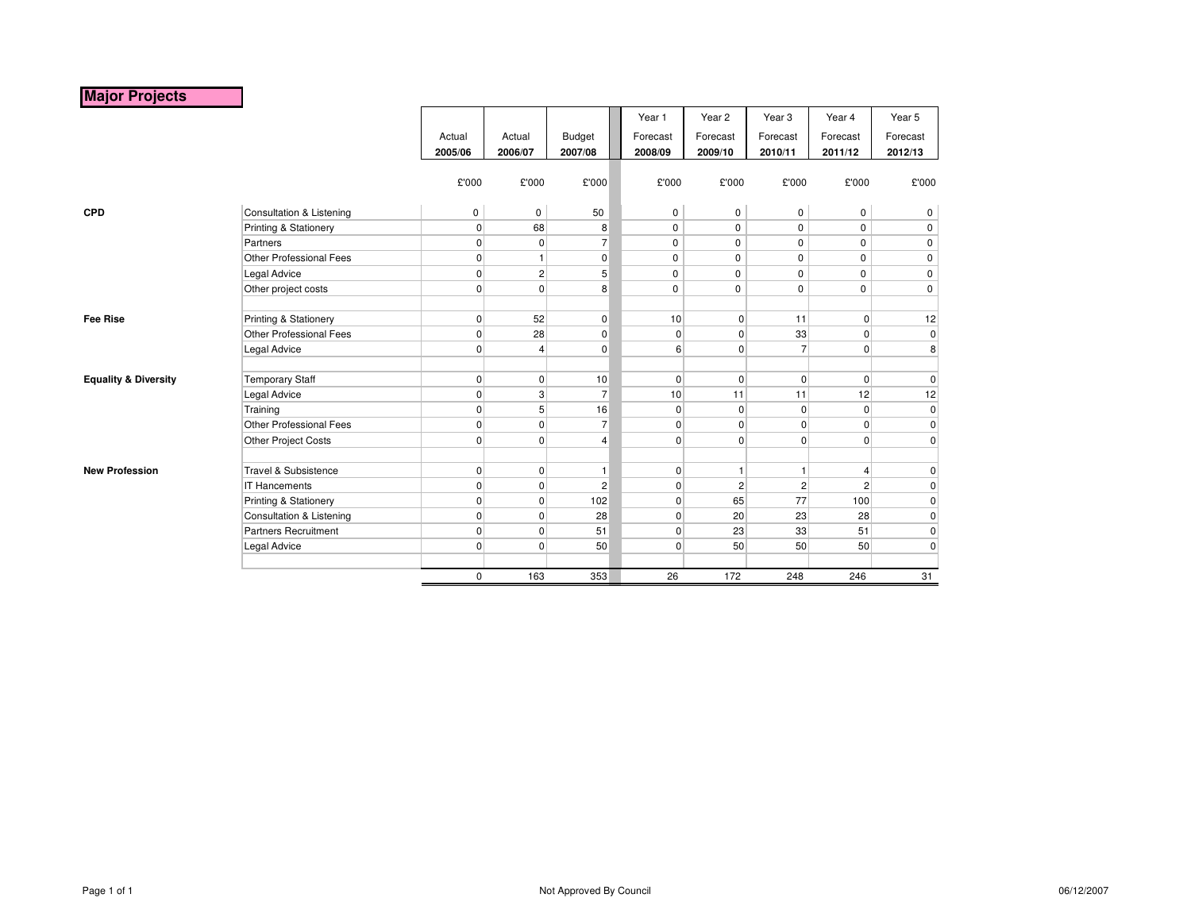# Major Projects

| | | Actual 2005/06 | Actual 2006/07 | Budget 2007/08 | Year 1 Forecast 2008/09 | Year 2 Forecast 2009/10 | Year 3 Forecast 2010/11 | Year 4 Forecast 2011/12 | Year 5 Forecast 2012/13 |
|---|---|---|---|---|---|---|---|---|---|
| | | £'000 | £'000 | £'000 | £'000 | £'000 | £'000 | £'000 | £'000 |
| **CPD** | Consultation & Listening | 0 | 0 | 50 | 0 | 0 | 0 | 0 | 0 |
| | Printing & Stationery | 0 | 68 | 8 | 0 | 0 | 0 | 0 | 0 |
| | Partners | 0 | 0 | 7 | 0 | 0 | 0 | 0 | 0 |
| | Other Professional Fees | 0 | 1 | 0 | 0 | 0 | 0 | 0 | 0 |
| | Legal Advice | 0 | 2 | 5 | 0 | 0 | 0 | 0 | 0 |
| | Other project costs | 0 | 0 | 8 | 0 | 0 | 0 | 0 | 0 |
| | | | | | | | | | |
| **Fee Rise** | Printing & Stationery | 0 | 52 | 0 | 10 | 0 | 11 | 0 | 12 |
| | Other Professional Fees | 0 | 28 | 0 | 0 | 0 | 33 | 0 | 0 |
| | Legal Advice | 0 | 4 | 0 | 6 | 0 | 7 | 0 | 8 |
| | | | | | | | | | |
| **Equality & Diversity** | Temporary Staff | 0 | 0 | 10 | 0 | 0 | 0 | 0 | 0 |
| | Legal Advice | 0 | 3 | 7 | 10 | 11 | 11 | 12 | 12 |
| | Training | 0 | 5 | 16 | 0 | 0 | 0 | 0 | 0 |
| | Other Professional Fees | 0 | 0 | 7 | 0 | 0 | 0 | 0 | 0 |
| | Other Project Costs | 0 | 0 | 4 | 0 | 0 | 0 | 0 | 0 |
| | | | | | | | | | |
| **New Profession** | Travel & Subsistence | 0 | 0 | 1 | 0 | 1 | 1 | 4 | 0 |
| | IT Hancements | 0 | 0 | 2 | 0 | 2 | 2 | 2 | 0 |
| | Printing & Stationery | 0 | 0 | 102 | 0 | 65 | 77 | 100 | 0 |
| | Consultation & Listening | 0 | 0 | 28 | 0 | 20 | 23 | 28 | 0 |
| | Partners Recruitment | 0 | 0 | 51 | 0 | 23 | 33 | 51 | 0 |
| | Legal Advice | 0 | 0 | 50 | 0 | 50 | 50 | 50 | 0 |
| | | | | | | | | | |
| | | 0 | 163 | 353 | 26 | 172 | 248 | 246 | 31 |

Not Approved By Council

06/12/2007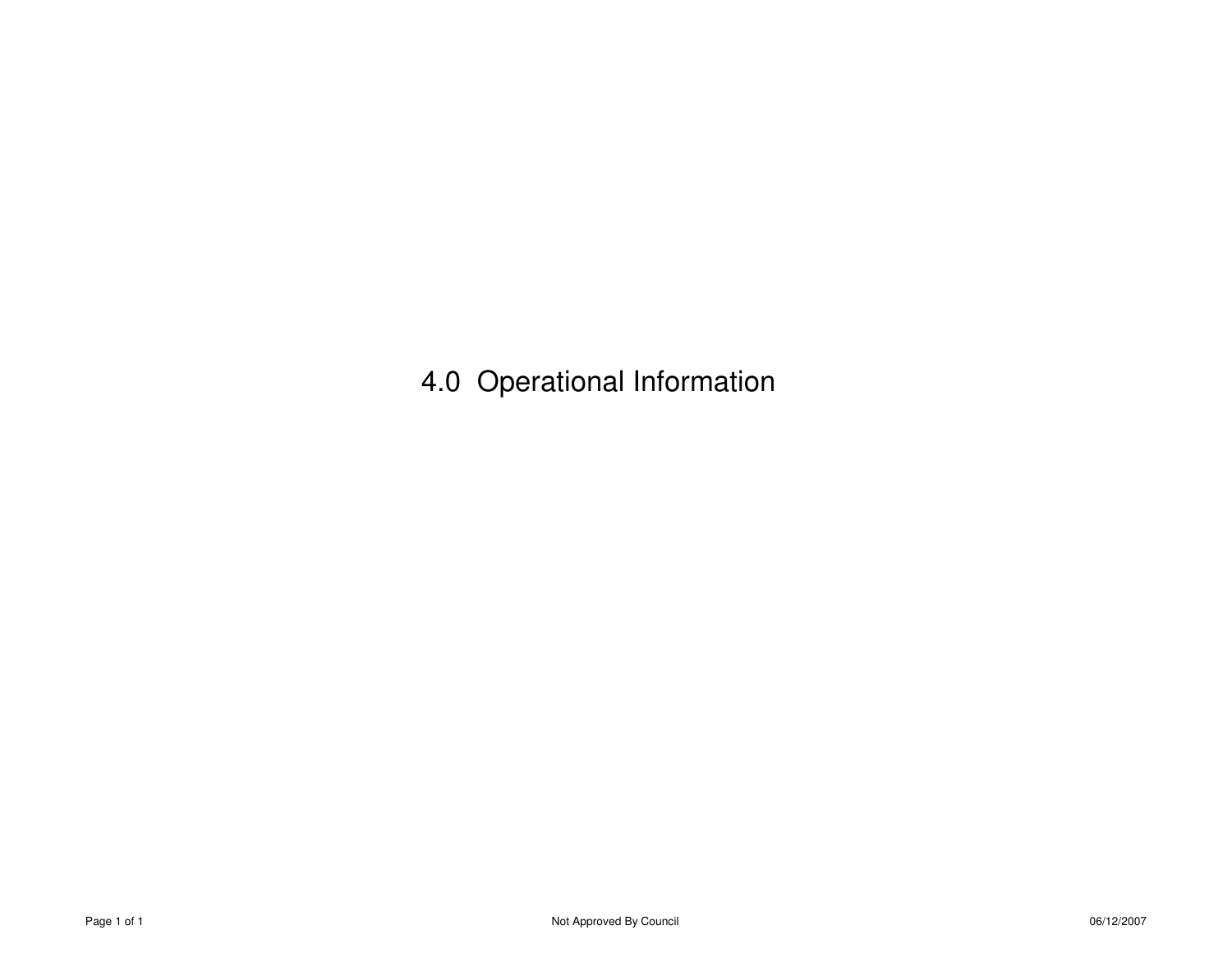# 4.0 Operational Information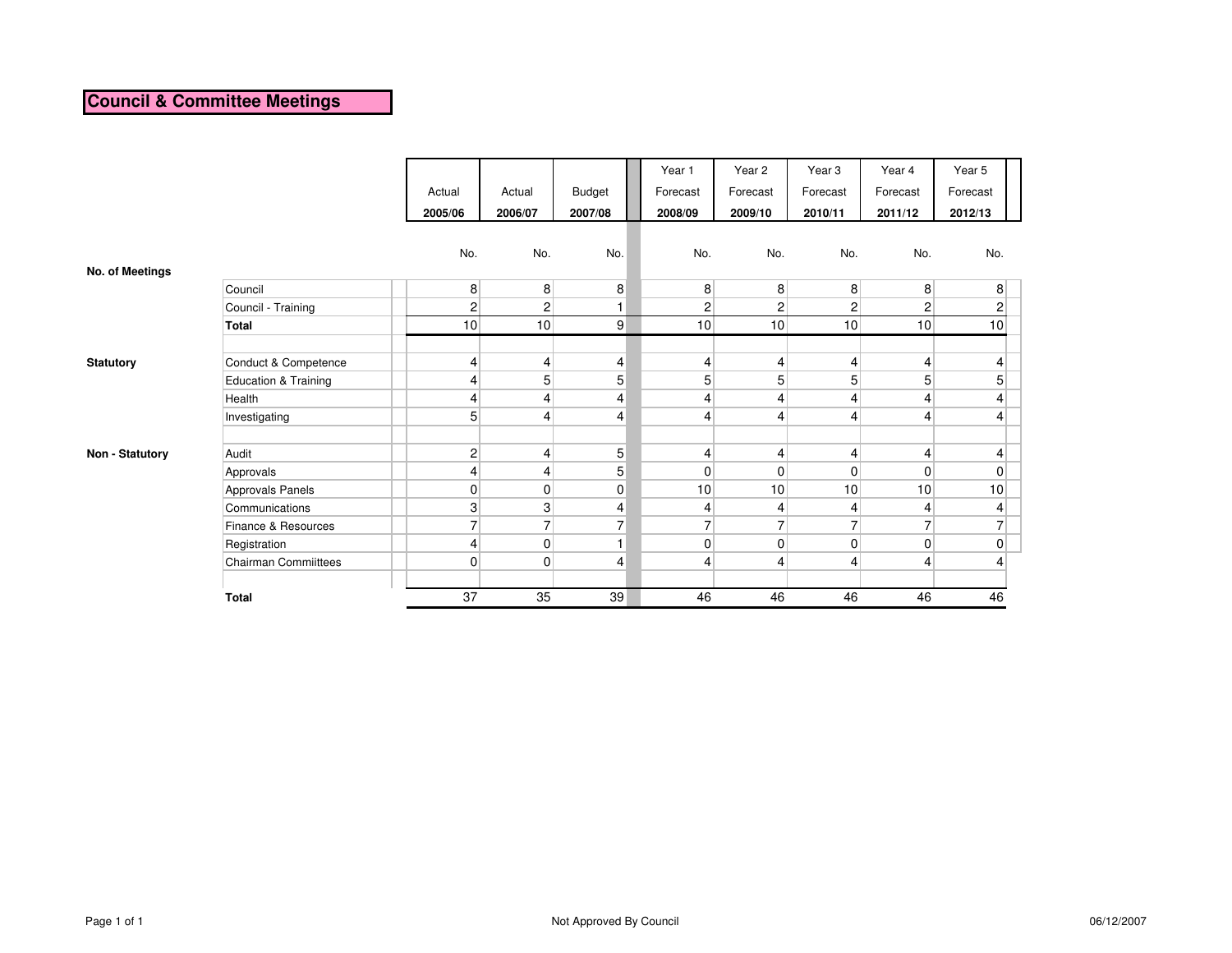# Council & Committee Meetings

| | | Actual 2005/06 | Actual 2006/07 | Budget 2007/08 | Year 1 Forecast 2008/09 | Year 2 Forecast 2009/10 | Year 3 Forecast 2010/11 | Year 4 Forecast 2011/12 | Year 5 Forecast 2012/13 |
|---|---|---|---|---|---|---|---|---|---|
| | | No. | No. | No. | No. | No. | No. | No. | No. |
| **No. of Meetings** | | | | | | | | | |
| | Council | 8 | 8 | 8 | 8 | 8 | 8 | 8 | 8 |
| | Council - Training | 2 | 2 | 1 | 2 | 2 | 2 | 2 | 2 |
| | **Total** | 10 | 10 | 9 | 10 | 10 | 10 | 10 | 10 |
| **Statutory** | Conduct & Competence | 4 | 4 | 4 | 4 | 4 | 4 | 4 | 4 |
| | Education & Training | 4 | 5 | 5 | 5 | 5 | 5 | 5 | 5 |
| | Health | 4 | 4 | 4 | 4 | 4 | 4 | 4 | 4 |
| | Investigating | 5 | 4 | 4 | 4 | 4 | 4 | 4 | 4 |
| **Non - Statutory** | Audit | 2 | 4 | 5 | 4 | 4 | 4 | 4 | 4 |
| | Approvals | 4 | 4 | 5 | 0 | 0 | 0 | 0 | 0 |
| | Approvals Panels | 0 | 0 | 0 | 10 | 10 | 10 | 10 | 10 |
| | Communications | 3 | 3 | 4 | 4 | 4 | 4 | 4 | 4 |
| | Finance & Resources | 7 | 7 | 7 | 7 | 7 | 7 | 7 | 7 |
| | Registration | 4 | 0 | 1 | 0 | 0 | 0 | 0 | 0 |
| | Chairman Commiittees | 0 | 0 | 4 | 4 | 4 | 4 | 4 | 4 |
| | **Total** | 37 | 35 | 39 | 46 | 46 | 46 | 46 | 46 |

Not Approved By Council

06/12/2007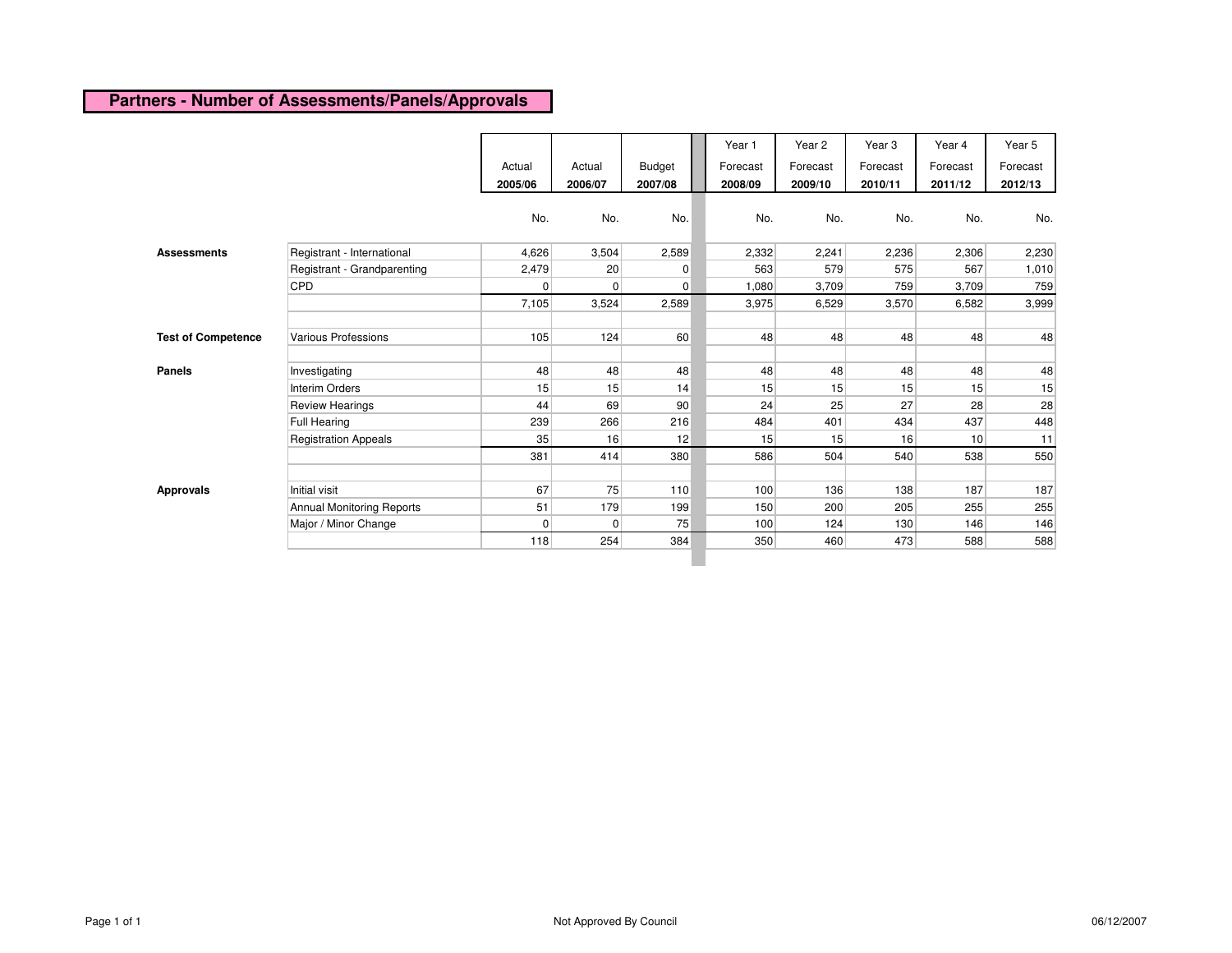## Partners - Number of Assessments/Panels/Approvals

| | | Actual 2005/06 | Actual 2006/07 | Budget 2007/08 | Year 1 Forecast 2008/09 | Year 2 Forecast 2009/10 | Year 3 Forecast 2010/11 | Year 4 Forecast 2011/12 | Year 5 Forecast 2012/13 |
|---|---|---|---|---|---|---|---|---|---|
| | | No. | No. | No. | No. | No. | No. | No. | No. |
| **Assessments** | Registrant - International | 4,626 | 3,504 | 2,589 | 2,332 | 2,241 | 2,236 | 2,306 | 2,230 |
| | Registrant - Grandparenting | 2,479 | 20 | 0 | 563 | 579 | 575 | 567 | 1,010 |
| | CPD | 0 | 0 | 0 | 1,080 | 3,709 | 759 | 3,709 | 759 |
| | | 7,105 | 3,524 | 2,589 | 3,975 | 6,529 | 3,570 | 6,582 | 3,999 |
| **Test of Competence** | Various Professions | 105 | 124 | 60 | 48 | 48 | 48 | 48 | 48 |
| **Panels** | Investigating | 48 | 48 | 48 | 48 | 48 | 48 | 48 | 48 |
| | Interim Orders | 15 | 15 | 14 | 15 | 15 | 15 | 15 | 15 |
| | Review Hearings | 44 | 69 | 90 | 24 | 25 | 27 | 28 | 28 |
| | Full Hearing | 239 | 266 | 216 | 484 | 401 | 434 | 437 | 448 |
| | Registration Appeals | 35 | 16 | 12 | 15 | 15 | 16 | 10 | 11 |
| | | 381 | 414 | 380 | 586 | 504 | 540 | 538 | 550 |
| **Approvals** | Initial visit | 67 | 75 | 110 | 100 | 136 | 138 | 187 | 187 |
| | Annual Monitoring Reports | 51 | 179 | 199 | 150 | 200 | 205 | 255 | 255 |
| | Major / Minor Change | 0 | 0 | 75 | 100 | 124 | 130 | 146 | 146 |
| | | 118 | 254 | 384 | 350 | 460 | 473 | 588 | 588 |

Not Approved By Council

06/12/2007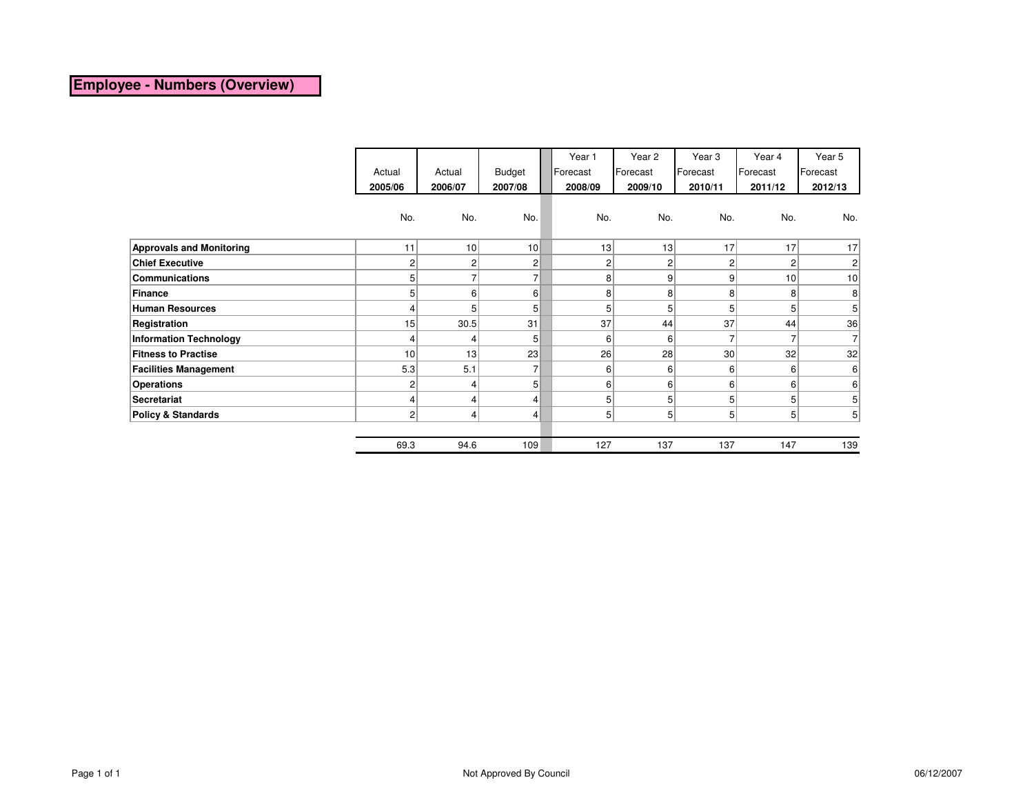# Employee - Numbers (Overview)

| | Actual 2005/06 | Actual 2006/07 | Budget 2007/08 | Year 1 Forecast 2008/09 | Year 2 Forecast 2009/10 | Year 3 Forecast 2010/11 | Year 4 Forecast 2011/12 | Year 5 Forecast 2012/13 |
|---|---|---|---|---|---|---|---|---|
| | No. | No. | No. | No. | No. | No. | No. | No. |
| **Approvals and Monitoring** | 11 | 10 | 10 | 13 | 13 | 17 | 17 | 17 |
| **Chief Executive** | 2 | 2 | 2 | 2 | 2 | 2 | 2 | 2 |
| **Communications** | 5 | 7 | 7 | 8 | 9 | 9 | 10 | 10 |
| **Finance** | 5 | 6 | 6 | 8 | 8 | 8 | 8 | 8 |
| **Human Resources** | 4 | 5 | 5 | 5 | 5 | 5 | 5 | 5 |
| **Registration** | 15 | 30.5 | 31 | 37 | 44 | 37 | 44 | 36 |
| **Information Technology** | 4 | 4 | 5 | 6 | 6 | 7 | 7 | 7 |
| **Fitness to Practise** | 10 | 13 | 23 | 26 | 28 | 30 | 32 | 32 |
| **Facilities Management** | 5.3 | 5.1 | 7 | 6 | 6 | 6 | 6 | 6 |
| **Operations** | 2 | 4 | 5 | 6 | 6 | 6 | 6 | 6 |
| **Secretariat** | 4 | 4 | 4 | 5 | 5 | 5 | 5 | 5 |
| **Policy & Standards** | 2 | 4 | 4 | 5 | 5 | 5 | 5 | 5 |
| | 69.3 | 94.6 | 109 | 127 | 137 | 137 | 147 | 139 |

Not Approved By Council

06/12/2007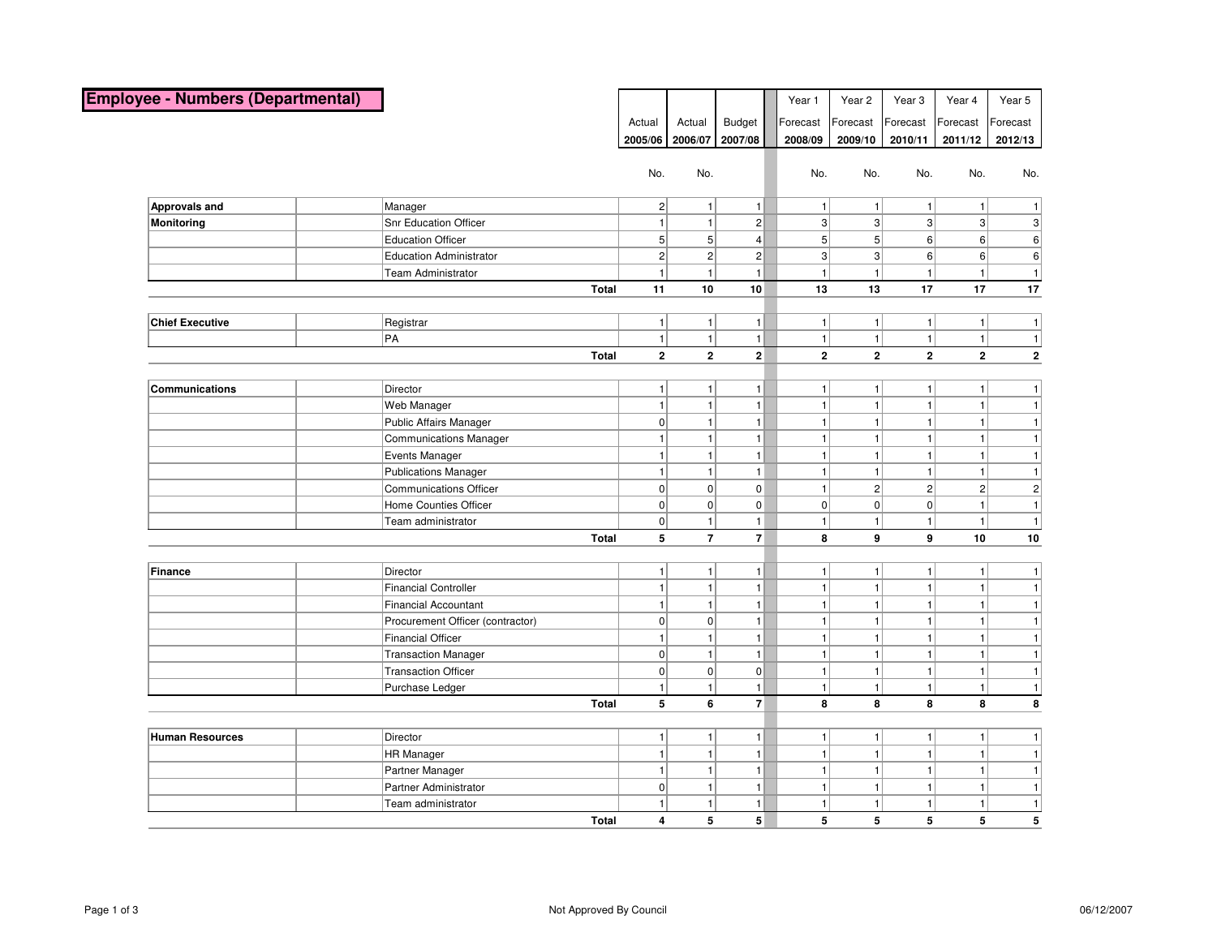# Employee - Numbers (Departmental)

| Department | Role | Actual 2005/06 No. | Actual 2006/07 No. | Budget 2007/08 | Year 1 Forecast 2008/09 No. | Year 2 Forecast 2009/10 No. | Year 3 Forecast 2010/11 No. | Year 4 Forecast 2011/12 No. | Year 5 Forecast 2012/13 No. |
|---|---|---|---|---|---|---|---|---|---|
| **Approvals and Monitoring** | Manager | 2 | 1 | 1 | 1 | 1 | 1 | 1 | 1 |
| | Snr Education Officer | 1 | 1 | 2 | 3 | 3 | 3 | 3 | 3 |
| | Education Officer | 5 | 5 | 4 | 5 | 5 | 6 | 6 | 6 |
| | Education Administrator | 2 | 2 | 2 | 3 | 3 | 6 | 6 | 6 |
| | Team Administrator | 1 | 1 | 1 | 1 | 1 | 1 | 1 | 1 |
| | **Total** | **11** | **10** | **10** | **13** | **13** | **17** | **17** | **17** |
| **Chief Executive** | Registrar | 1 | 1 | 1 | 1 | 1 | 1 | 1 | 1 |
| | PA | 1 | 1 | 1 | 1 | 1 | 1 | 1 | 1 |
| | **Total** | **2** | **2** | **2** | **2** | **2** | **2** | **2** | **2** |
| **Communications** | Director | 1 | 1 | 1 | 1 | 1 | 1 | 1 | 1 |
| | Web Manager | 1 | 1 | 1 | 1 | 1 | 1 | 1 | 1 |
| | Public Affairs Manager | 0 | 1 | 1 | 1 | 1 | 1 | 1 | 1 |
| | Communications Manager | 1 | 1 | 1 | 1 | 1 | 1 | 1 | 1 |
| | Events Manager | 1 | 1 | 1 | 1 | 1 | 1 | 1 | 1 |
| | Publications Manager | 1 | 1 | 1 | 1 | 1 | 1 | 1 | 1 |
| | Communications Officer | 0 | 0 | 0 | 1 | 2 | 2 | 2 | 2 |
| | Home Counties Officer | 0 | 0 | 0 | 0 | 0 | 0 | 1 | 1 |
| | Team administrator | 0 | 1 | 1 | 1 | 1 | 1 | 1 | 1 |
| | **Total** | **5** | **7** | **7** | **8** | **9** | **9** | **10** | **10** |
| **Finance** | Director | 1 | 1 | 1 | 1 | 1 | 1 | 1 | 1 |
| | Financial Controller | 1 | 1 | 1 | 1 | 1 | 1 | 1 | 1 |
| | Financial Accountant | 1 | 1 | 1 | 1 | 1 | 1 | 1 | 1 |
| | Procurement Officer (contractor) | 0 | 0 | 1 | 1 | 1 | 1 | 1 | 1 |
| | Financial Officer | 1 | 1 | 1 | 1 | 1 | 1 | 1 | 1 |
| | Transaction Manager | 0 | 1 | 1 | 1 | 1 | 1 | 1 | 1 |
| | Transaction Officer | 0 | 0 | 0 | 1 | 1 | 1 | 1 | 1 |
| | Purchase Ledger | 1 | 1 | 1 | 1 | 1 | 1 | 1 | 1 |
| | **Total** | **5** | **6** | **7** | **8** | **8** | **8** | **8** | **8** |
| **Human Resources** | Director | 1 | 1 | 1 | 1 | 1 | 1 | 1 | 1 |
| | HR Manager | 1 | 1 | 1 | 1 | 1 | 1 | 1 | 1 |
| | Partner Manager | 1 | 1 | 1 | 1 | 1 | 1 | 1 | 1 |
| | Partner Administrator | 0 | 1 | 1 | 1 | 1 | 1 | 1 | 1 |
| | Team administrator | 1 | 1 | 1 | 1 | 1 | 1 | 1 | 1 |
| | **Total** | **4** | **5** | **5** | **5** | **5** | **5** | **5** | **5** |

Not Approved By Council

06/12/2007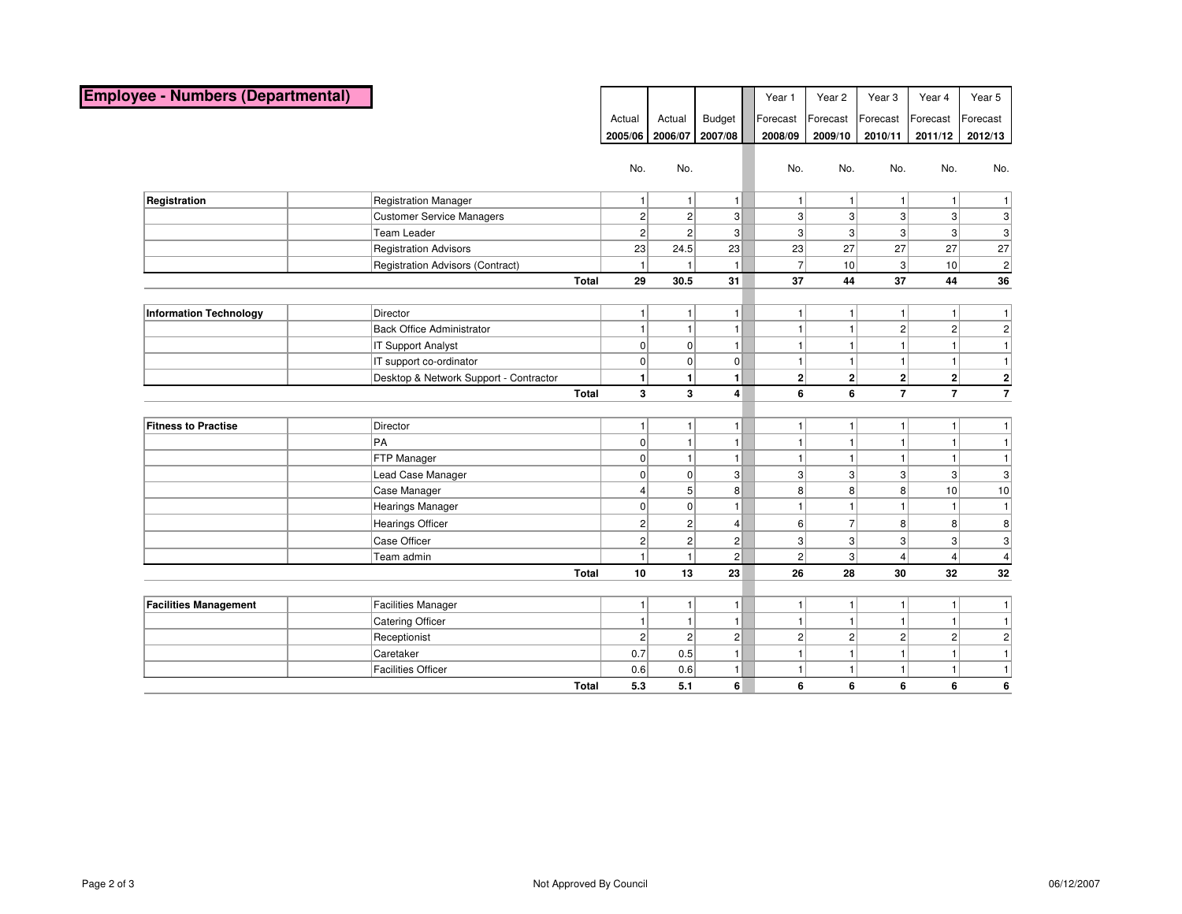# Employee - Numbers (Departmental)

| Department | Role | Actual 2005/06 | Actual 2006/07 | Budget 2007/08 | Year 1 Forecast 2008/09 | Year 2 Forecast 2009/10 | Year 3 Forecast 2010/11 | Year 4 Forecast 2011/12 | Year 5 Forecast 2012/13 |
|---|---|---|---|---|---|---|---|---|---|
| | | No. | No. | | No. | No. | No. | No. | No. |
| **Registration** | Registration Manager | 1 | 1 | 1 | 1 | 1 | 1 | 1 | 1 |
| | Customer Service Managers | 2 | 2 | 3 | 3 | 3 | 3 | 3 | 3 |
| | Team Leader | 2 | 2 | 3 | 3 | 3 | 3 | 3 | 3 |
| | Registration Advisors | 23 | 24.5 | 23 | 23 | 27 | 27 | 27 | 27 |
| | Registration Advisors (Contract) | 1 | 1 | 1 | 7 | 10 | 3 | 10 | 2 |
| | **Total** | **29** | **30.5** | **31** | **37** | **44** | **37** | **44** | **36** |
| **Information Technology** | Director | 1 | 1 | 1 | 1 | 1 | 1 | 1 | 1 |
| | Back Office Administrator | 1 | 1 | 1 | 1 | 1 | 2 | 2 | 2 |
| | IT Support Analyst | 0 | 0 | 1 | 1 | 1 | 1 | 1 | 1 |
| | IT support co-ordinator | 0 | 0 | 0 | 1 | 1 | 1 | 1 | 1 |
| | Desktop & Network Support - Contractor | **1** | **1** | **1** | **2** | **2** | **2** | **2** | **2** |
| | **Total** | **3** | **3** | **4** | **6** | **6** | **7** | **7** | **7** |
| **Fitness to Practise** | Director | 1 | 1 | 1 | 1 | 1 | 1 | 1 | 1 |
| | PA | 0 | 1 | 1 | 1 | 1 | 1 | 1 | 1 |
| | FTP Manager | 0 | 1 | 1 | 1 | 1 | 1 | 1 | 1 |
| | Lead Case Manager | 0 | 0 | 3 | 3 | 3 | 3 | 3 | 3 |
| | Case Manager | 4 | 5 | 8 | 8 | 8 | 8 | 10 | 10 |
| | Hearings Manager | 0 | 0 | 1 | 1 | 1 | 1 | 1 | 1 |
| | Hearings Officer | 2 | 2 | 4 | 6 | 7 | 8 | 8 | 8 |
| | Case Officer | 2 | 2 | 2 | 3 | 3 | 3 | 3 | 3 |
| | Team admin | 1 | 1 | 2 | 2 | 3 | 4 | 4 | 4 |
| | **Total** | **10** | **13** | **23** | **26** | **28** | **30** | **32** | **32** |
| **Facilities Management** | Facilities Manager | 1 | 1 | 1 | 1 | 1 | 1 | 1 | 1 |
| | Catering Officer | 1 | 1 | 1 | 1 | 1 | 1 | 1 | 1 |
| | Receptionist | 2 | 2 | 2 | 2 | 2 | 2 | 2 | 2 |
| | Caretaker | 0.7 | 0.5 | 1 | 1 | 1 | 1 | 1 | 1 |
| | Facilities Officer | 0.6 | 0.6 | 1 | 1 | 1 | 1 | 1 | 1 |
| | **Total** | **5.3** | **5.1** | **6** | **6** | **6** | **6** | **6** | **6** |

Not Approved By Council

06/12/2007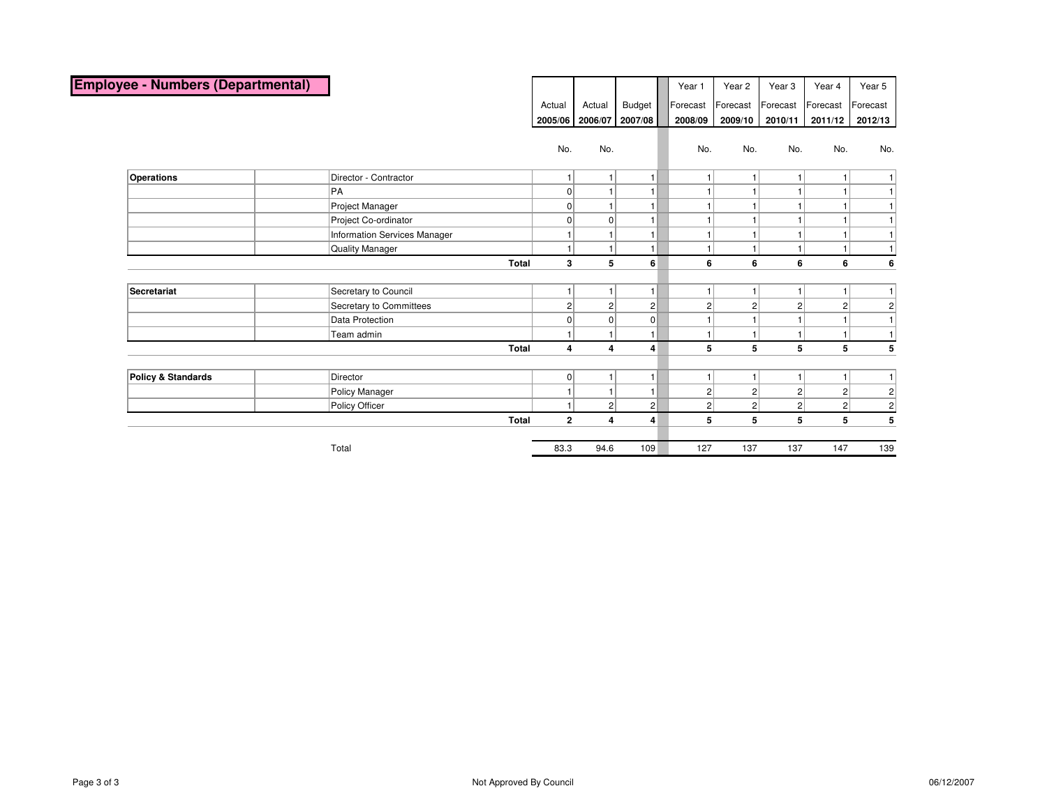## Employee - Numbers (Departmental)

| Department | | Role | Actual 2005/06 No. | Actual 2006/07 No. | Budget 2007/08 | Year 1 Forecast 2008/09 No. | Year 2 Forecast 2009/10 No. | Year 3 Forecast 2010/11 No. | Year 4 Forecast 2011/12 No. | Year 5 Forecast 2012/13 No. |
|---|---|---|---|---|---|---|---|---|---|---|
| **Operations** | | Director - Contractor | 1 | 1 | 1 | 1 | 1 | 1 | 1 | 1 |
| | | PA | 0 | 1 | 1 | 1 | 1 | 1 | 1 | 1 |
| | | Project Manager | 0 | 1 | 1 | 1 | 1 | 1 | 1 | 1 |
| | | Project Co-ordinator | 0 | 0 | 1 | 1 | 1 | 1 | 1 | 1 |
| | | Information Services Manager | 1 | 1 | 1 | 1 | 1 | 1 | 1 | 1 |
| | | Quality Manager | 1 | 1 | 1 | 1 | 1 | 1 | 1 | 1 |
| | | **Total** | **3** | **5** | **6** | **6** | **6** | **6** | **6** | **6** |
| **Secretariat** | | Secretary to Council | 1 | 1 | 1 | 1 | 1 | 1 | 1 | 1 |
| | | Secretary to Committees | 2 | 2 | 2 | 2 | 2 | 2 | 2 | 2 |
| | | Data Protection | 0 | 0 | 0 | 1 | 1 | 1 | 1 | 1 |
| | | Team admin | 1 | 1 | 1 | 1 | 1 | 1 | 1 | 1 |
| | | **Total** | **4** | **4** | **4** | **5** | **5** | **5** | **5** | **5** |
| **Policy & Standards** | | Director | 0 | 1 | 1 | 1 | 1 | 1 | 1 | 1 |
| | | Policy Manager | 1 | 1 | 1 | 2 | 2 | 2 | 2 | 2 |
| | | Policy Officer | 1 | 2 | 2 | 2 | 2 | 2 | 2 | 2 |
| | | **Total** | **2** | **4** | **4** | **5** | **5** | **5** | **5** | **5** |
| | | Total | 83.3 | 94.6 | 109 | 127 | 137 | 137 | 147 | 139 |

Not Approved By Council

06/12/2007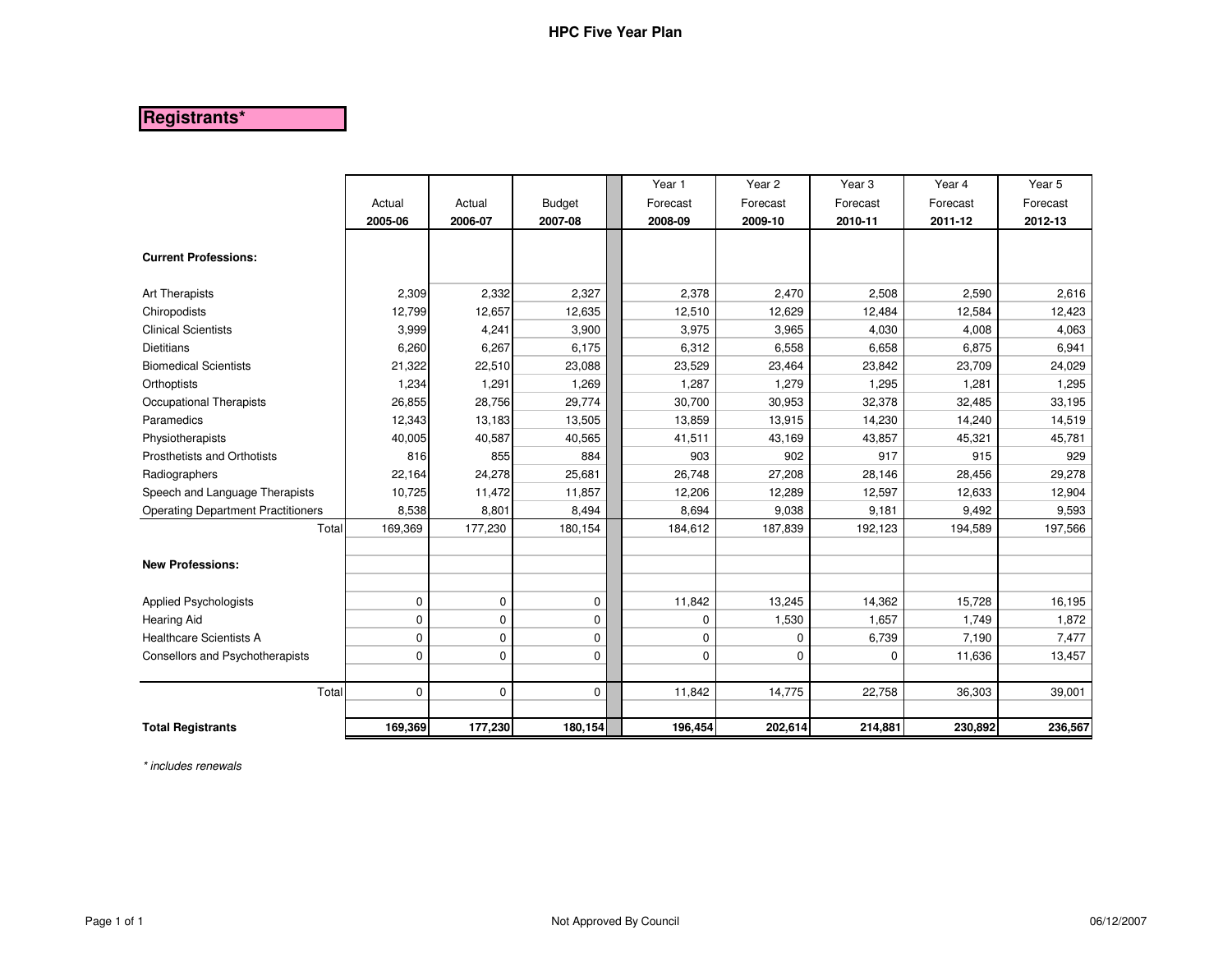# HPC Five Year Plan

## Registrants*

| | Actual 2005-06 | Actual 2006-07 | Budget 2007-08 | Year 1 Forecast 2008-09 | Year 2 Forecast 2009-10 | Year 3 Forecast 2010-11 | Year 4 Forecast 2011-12 | Year 5 Forecast 2012-13 |
|---|---|---|---|---|---|---|---|---|
| **Current Professions:** | | | | | | | | |
| Art Therapists | 2,309 | 2,332 | 2,327 | 2,378 | 2,470 | 2,508 | 2,590 | 2,616 |
| Chiropodists | 12,799 | 12,657 | 12,635 | 12,510 | 12,629 | 12,484 | 12,584 | 12,423 |
| Clinical Scientists | 3,999 | 4,241 | 3,900 | 3,975 | 3,965 | 4,030 | 4,008 | 4,063 |
| Dietitians | 6,260 | 6,267 | 6,175 | 6,312 | 6,558 | 6,658 | 6,875 | 6,941 |
| Biomedical Scientists | 21,322 | 22,510 | 23,088 | 23,529 | 23,464 | 23,842 | 23,709 | 24,029 |
| Orthoptists | 1,234 | 1,291 | 1,269 | 1,287 | 1,279 | 1,295 | 1,281 | 1,295 |
| Occupational Therapists | 26,855 | 28,756 | 29,774 | 30,700 | 30,953 | 32,378 | 32,485 | 33,195 |
| Paramedics | 12,343 | 13,183 | 13,505 | 13,859 | 13,915 | 14,230 | 14,240 | 14,519 |
| Physiotherapists | 40,005 | 40,587 | 40,565 | 41,511 | 43,169 | 43,857 | 45,321 | 45,781 |
| Prosthetists and Orthotists | 816 | 855 | 884 | 903 | 902 | 917 | 915 | 929 |
| Radiographers | 22,164 | 24,278 | 25,681 | 26,748 | 27,208 | 28,146 | 28,456 | 29,278 |
| Speech and Language Therapists | 10,725 | 11,472 | 11,857 | 12,206 | 12,289 | 12,597 | 12,633 | 12,904 |
| Operating Department Practitioners | 8,538 | 8,801 | 8,494 | 8,694 | 9,038 | 9,181 | 9,492 | 9,593 |
| Total | 169,369 | 177,230 | 180,154 | 184,612 | 187,839 | 192,123 | 194,589 | 197,566 |
| **New Professions:** | | | | | | | | |
| Applied Psychologists | 0 | 0 | 0 | 11,842 | 13,245 | 14,362 | 15,728 | 16,195 |
| Hearing Aid | 0 | 0 | 0 | 0 | 1,530 | 1,657 | 1,749 | 1,872 |
| Healthcare Scientists A | 0 | 0 | 0 | 0 | 0 | 6,739 | 7,190 | 7,477 |
| Consellors and Psychotherapists | 0 | 0 | 0 | 0 | 0 | 0 | 11,636 | 13,457 |
| Total | 0 | 0 | 0 | 11,842 | 14,775 | 22,758 | 36,303 | 39,001 |
| **Total Registrants** | **169,369** | **177,230** | **180,154** | **196,454** | **202,614** | **214,881** | **230,892** | **236,567** |

*\* includes renewals*

Not Approved By Council

06/12/2007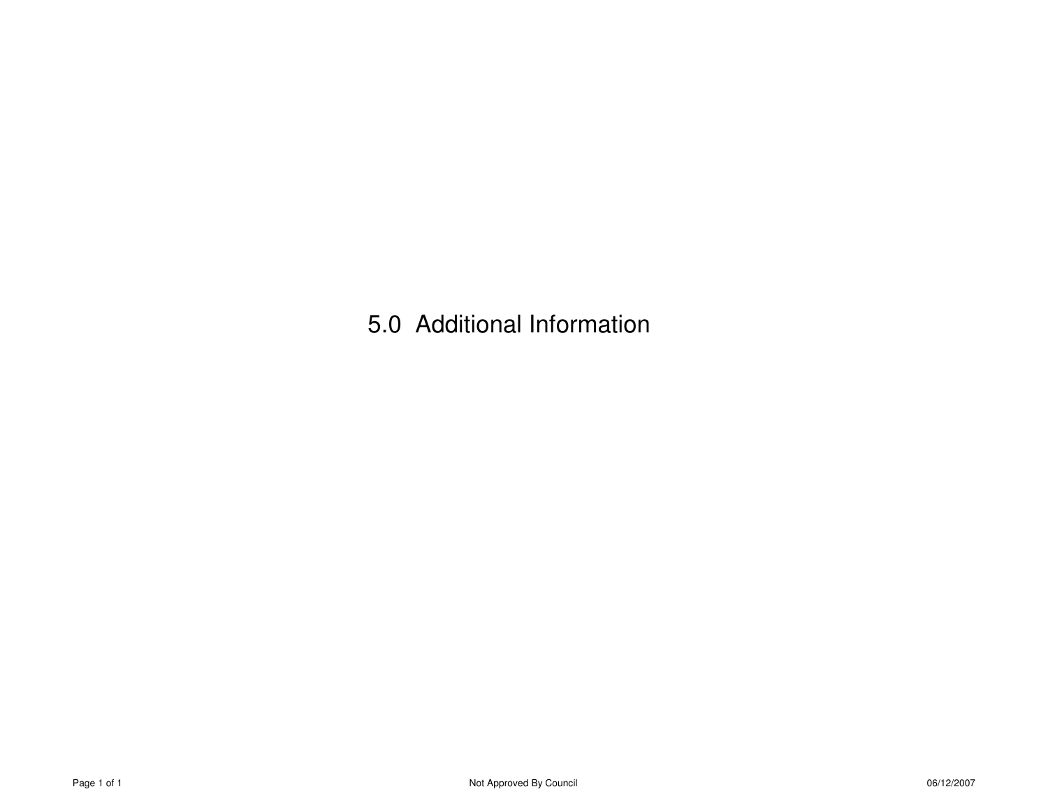# 5.0 Additional Information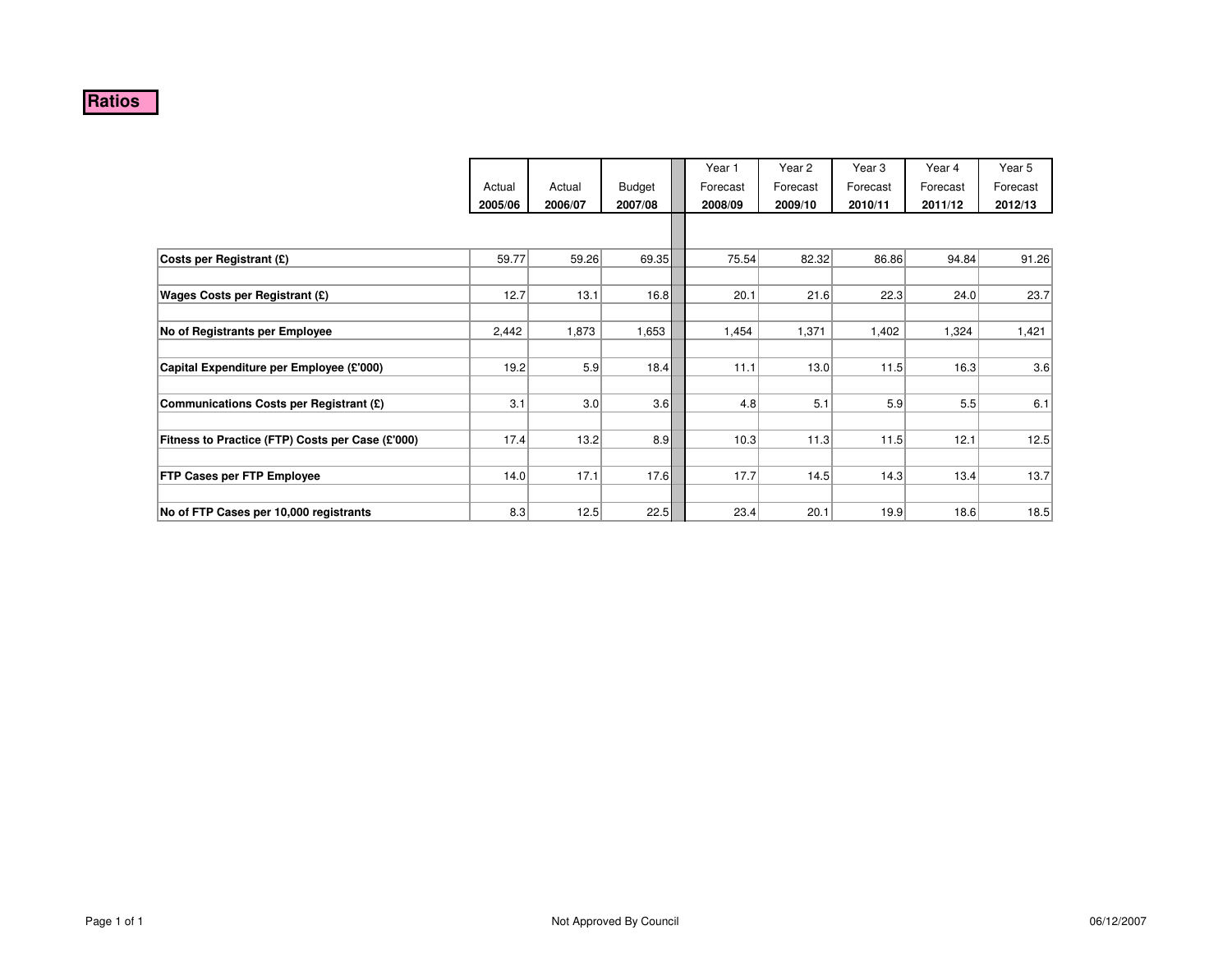# Ratios

| | Actual 2005/06 | Actual 2006/07 | Budget 2007/08 | Year 1 Forecast 2008/09 | Year 2 Forecast 2009/10 | Year 3 Forecast 2010/11 | Year 4 Forecast 2011/12 | Year 5 Forecast 2012/13 |
|---|---|---|---|---|---|---|---|---|
| **Costs per Registrant (£)** | 59.77 | 59.26 | 69.35 | 75.54 | 82.32 | 86.86 | 94.84 | 91.26 |
| **Wages Costs per Registrant (£)** | 12.7 | 13.1 | 16.8 | 20.1 | 21.6 | 22.3 | 24.0 | 23.7 |
| **No of Registrants per Employee** | 2,442 | 1,873 | 1,653 | 1,454 | 1,371 | 1,402 | 1,324 | 1,421 |
| **Capital Expenditure per Employee (£'000)** | 19.2 | 5.9 | 18.4 | 11.1 | 13.0 | 11.5 | 16.3 | 3.6 |
| **Communications Costs per Registrant (£)** | 3.1 | 3.0 | 3.6 | 4.8 | 5.1 | 5.9 | 5.5 | 6.1 |
| **Fitness to Practice (FTP) Costs per Case (£'000)** | 17.4 | 13.2 | 8.9 | 10.3 | 11.3 | 11.5 | 12.1 | 12.5 |
| **FTP Cases per FTP Employee** | 14.0 | 17.1 | 17.6 | 17.7 | 14.5 | 14.3 | 13.4 | 13.7 |
| **No of FTP Cases per 10,000 registrants** | 8.3 | 12.5 | 22.5 | 23.4 | 20.1 | 19.9 | 18.6 | 18.5 |

Not Approved By Council

06/12/2007